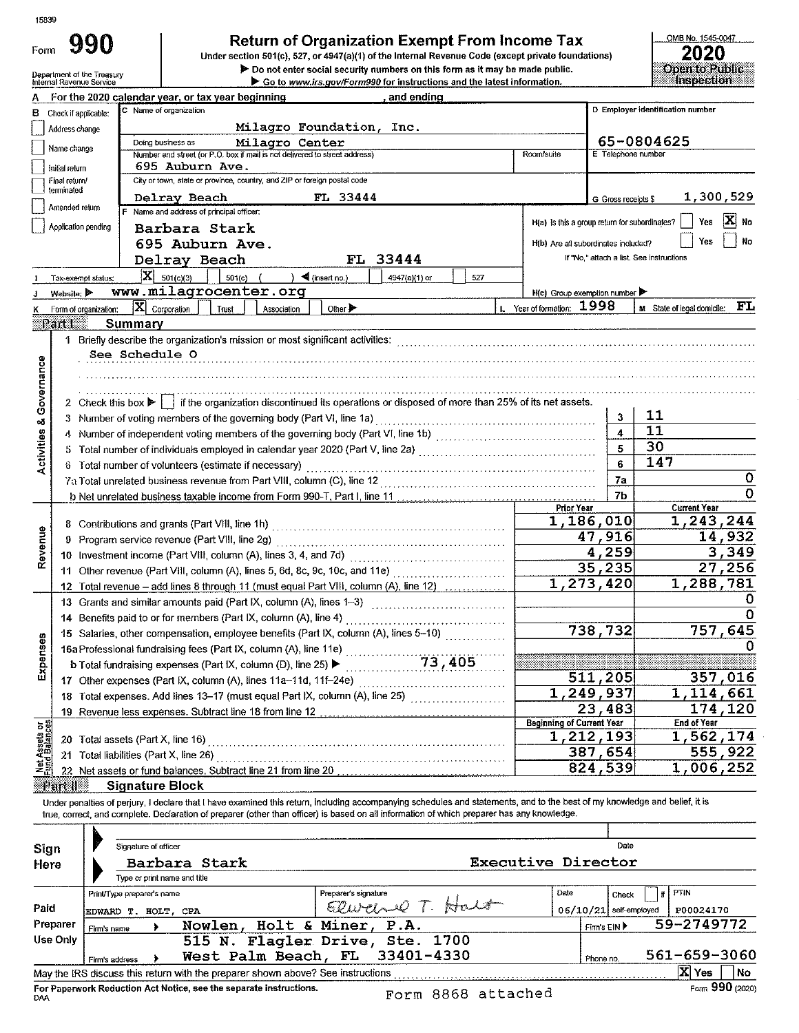15839

# Form 990 — Return of Organization Exempt From Income Tax

Under section 501(c), 527, or 4947(a)(1) of the Internal Revenue Code (except private foundations)

▶ Do not enter social security numbers on this form as it may be made public.

▶ Go to www.irs.gov/Form990 for instructions and the latest information.

Department of the Treasury
Internal Revenue Service

OMB No. 1545-0047

**2020**

**Open to Public Inspection**

A For the 2020 calendar year, or tax year beginning , and ending

B Check if applicable:
- [ ] Address change
- [ ] Name change
- [ ] Initial return
- [ ] Final return/terminated
- [ ] Amended return
- [ ] Application pending

C Name of organization: Milagro Foundation, Inc.

Doing business as: Milagro Center

Number and street (or P.O. box if mail is not delivered to street address): 695 Auburn Ave. Room/suite

City or town, state or province, country, and ZIP or foreign postal code: Delray Beach FL 33444

D Employer identification number: 65-0804625

E Telephone number

G Gross receipts $ 1,300,529

F Name and address of principal officer: Barbara Stark, 695 Auburn Ave., Delray Beach FL 33444

H(a) Is this a group return for subordinates? [ ] Yes [X] No

H(b) Are all subordinates included? [ ] Yes [ ] No
If "No," attach a list. See instructions

I Tax-exempt status: [X] 501(c)(3) [ ] 501(c) ( ) ◀ (insert no.) [ ] 4947(a)(1) or [ ] 527

J Website: ▶ www.milagrocenter.org

H(c) Group exemption number ▶

K Form of organization: [X] Corporation [ ] Trust [ ] Association [ ] Other ▶

L Year of formation: 1998

M State of legal domicile: FL

## Part I Summary

### Activities & Governance

1 Briefly describe the organization's mission or most significant activities:
See Schedule O

2 Check this box ▶ [ ] if the organization discontinued its operations or disposed of more than 25% of its net assets.

| | | | |
|---|---|---|---|
| 3 | Number of voting members of the governing body (Part VI, line 1a) | 3 | 11 |
| 4 | Number of independent voting members of the governing body (Part VI, line 1b) | 4 | 11 |
| 5 | Total number of individuals employed in calendar year 2020 (Part V, line 2a) | 5 | 30 |
| 6 | Total number of volunteers (estimate if necessary) | 6 | 147 |
| 7a | Total unrelated business revenue from Part VIII, column (C), line 12 | 7a | 0 |
| b | Net unrelated business taxable income from Form 990-T, Part I, line 11 | 7b | 0 |

### Revenue

| | | Prior Year | Current Year |
|---|---|---|---|
| 8 | Contributions and grants (Part VIII, line 1h) | 1,186,010 | 1,243,244 |
| 9 | Program service revenue (Part VIII, line 2g) | 47,916 | 14,932 |
| 10 | Investment income (Part VIII, column (A), lines 3, 4, and 7d) | 4,259 | 3,349 |
| 11 | Other revenue (Part VIII, column (A), lines 5, 6d, 8c, 9c, 10c, and 11e) | 35,235 | 27,256 |
| 12 | Total revenue – add lines 8 through 11 (must equal Part VIII, column (A), line 12) | 1,273,420 | 1,288,781 |

### Expenses

| | | Prior Year | Current Year |
|---|---|---|---|
| 13 | Grants and similar amounts paid (Part IX, column (A), lines 1–3) | | 0 |
| 14 | Benefits paid to or for members (Part IX, column (A), line 4) | | 0 |
| 15 | Salaries, other compensation, employee benefits (Part IX, column (A), lines 5–10) | 738,732 | 757,645 |
| 16a | Professional fundraising fees (Part IX, column (A), line 11e) | | 0 |
| b | Total fundraising expenses (Part IX, column (D), line 25) ▶ 73,405 | | |
| 17 | Other expenses (Part IX, column (A), lines 11a–11d, 11f–24e) | 511,205 | 357,016 |
| 18 | Total expenses. Add lines 13–17 (must equal Part IX, column (A), line 25) | 1,249,937 | 1,114,661 |
| 19 | Revenue less expenses. Subtract line 18 from line 12 | 23,483 | 174,120 |

### Net Assets or Fund Balances

| | | Beginning of Current Year | End of Year |
|---|---|---|---|
| 20 | Total assets (Part X, line 16) | 1,212,193 | 1,562,174 |
| 21 | Total liabilities (Part X, line 26) | 387,654 | 555,922 |
| 22 | Net assets or fund balances. Subtract line 21 from line 20 | 824,539 | 1,006,252 |

## Part II Signature Block

Under penalties of perjury, I declare that I have examined this return, including accompanying schedules and statements, and to the best of my knowledge and belief, it is true, correct, and complete. Declaration of preparer (other than officer) is based on all information of which preparer has any knowledge.

**Sign Here**

Signature of officer — Date

Barbara Stark — Executive Director

Type or print name and title

**Paid Preparer Use Only**

| Print/Type preparer's name | Preparer's signature | Date | Check [ ] if self-employed | PTIN |
|---|---|---|---|---|
| EDWARD T. HOLT, CPA | Edward T. Holt | 06/10/21 | | P00024170 |

Firm's name ▶ Nowlen, Holt & Miner, P.A. — Firm's EIN ▶ 59-2749772

Firm's address ▶ 515 N. Flagler Drive, Ste. 1700, West Palm Beach, FL 33401-4330 — Phone no. 561-659-3060

May the IRS discuss this return with the preparer shown above? See instructions [X] Yes [ ] No

For Paperwork Reduction Act Notice, see the separate instructions. DAA

Form 8868 attached

Form **990** (2020)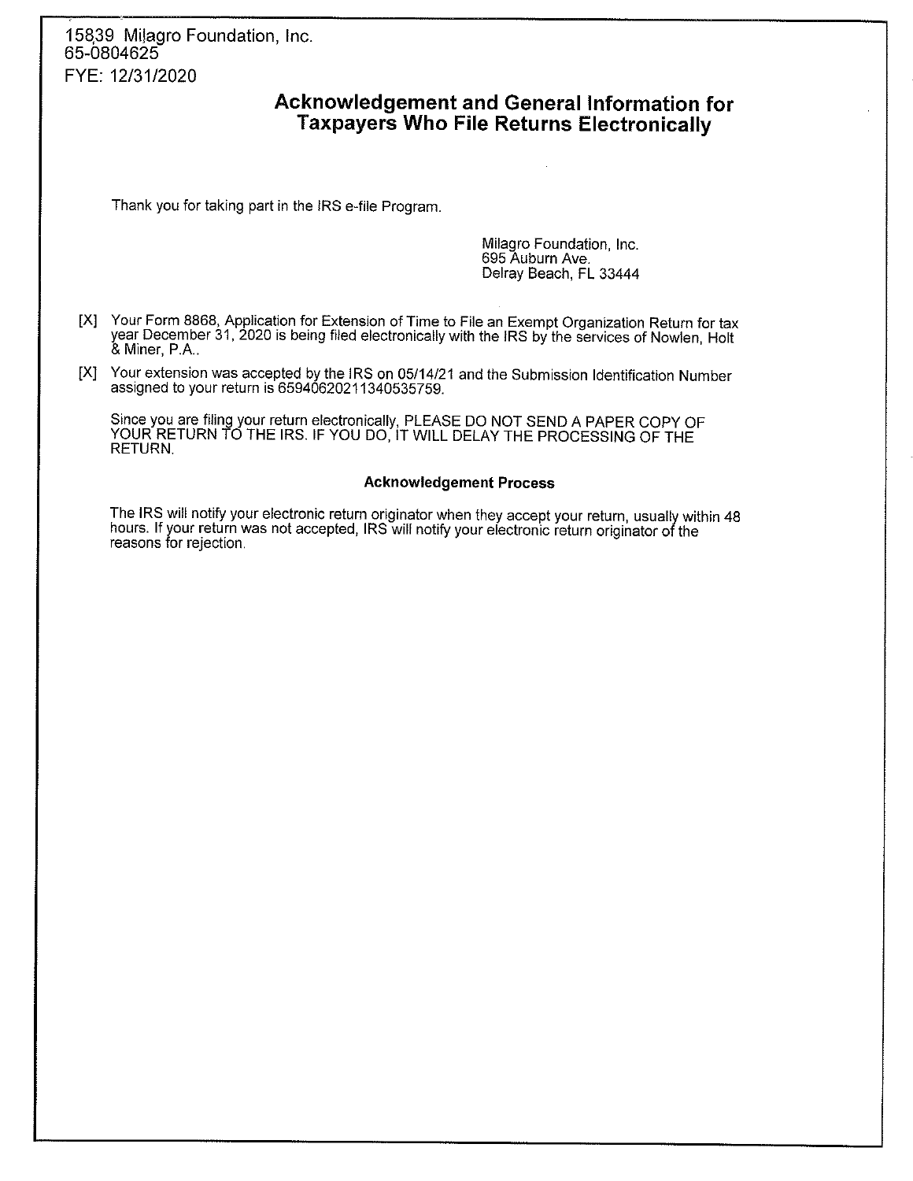15839 Milagro Foundation, Inc.
65-0804625
FYE: 12/31/2020

## Acknowledgement and General Information for Taxpayers Who File Returns Electronically

Thank you for taking part in the IRS e-file Program.

Milagro Foundation, Inc.
695 Auburn Ave.
Delray Beach, FL 33444

[X] Your Form 8868, Application for Extension of Time to File an Exempt Organization Return for tax year December 31, 2020 is being filed electronically with the IRS by the services of Nowlen, Holt & Miner, P.A..

[X] Your extension was accepted by the IRS on 05/14/21 and the Submission Identification Number assigned to your return is 65940620211340535759.

Since you are filing your return electronically, PLEASE DO NOT SEND A PAPER COPY OF YOUR RETURN TO THE IRS. IF YOU DO, IT WILL DELAY THE PROCESSING OF THE RETURN.

### Acknowledgement Process

The IRS will notify your electronic return originator when they accept your return, usually within 48 hours. If your return was not accepted, IRS will notify your electronic return originator of the reasons for rejection.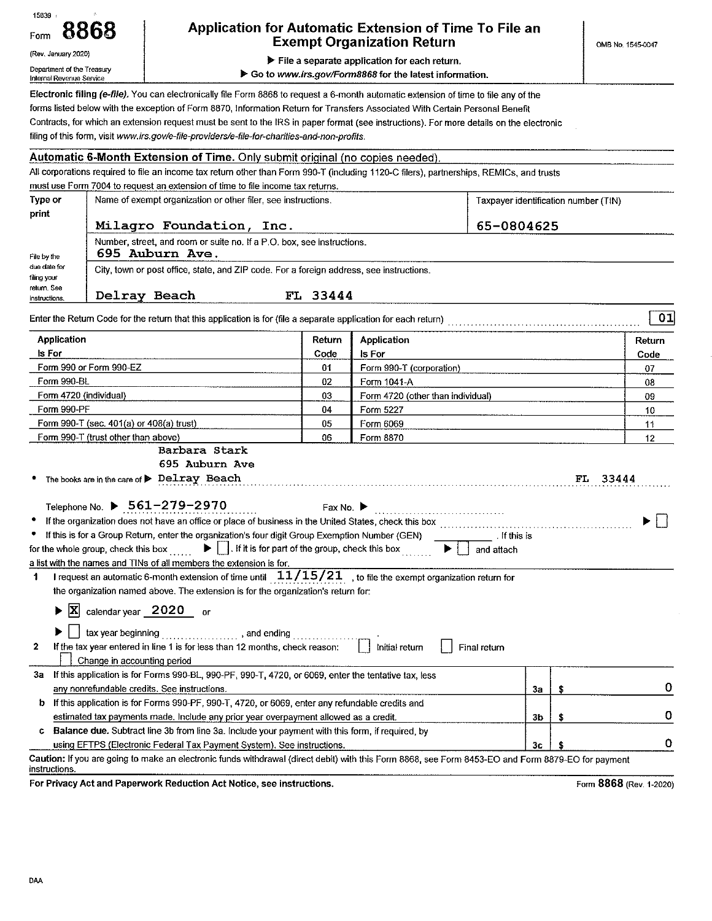15839

Form **8868**

(Rev. January 2020)

Department of the Treasury
Internal Revenue Service

# Application for Automatic Extension of Time To File an Exempt Organization Return

▶ File a separate application for each return.

▶ Go to *www.irs.gov/Form8868* for the latest information.

OMB No. 1545-0047

**Electronic filing** ***(e-file)***. You can electronically file Form 8868 to request a 6-month automatic extension of time to file any of the forms listed below with the exception of Form 8870, Information Return for Transfers Associated With Certain Personal Benefit Contracts, for which an extension request must be sent to the IRS in paper format (see instructions). For more details on the electronic filing of this form, visit *www.irs.gov/e-file-providers/e-file-for-charities-and-non-profits*.

## Automatic 6-Month Extension of Time. Only submit original (no copies needed).

All corporations required to file an income tax return other than Form 990-T (including 1120-C filers), partnerships, REMICs, and trusts must use Form 7004 to request an extension of time to file income tax returns.

| Type or print | Name of exempt organization or other filer, see instructions. | Taxpayer identification number (TIN) |
|---|---|---|
| | Milagro Foundation, Inc. | 65-0804625 |
| File by the due date for filing your return. See instructions. | Number, street, and room or suite no. If a P.O. box, see instructions. 695 Auburn Ave. | |
| | City, town or post office, state, and ZIP code. For a foreign address, see instructions. Delray Beach FL 33444 | |

Enter the Return Code for the return that this application is for (file a separate application for each return) .......... 01

| Application Is For | Return Code | Application Is For | Return Code |
|---|---|---|---|
| Form 990 or Form 990-EZ | 01 | Form 990-T (corporation) | 07 |
| Form 990-BL | 02 | Form 1041-A | 08 |
| Form 4720 (individual) | 03 | Form 4720 (other than individual) | 09 |
| Form 990-PF | 04 | Form 5227 | 10 |
| Form 990-T (sec. 401(a) or 408(a) trust) | 05 | Form 6069 | 11 |
| Form 990-T (trust other than above) | 06 | Form 8870 | 12 |

- The books are in the care of ▶ Barbara Stark, 695 Auburn Ave, Delray Beach FL 33444

  Telephone No. ▶ 561-279-2970 Fax No. ▶

- If the organization does not have an office or place of business in the United States, check this box .......... ▶ ☐
- If this is for a Group Return, enter the organization's four digit Group Exemption Number (GEN) ______. If this is for the whole group, check this box ...... ▶ ☐. If it is for part of the group, check this box ...... ▶ ☐ and attach a list with the names and TINs of all members the extension is for.

**1** I request an automatic 6-month extension of time until 11/15/21, to file the exempt organization return for the organization named above. The extension is for the organization's return for:

▶ ☒ calendar year 2020 or

▶ ☐ tax year beginning ............, and ending ............

**2** If the tax year entered in line 1 is for less than 12 months, check reason: ☐ Initial return ☐ Final return ☐ Change in accounting period

| | | | |
|---|---|---|---|
| **3a** | If this application is for Forms 990-BL, 990-PF, 990-T, 4720, or 6069, enter the tentative tax, less any nonrefundable credits. See instructions. | 3a | $ 0 |
| **b** | If this application is for Forms 990-PF, 990-T, 4720, or 6069, enter any refundable credits and estimated tax payments made. Include any prior year overpayment allowed as a credit. | 3b | $ 0 |
| **c** | **Balance due.** Subtract line 3b from line 3a. Include your payment with this form, if required, by using EFTPS (Electronic Federal Tax Payment System). See instructions. | 3c | $ 0 |

**Caution:** If you are going to make an electronic funds withdrawal (direct debit) with this Form 8868, see Form 8453-EO and Form 8879-EO for payment instructions.

**For Privacy Act and Paperwork Reduction Act Notice, see instructions.** Form **8868** (Rev. 1-2020)

DAA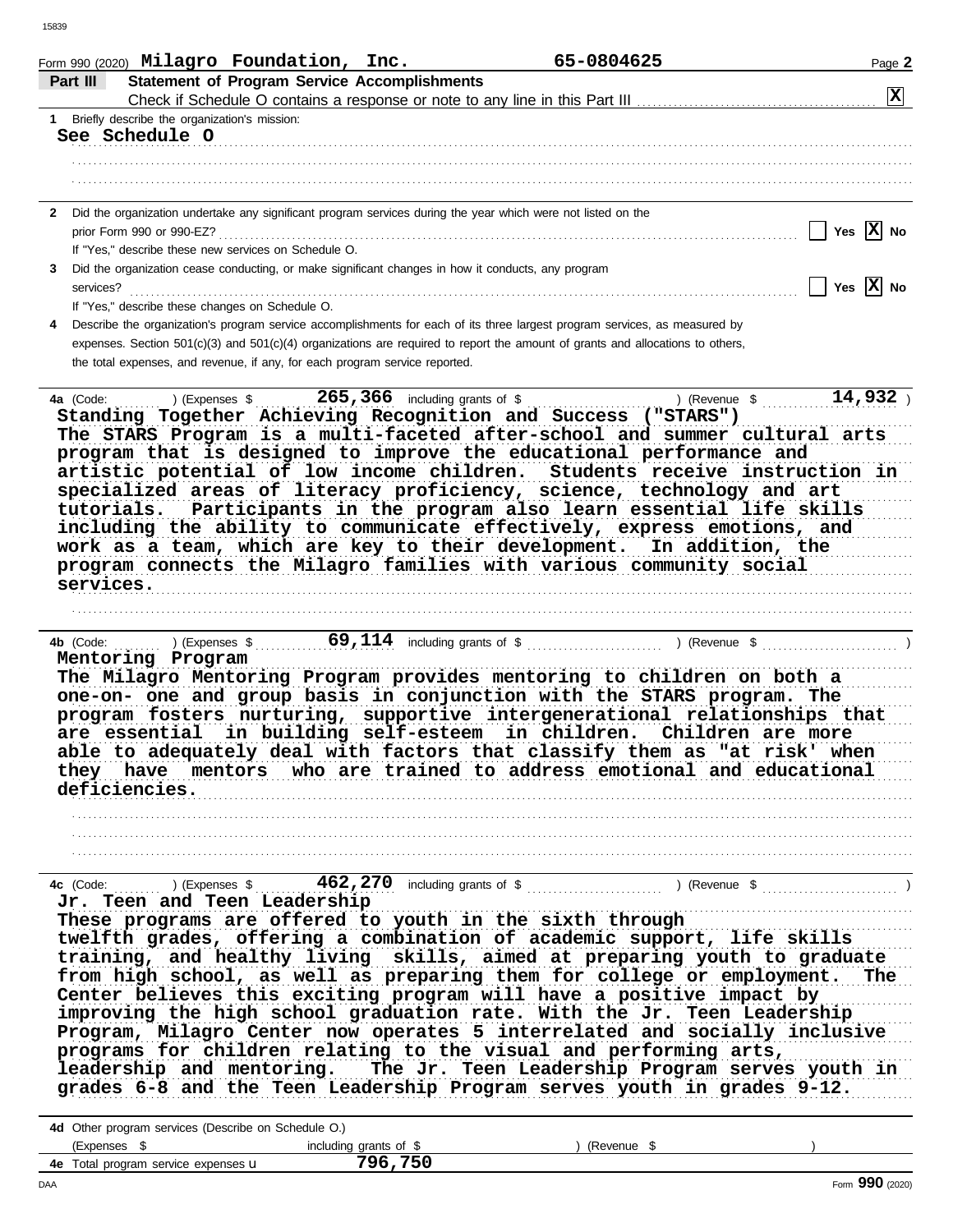Form 990 (2020) **Milagro Foundation, Inc.** **65-0804625** Page **2**

## Part III Statement of Program Service Accomplishments

Check if Schedule O contains a response or note to any line in this Part III .......... [X]

**1** Briefly describe the organization's mission:

**See Schedule O**

**2** Did the organization undertake any significant program services during the year which were not listed on the prior Form 990 or 990-EZ? .......... [ ] Yes [X] No

If "Yes," describe these new services on Schedule O.

**3** Did the organization cease conducting, or make significant changes in how it conducts, any program services? .......... [ ] Yes [X] No

If "Yes," describe these changes on Schedule O.

**4** Describe the organization's program service accomplishments for each of its three largest program services, as measured by expenses. Section 501(c)(3) and 501(c)(4) organizations are required to report the amount of grants and allocations to others, the total expenses, and revenue, if any, for each program service reported.

**4a** (Code: ) (Expenses $ **265,366** including grants of $ ) (Revenue $ **14,932** )

**Standing Together Achieving Recognition and Success ("STARS")**
**The STARS Program is a multi-faceted after-school and summer cultural arts program that is designed to improve the educational performance and artistic potential of low income children. Students receive instruction in specialized areas of literacy proficiency, science, technology and art tutorials. Participants in the program also learn essential life skills including the ability to communicate effectively, express emotions, and work as a team, which are key to their development. In addition, the program connects the Milagro families with various community social services.**

**4b** (Code: ) (Expenses $ **69,114** including grants of $ ) (Revenue $ )

**Mentoring Program**
**The Milagro Mentoring Program provides mentoring to children on both a one-on- one and group basis in conjunction with the STARS program. The program fosters nurturing, supportive intergenerational relationships that are essential in building self-esteem in children. Children are more able to adequately deal with factors that classify them as "at risk' when they have mentors who are trained to address emotional and educational deficiencies.**

**4c** (Code: ) (Expenses $ **462,270** including grants of $ ) (Revenue $ )

**Jr. Teen and Teen Leadership**
**These programs are offered to youth in the sixth through twelfth grades, offering a combination of academic support, life skills training, and healthy living skills, aimed at preparing youth to graduate from high school, as well as preparing them for college or employment. The Center believes this exciting program will have a positive impact by improving the high school graduation rate. With the Jr. Teen Leadership Program, Milagro Center now operates 5 interrelated and socially inclusive programs for children relating to the visual and performing arts, leadership and mentoring. The Jr. Teen Leadership Program serves youth in grades 6-8 and the Teen Leadership Program serves youth in grades 9-12.**

**4d** Other program services (Describe on Schedule O.)
(Expenses $ including grants of $ ) (Revenue $ )

**4e** Total program service expenses **796,750**

Form **990** (2020)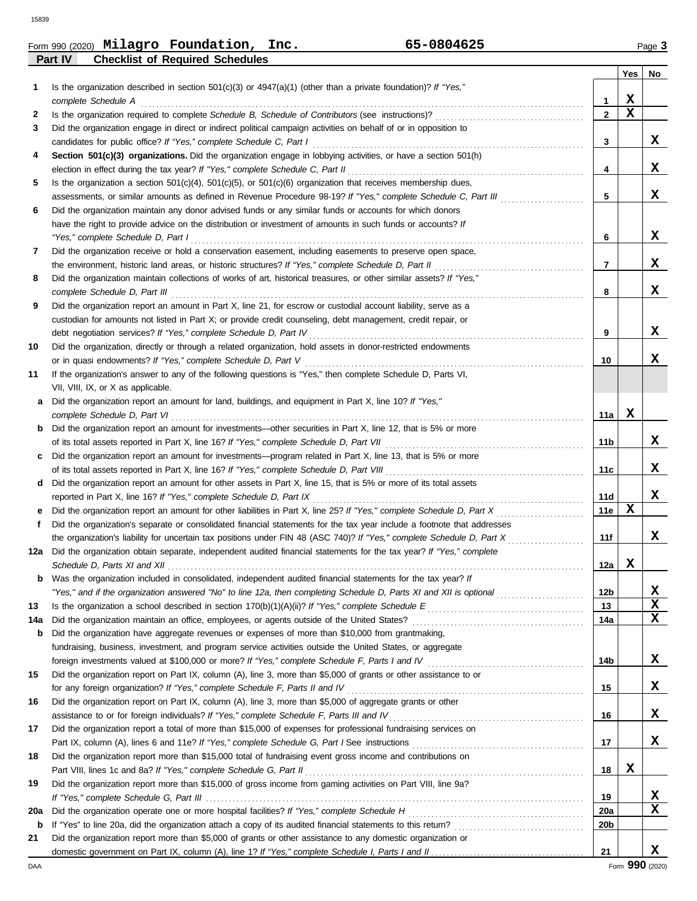Form 990 (2020) **Milagro Foundation, Inc.** **65-0804625** Page **3**

## Part IV Checklist of Required Schedules

| | | | Yes | No |
|---|---|---|---|---|
| **1** | Is the organization described in section 501(c)(3) or 4947(a)(1) (other than a private foundation)? *If "Yes," complete Schedule A* | **1** | X | |
| **2** | Is the organization required to complete *Schedule B, Schedule of Contributors* (see instructions)? | **2** | X | |
| **3** | Did the organization engage in direct or indirect political campaign activities on behalf of or in opposition to candidates for public office? *If "Yes," complete Schedule C, Part I* | **3** | | X |
| **4** | **Section 501(c)(3) organizations.** Did the organization engage in lobbying activities, or have a section 501(h) election in effect during the tax year? *If "Yes," complete Schedule C, Part II* | **4** | | X |
| **5** | Is the organization a section 501(c)(4), 501(c)(5), or 501(c)(6) organization that receives membership dues, assessments, or similar amounts as defined in Revenue Procedure 98-19? *If "Yes," complete Schedule C, Part III* | **5** | | X |
| **6** | Did the organization maintain any donor advised funds or any similar funds or accounts for which donors have the right to provide advice on the distribution or investment of amounts in such funds or accounts? *If "Yes," complete Schedule D, Part I* | **6** | | X |
| **7** | Did the organization receive or hold a conservation easement, including easements to preserve open space, the environment, historic land areas, or historic structures? *If "Yes," complete Schedule D, Part II* | **7** | | X |
| **8** | Did the organization maintain collections of works of art, historical treasures, or other similar assets? *If "Yes," complete Schedule D, Part III* | **8** | | X |
| **9** | Did the organization report an amount in Part X, line 21, for escrow or custodial account liability, serve as a custodian for amounts not listed in Part X; or provide credit counseling, debt management, credit repair, or debt negotiation services? *If "Yes," complete Schedule D, Part IV* | **9** | | X |
| **10** | Did the organization, directly or through a related organization, hold assets in donor-restricted endowments or in quasi endowments? *If "Yes," complete Schedule D, Part V* | **10** | | X |
| **11** | If the organization's answer to any of the following questions is "Yes," then complete Schedule D, Parts VI, VII, VIII, IX, or X as applicable. | | | |
| **a** | Did the organization report an amount for land, buildings, and equipment in Part X, line 10? *If "Yes," complete Schedule D, Part VI* | **11a** | X | |
| **b** | Did the organization report an amount for investments—other securities in Part X, line 12, that is 5% or more of its total assets reported in Part X, line 16? *If "Yes," complete Schedule D, Part VII* | **11b** | | X |
| **c** | Did the organization report an amount for investments—program related in Part X, line 13, that is 5% or more of its total assets reported in Part X, line 16? *If "Yes," complete Schedule D, Part VIII* | **11c** | | X |
| **d** | Did the organization report an amount for other assets in Part X, line 15, that is 5% or more of its total assets reported in Part X, line 16? *If "Yes," complete Schedule D, Part IX* | **11d** | | X |
| **e** | Did the organization report an amount for other liabilities in Part X, line 25? *If "Yes," complete Schedule D, Part X* | **11e** | X | |
| **f** | Did the organization's separate or consolidated financial statements for the tax year include a footnote that addresses the organization's liability for uncertain tax positions under FIN 48 (ASC 740)? *If "Yes," complete Schedule D, Part X* | **11f** | | X |
| **12a** | Did the organization obtain separate, independent audited financial statements for the tax year? *If "Yes," complete Schedule D, Parts XI and XII* | **12a** | X | |
| **b** | Was the organization included in consolidated, independent audited financial statements for the tax year? *If "Yes," and if the organization answered "No" to line 12a, then completing Schedule D, Parts XI and XII is optional* | **12b** | | X |
| **13** | Is the organization a school described in section 170(b)(1)(A)(ii)? *If "Yes," complete Schedule E* | **13** | | X |
| **14a** | Did the organization maintain an office, employees, or agents outside of the United States? | **14a** | | X |
| **b** | Did the organization have aggregate revenues or expenses of more than $10,000 from grantmaking, fundraising, business, investment, and program service activities outside the United States, or aggregate foreign investments valued at $100,000 or more? *If "Yes," complete Schedule F, Parts I and IV* | **14b** | | X |
| **15** | Did the organization report on Part IX, column (A), line 3, more than $5,000 of grants or other assistance to or for any foreign organization? *If "Yes," complete Schedule F, Parts II and IV* | **15** | | X |
| **16** | Did the organization report on Part IX, column (A), line 3, more than $5,000 of aggregate grants or other assistance to or for foreign individuals? *If "Yes," complete Schedule F, Parts III and IV* | **16** | | X |
| **17** | Did the organization report a total of more than $15,000 of expenses for professional fundraising services on Part IX, column (A), lines 6 and 11e? *If "Yes," complete Schedule G, Part I* See instructions | **17** | | X |
| **18** | Did the organization report more than $15,000 total of fundraising event gross income and contributions on Part VIII, lines 1c and 8a? *If "Yes," complete Schedule G, Part II* | **18** | X | |
| **19** | Did the organization report more than $15,000 of gross income from gaming activities on Part VIII, line 9a? *If "Yes," complete Schedule G, Part III* | **19** | | X |
| **20a** | Did the organization operate one or more hospital facilities? *If "Yes," complete Schedule H* | **20a** | | X |
| **b** | If "Yes" to line 20a, did the organization attach a copy of its audited financial statements to this return? | **20b** | | |
| **21** | Did the organization report more than $5,000 of grants or other assistance to any domestic organization or domestic government on Part IX, column (A), line 1? *If "Yes," complete Schedule I, Parts I and II* | **21** | | X |

DAA Form **990** (2020)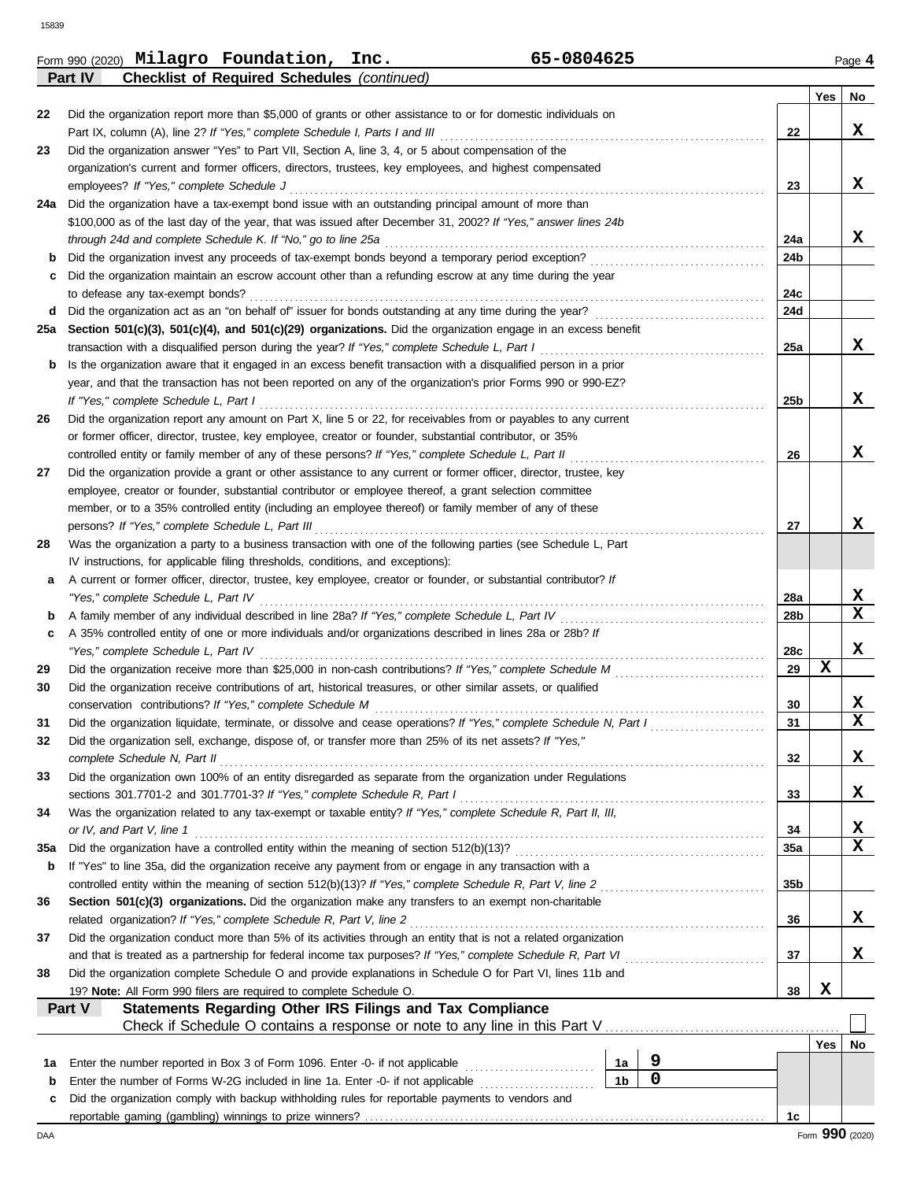Form 990 (2020) **Milagro Foundation, Inc.** **65-0804625** Page **4**

**Part IV — Checklist of Required Schedules** *(continued)*

| | | | Yes | No |
|---|---|---|---|---|
| 22 | Did the organization report more than $5,000 of grants or other assistance to or for domestic individuals on Part IX, column (A), line 2? *If "Yes," complete Schedule I, Parts I and III* | 22 | | X |
| 23 | Did the organization answer "Yes" to Part VII, Section A, line 3, 4, or 5 about compensation of the organization's current and former officers, directors, trustees, key employees, and highest compensated employees? *If "Yes," complete Schedule J* | 23 | | X |
| 24a | Did the organization have a tax-exempt bond issue with an outstanding principal amount of more than $100,000 as of the last day of the year, that was issued after December 31, 2002? *If "Yes," answer lines 24b through 24d and complete Schedule K. If "No," go to line 25a* | 24a | | X |
| b | Did the organization invest any proceeds of tax-exempt bonds beyond a temporary period exception? | 24b | | |
| c | Did the organization maintain an escrow account other than a refunding escrow at any time during the year to defease any tax-exempt bonds? | 24c | | |
| d | Did the organization act as an "on behalf of" issuer for bonds outstanding at any time during the year? | 24d | | |
| 25a | **Section 501(c)(3), 501(c)(4), and 501(c)(29) organizations.** Did the organization engage in an excess benefit transaction with a disqualified person during the year? *If "Yes," complete Schedule L, Part I* | 25a | | X |
| b | Is the organization aware that it engaged in an excess benefit transaction with a disqualified person in a prior year, and that the transaction has not been reported on any of the organization's prior Forms 990 or 990-EZ? *If "Yes," complete Schedule L, Part I* | 25b | | X |
| 26 | Did the organization report any amount on Part X, line 5 or 22, for receivables from or payables to any current or former officer, director, trustee, key employee, creator or founder, substantial contributor, or 35% controlled entity or family member of any of these persons? *If "Yes," complete Schedule L, Part II* | 26 | | X |
| 27 | Did the organization provide a grant or other assistance to any current or former officer, director, trustee, key employee, creator or founder, substantial contributor or employee thereof, a grant selection committee member, or to a 35% controlled entity (including an employee thereof) or family member of any of these persons? *If "Yes," complete Schedule L, Part III* | 27 | | X |
| 28 | Was the organization a party to a business transaction with one of the following parties (see Schedule L, Part IV instructions, for applicable filing thresholds, conditions, and exceptions): | | | |
| a | A current or former officer, director, trustee, key employee, creator or founder, or substantial contributor? *If "Yes," complete Schedule L, Part IV* | 28a | | X |
| b | A family member of any individual described in line 28a? *If "Yes," complete Schedule L, Part IV* | 28b | | X |
| c | A 35% controlled entity of one or more individuals and/or organizations described in lines 28a or 28b? *If "Yes," complete Schedule L, Part IV* | 28c | | X |
| 29 | Did the organization receive more than $25,000 in non-cash contributions? *If "Yes," complete Schedule M* | 29 | X | |
| 30 | Did the organization receive contributions of art, historical treasures, or other similar assets, or qualified conservation contributions? *If "Yes," complete Schedule M* | 30 | | X |
| 31 | Did the organization liquidate, terminate, or dissolve and cease operations? *If "Yes," complete Schedule N, Part I* | 31 | | X |
| 32 | Did the organization sell, exchange, dispose of, or transfer more than 25% of its net assets? *If "Yes," complete Schedule N, Part II* | 32 | | X |
| 33 | Did the organization own 100% of an entity disregarded as separate from the organization under Regulations sections 301.7701-2 and 301.7701-3? *If "Yes," complete Schedule R, Part I* | 33 | | X |
| 34 | Was the organization related to any tax-exempt or taxable entity? *If "Yes," complete Schedule R, Part II, III, or IV, and Part V, line 1* | 34 | | X |
| 35a | Did the organization have a controlled entity within the meaning of section 512(b)(13)? | 35a | | X |
| b | If "Yes" to line 35a, did the organization receive any payment from or engage in any transaction with a controlled entity within the meaning of section 512(b)(13)? *If "Yes," complete Schedule R, Part V, line 2* | 35b | | |
| 36 | **Section 501(c)(3) organizations.** Did the organization make any transfers to an exempt non-charitable related organization? *If "Yes," complete Schedule R, Part V, line 2* | 36 | | X |
| 37 | Did the organization conduct more than 5% of its activities through an entity that is not a related organization and that is treated as a partnership for federal income tax purposes? *If "Yes," complete Schedule R, Part VI* | 37 | | X |
| 38 | Did the organization complete Schedule O and provide explanations in Schedule O for Part VI, lines 11b and 19? **Note:** All Form 990 filers are required to complete Schedule O. | 38 | X | |

**Part V — Statements Regarding Other IRS Filings and Tax Compliance**

Check if Schedule O contains a response or note to any line in this Part V ☐

| | | | | | Yes | No |
|---|---|---|---|---|---|---|
| 1a | Enter the number reported in Box 3 of Form 1096. Enter -0- if not applicable | 1a | 9 | | | |
| b | Enter the number of Forms W-2G included in line 1a. Enter -0- if not applicable | 1b | 0 | | | |
| c | Did the organization comply with backup withholding rules for reportable payments to vendors and reportable gaming (gambling) winnings to prize winners? | | | 1c | | |

Form **990** (2020)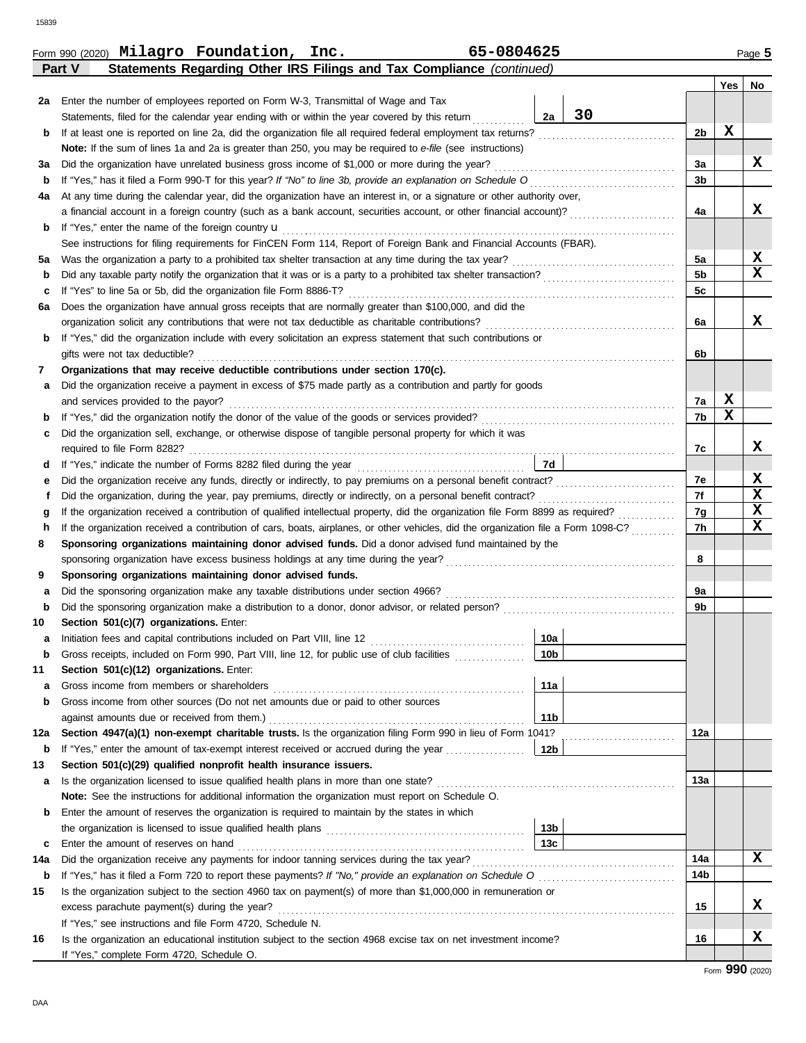Form 990 (2020) **Milagro Foundation, Inc.** **65-0804625** Page **5**

**Part V — Statements Regarding Other IRS Filings and Tax Compliance** *(continued)*

| | | | | Yes | No |
|---|---|---|---|---|---|
| 2a | Enter the number of employees reported on Form W-3, Transmittal of Wage and Tax Statements, filed for the calendar year ending with or within the year covered by this return | 2a: 30 | | | |
| b | If at least one is reported on line 2a, did the organization file all required federal employment tax returns? | | 2b | X | |
| | **Note:** If the sum of lines 1a and 2a is greater than 250, you may be required to *e-file* (see instructions) | | | | |
| 3a | Did the organization have unrelated business gross income of $1,000 or more during the year? | | 3a | | X |
| b | If "Yes," has it filed a Form 990-T for this year? *If "No" to line 3b, provide an explanation on Schedule O* | | 3b | | |
| 4a | At any time during the calendar year, did the organization have an interest in, or a signature or other authority over, a financial account in a foreign country (such as a bank account, securities account, or other financial account)? | | 4a | | X |
| b | If "Yes," enter the name of the foreign country u | | | | |
| | See instructions for filing requirements for FinCEN Form 114, Report of Foreign Bank and Financial Accounts (FBAR). | | | | |
| 5a | Was the organization a party to a prohibited tax shelter transaction at any time during the tax year? | | 5a | | X |
| b | Did any taxable party notify the organization that it was or is a party to a prohibited tax shelter transaction? | | 5b | | X |
| c | If "Yes" to line 5a or 5b, did the organization file Form 8886-T? | | 5c | | |
| 6a | Does the organization have annual gross receipts that are normally greater than $100,000, and did the organization solicit any contributions that were not tax deductible as charitable contributions? | | 6a | | X |
| b | If "Yes," did the organization include with every solicitation an express statement that such contributions or gifts were not tax deductible? | | 6b | | |
| 7 | **Organizations that may receive deductible contributions under section 170(c).** | | | | |
| a | Did the organization receive a payment in excess of $75 made partly as a contribution and partly for goods and services provided to the payor? | | 7a | X | |
| b | If "Yes," did the organization notify the donor of the value of the goods or services provided? | | 7b | X | |
| c | Did the organization sell, exchange, or otherwise dispose of tangible personal property for which it was required to file Form 8282? | | 7c | | X |
| d | If "Yes," indicate the number of Forms 8282 filed during the year | 7d | | | |
| e | Did the organization receive any funds, directly or indirectly, to pay premiums on a personal benefit contract? | | 7e | | X |
| f | Did the organization, during the year, pay premiums, directly or indirectly, on a personal benefit contract? | | 7f | | X |
| g | If the organization received a contribution of qualified intellectual property, did the organization file Form 8899 as required? | | 7g | | X |
| h | If the organization received a contribution of cars, boats, airplanes, or other vehicles, did the organization file a Form 1098-C? | | 7h | | X |
| 8 | **Sponsoring organizations maintaining donor advised funds.** Did a donor advised fund maintained by the sponsoring organization have excess business holdings at any time during the year? | | 8 | | |
| 9 | **Sponsoring organizations maintaining donor advised funds.** | | | | |
| a | Did the sponsoring organization make any taxable distributions under section 4966? | | 9a | | |
| b | Did the sponsoring organization make a distribution to a donor, donor advisor, or related person? | | 9b | | |
| 10 | **Section 501(c)(7) organizations.** Enter: | | | | |
| a | Initiation fees and capital contributions included on Part VIII, line 12 | 10a | | | |
| b | Gross receipts, included on Form 990, Part VIII, line 12, for public use of club facilities | 10b | | | |
| 11 | **Section 501(c)(12) organizations.** Enter: | | | | |
| a | Gross income from members or shareholders | 11a | | | |
| b | Gross income from other sources (Do not net amounts due or paid to other sources against amounts due or received from them.) | 11b | | | |
| 12a | **Section 4947(a)(1) non-exempt charitable trusts.** Is the organization filing Form 990 in lieu of Form 1041? | | 12a | | |
| b | If "Yes," enter the amount of tax-exempt interest received or accrued during the year | 12b | | | |
| 13 | **Section 501(c)(29) qualified nonprofit health insurance issuers.** | | | | |
| a | Is the organization licensed to issue qualified health plans in more than one state? | | 13a | | |
| | **Note:** See the instructions for additional information the organization must report on Schedule O. | | | | |
| b | Enter the amount of reserves the organization is required to maintain by the states in which the organization is licensed to issue qualified health plans | 13b | | | |
| c | Enter the amount of reserves on hand | 13c | | | |
| 14a | Did the organization receive any payments for indoor tanning services during the tax year? | | 14a | | X |
| b | If "Yes," has it filed a Form 720 to report these payments? *If "No," provide an explanation on Schedule O* | | 14b | | |
| 15 | Is the organization subject to the section 4960 tax on payment(s) of more than $1,000,000 in remuneration or excess parachute payment(s) during the year? | | 15 | | X |
| | If "Yes," see instructions and file Form 4720, Schedule N. | | | | |
| 16 | Is the organization an educational institution subject to the section 4968 excise tax on net investment income? | | 16 | | X |
| | If "Yes," complete Form 4720, Schedule O. | | | | |

Form **990** (2020)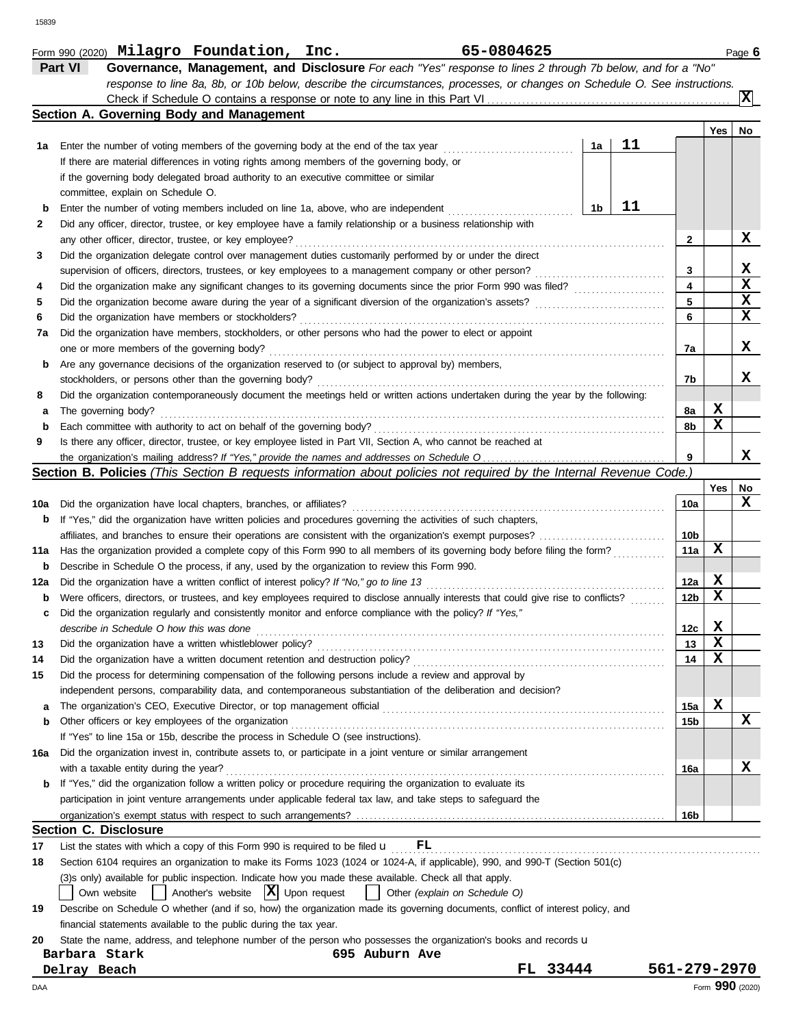Form 990 (2020) **Milagro Foundation, Inc.** **65-0804625** Page **6**

## Part VI Governance, Management, and Disclosure

*For each "Yes" response to lines 2 through 7b below, and for a "No" response to line 8a, 8b, or 10b below, describe the circumstances, processes, or changes on Schedule O. See instructions.*

Check if Schedule O contains a response or note to any line in this Part VI . . . . . [X]

### Section A. Governing Body and Management

| | | | | Yes | No |
|---|---|---|---|---|---|
| **1a** | Enter the number of voting members of the governing body at the end of the tax year | 1a | 11 | | |
| | If there are material differences in voting rights among members of the governing body, or if the governing body delegated broad authority to an executive committee or similar committee, explain on Schedule O. | | | | |
| **b** | Enter the number of voting members included on line 1a, above, who are independent | 1b | 11 | | |
| **2** | Did any officer, director, trustee, or key employee have a family relationship or a business relationship with any other officer, director, trustee, or key employee? | | 2 | | X |
| **3** | Did the organization delegate control over management duties customarily performed by or under the direct supervision of officers, directors, trustees, or key employees to a management company or other person? | | 3 | | X |
| **4** | Did the organization make any significant changes to its governing documents since the prior Form 990 was filed? | | 4 | | X |
| **5** | Did the organization become aware during the year of a significant diversion of the organization's assets? | | 5 | | X |
| **6** | Did the organization have members or stockholders? | | 6 | | X |
| **7a** | Did the organization have members, stockholders, or other persons who had the power to elect or appoint one or more members of the governing body? | | 7a | | X |
| **b** | Are any governance decisions of the organization reserved to (or subject to approval by) members, stockholders, or persons other than the governing body? | | 7b | | X |
| **8** | Did the organization contemporaneously document the meetings held or written actions undertaken during the year by the following: | | | | |
| **a** | The governing body? | | 8a | X | |
| **b** | Each committee with authority to act on behalf of the governing body? | | 8b | X | |
| **9** | Is there any officer, director, trustee, or key employee listed in Part VII, Section A, who cannot be reached at the organization's mailing address? *If "Yes," provide the names and addresses on Schedule O* | | 9 | | X |

### Section B. Policies *(This Section B requests information about policies not required by the Internal Revenue Code.)*

| | | | Yes | No |
|---|---|---|---|---|
| **10a** | Did the organization have local chapters, branches, or affiliates? | 10a | | X |
| **b** | If "Yes," did the organization have written policies and procedures governing the activities of such chapters, affiliates, and branches to ensure their operations are consistent with the organization's exempt purposes? | 10b | | |
| **11a** | Has the organization provided a complete copy of this Form 990 to all members of its governing body before filing the form? | 11a | X | |
| **b** | Describe in Schedule O the process, if any, used by the organization to review this Form 990. | | | |
| **12a** | Did the organization have a written conflict of interest policy? *If "No," go to line 13* | 12a | X | |
| **b** | Were officers, directors, or trustees, and key employees required to disclose annually interests that could give rise to conflicts? | 12b | X | |
| **c** | Did the organization regularly and consistently monitor and enforce compliance with the policy? *If "Yes," describe in Schedule O how this was done* | 12c | X | |
| **13** | Did the organization have a written whistleblower policy? | 13 | X | |
| **14** | Did the organization have a written document retention and destruction policy? | 14 | X | |
| **15** | Did the process for determining compensation of the following persons include a review and approval by independent persons, comparability data, and contemporaneous substantiation of the deliberation and decision? | | | |
| **a** | The organization's CEO, Executive Director, or top management official | 15a | X | |
| **b** | Other officers or key employees of the organization | 15b | | X |
| | If "Yes" to line 15a or 15b, describe the process in Schedule O (see instructions). | | | |
| **16a** | Did the organization invest in, contribute assets to, or participate in a joint venture or similar arrangement with a taxable entity during the year? | 16a | | X |
| **b** | If "Yes," did the organization follow a written policy or procedure requiring the organization to evaluate its participation in joint venture arrangements under applicable federal tax law, and take steps to safeguard the organization's exempt status with respect to such arrangements? | 16b | | |

### Section C. Disclosure

**17** List the states with which a copy of this Form 990 is required to be filed **FL**

**18** Section 6104 requires an organization to make its Forms 1023 (1024 or 1024-A, if applicable), 990, and 990-T (Section 501(c)(3)s only) available for public inspection. Indicate how you made these available. Check all that apply.

[ ] Own website [ ] Another's website [X] Upon request [ ] Other *(explain on Schedule O)*

**19** Describe on Schedule O whether (and if so, how) the organization made its governing documents, conflict of interest policy, and financial statements available to the public during the tax year.

**20** State the name, address, and telephone number of the person who possesses the organization's books and records

Barbara Stark 695 Auburn Ave
Delray Beach FL 33444 561-279-2970

Form **990** (2020)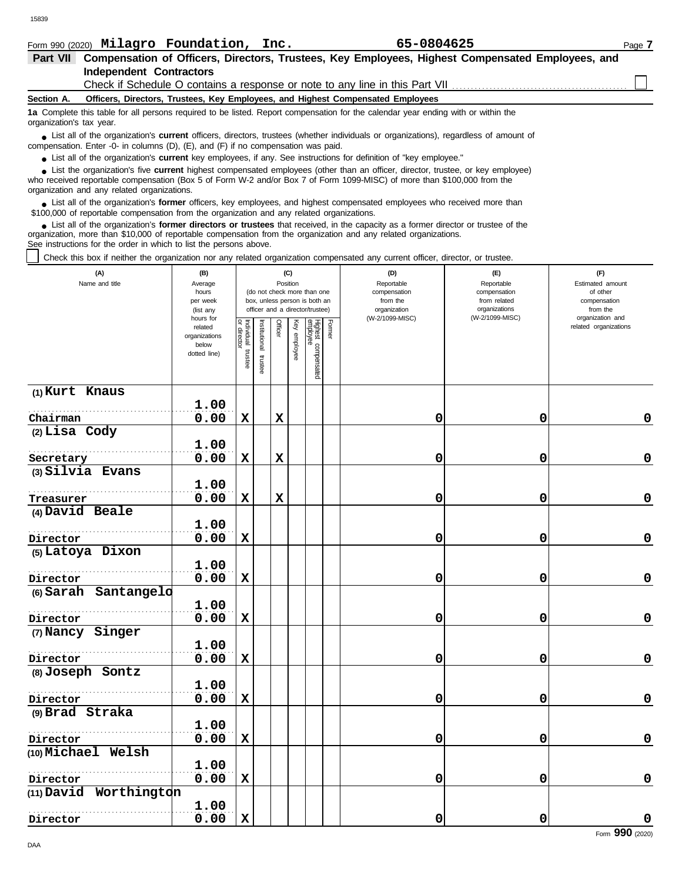Form 990 (2020) **Milagro Foundation, Inc.** **65-0804625** Page **7**

## Part VII Compensation of Officers, Directors, Trustees, Key Employees, Highest Compensated Employees, and Independent Contractors

Check if Schedule O contains a response or note to any line in this Part VII . . . . . . . . . . . . . . . . . . . . . . . . . . . . . . . . . . . . . . . ☐

### Section A. Officers, Directors, Trustees, Key Employees, and Highest Compensated Employees

**1a** Complete this table for all persons required to be listed. Report compensation for the calendar year ending with or within the organization's tax year.

- List all of the organization's **current** officers, directors, trustees (whether individuals or organizations), regardless of amount of compensation. Enter -0- in columns (D), (E), and (F) if no compensation was paid.
- List all of the organization's **current** key employees, if any. See instructions for definition of "key employee."
- List the organization's five **current** highest compensated employees (other than an officer, director, trustee, or key employee) who received reportable compensation (Box 5 of Form W-2 and/or Box 7 of Form 1099-MISC) of more than $100,000 from the organization and any related organizations.
- List all of the organization's **former** officers, key employees, and highest compensated employees who received more than $100,000 of reportable compensation from the organization and any related organizations.
- List all of the organization's **former directors or trustees** that received, in the capacity as a former director or trustee of the organization, more than $10,000 of reportable compensation from the organization and any related organizations.

See instructions for the order in which to list the persons above.

☐ Check this box if neither the organization nor any related organization compensated any current officer, director, or trustee.

| (A) Name and title | (B) Average hours per week (list any hours for related organizations below dotted line) | (C) Position (do not check more than one box, unless person is both an officer and a director/trustee) | | | | | | (D) Reportable compensation from the organization (W-2/1099-MISC) | (E) Reportable compensation from related organizations (W-2/1099-MISC) | (F) Estimated amount of other compensation from the organization and related organizations |
|---|---|---|---|---|---|---|---|---|---|---|
| | | Individual trustee or director | Institutional trustee | Officer | Key employee | Highest compensated employee | Former | | | |
| (1) Kurt Knaus<br>Chairman | 1.00<br>0.00 | X | | X | | | | 0 | 0 | 0 |
| (2) Lisa Cody<br>Secretary | 1.00<br>0.00 | X | | X | | | | 0 | 0 | 0 |
| (3) Silvia Evans<br>Treasurer | 1.00<br>0.00 | X | | X | | | | 0 | 0 | 0 |
| (4) David Beale<br>Director | 1.00<br>0.00 | X | | | | | | 0 | 0 | 0 |
| (5) Latoya Dixon<br>Director | 1.00<br>0.00 | X | | | | | | 0 | 0 | 0 |
| (6) Sarah Santangelo<br>Director | 1.00<br>0.00 | X | | | | | | 0 | 0 | 0 |
| (7) Nancy Singer<br>Director | 1.00<br>0.00 | X | | | | | | 0 | 0 | 0 |
| (8) Joseph Sontz<br>Director | 1.00<br>0.00 | X | | | | | | 0 | 0 | 0 |
| (9) Brad Straka<br>Director | 1.00<br>0.00 | X | | | | | | 0 | 0 | 0 |
| (10) Michael Welsh<br>Director | 1.00<br>0.00 | X | | | | | | 0 | 0 | 0 |
| (11) David Worthington<br>Director | 1.00<br>0.00 | X | | | | | | 0 | 0 | 0 |

Form **990** (2020)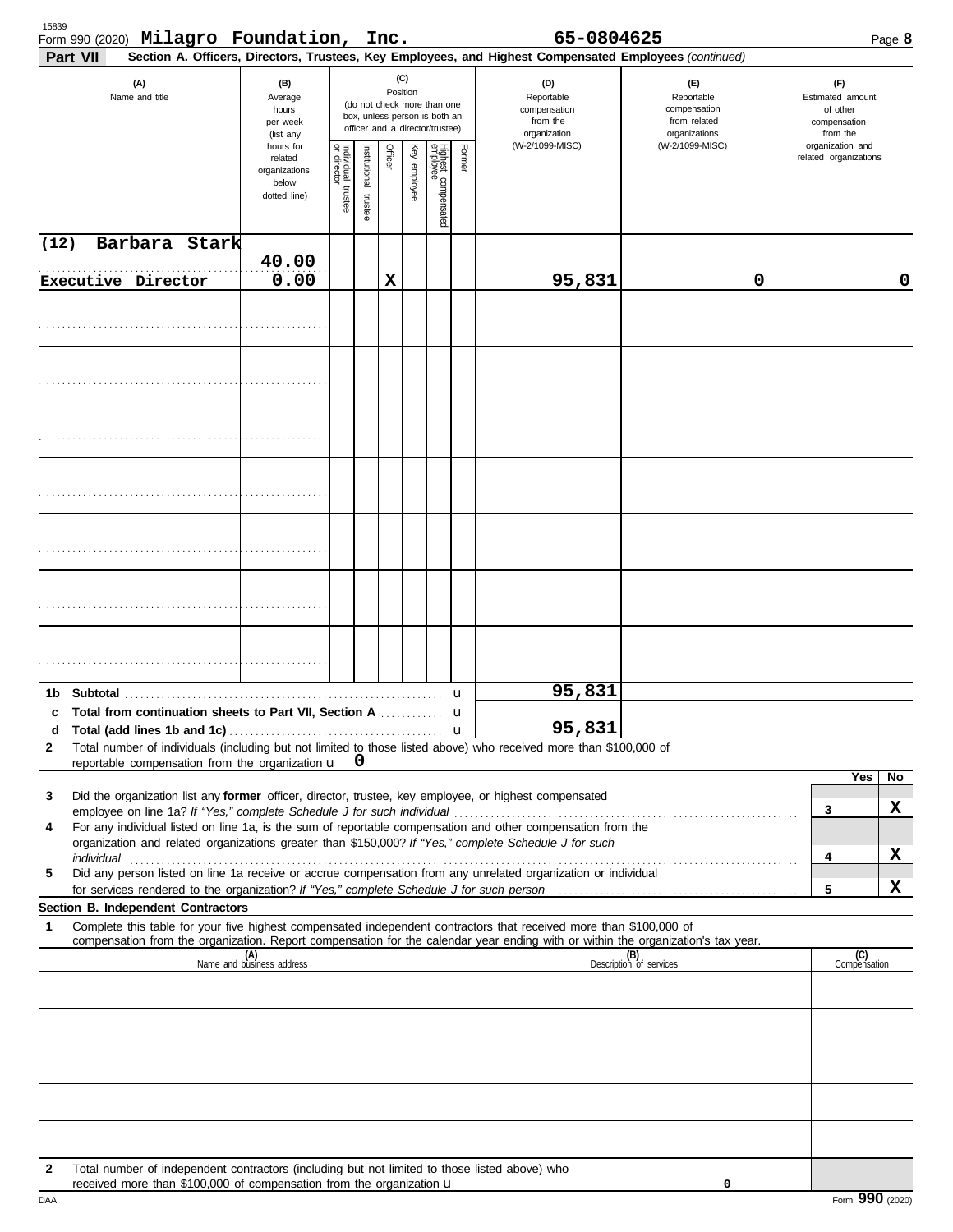Form 990 (2020) **Milagro Foundation, Inc.** **65-0804625** Page **8**

**Part VII** **Section A. Officers, Directors, Trustees, Key Employees, and Highest Compensated Employees** *(continued)*

| (A) Name and title | (B) Average hours per week (list any hours for related organizations below dotted line) | (C) Position (do not check more than one box, unless person is both an officer and a director/trustee): Individual trustee or director | Institutional trustee | Officer | Key employee | Highest compensated employee | Former | (D) Reportable compensation from the organization (W-2/1099-MISC) | (E) Reportable compensation from related organizations (W-2/1099-MISC) | (F) Estimated amount of other compensation from the organization and related organizations |
|---|---|---|---|---|---|---|---|---|---|---|
| (12) Barbara Stark<br>Executive Director | 40.00<br>0.00 | | | X | | | | 95,831 | 0 | 0 |
| | | | | | | | | | | |
| | | | | | | | | | | |
| | | | | | | | | | | |
| | | | | | | | | | | |
| | | | | | | | | | | |
| | | | | | | | | | | |
| | | | | | | | | | | |

| | | (D) | (E) | (F) |
|---|---|---|---|---|
| **1b** | **Subtotal** u | 95,831 | | |
| **c** | **Total from continuation sheets to Part VII, Section A** u | | | |
| **d** | **Total (add lines 1b and 1c)** u | 95,831 | | |

**2** Total number of individuals (including but not limited to those listed above) who received more than $100,000 of reportable compensation from the organization u **0**

| | | | Yes | No |
|---|---|---|---|---|
| **3** | Did the organization list any **former** officer, director, trustee, key employee, or highest compensated employee on line 1a? *If "Yes," complete Schedule J for such individual* | 3 | | X |
| **4** | For any individual listed on line 1a, is the sum of reportable compensation and other compensation from the organization and related organizations greater than $150,000? *If "Yes," complete Schedule J for such individual* | 4 | | X |
| **5** | Did any person listed on line 1a receive or accrue compensation from any unrelated organization or individual for services rendered to the organization? *If "Yes," complete Schedule J for such person* | 5 | | X |

**Section B. Independent Contractors**

**1** Complete this table for your five highest compensated independent contractors that received more than $100,000 of compensation from the organization. Report compensation for the calendar year ending with or within the organization's tax year.

| (A) Name and business address | (B) Description of services | (C) Compensation |
|---|---|---|
| | | |
| | | |
| | | |
| | | |
| | | |

**2** Total number of independent contractors (including but not limited to those listed above) who received more than $100,000 of compensation from the organization u 0

DAA Form **990** (2020)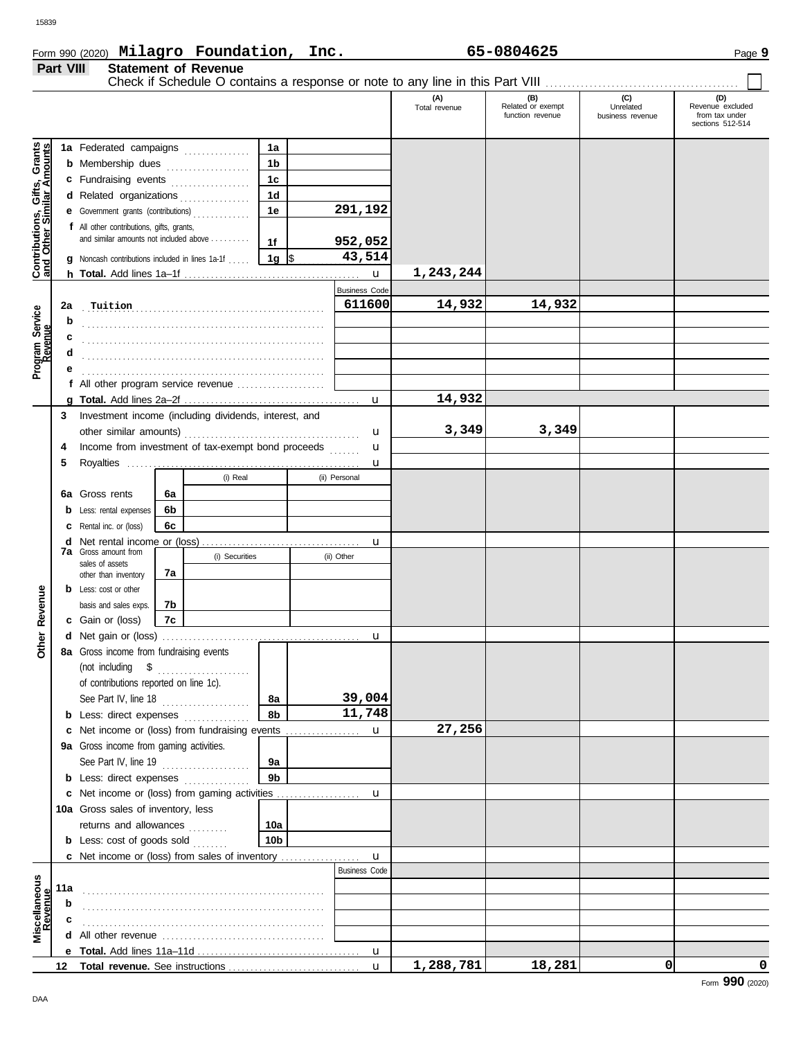Form 990 (2020) **Milagro Foundation, Inc.** **65-0804625** Page **9**

## Part VIII Statement of Revenue

Check if Schedule O contains a response or note to any line in this Part VIII . . . . . . . . . . . . . . . . . . . . . . . . . . . . . . . . . . . . . . . . . . ☐

| | | | | (A) Total revenue | (B) Related or exempt function revenue | (C) Unrelated business revenue | (D) Revenue excluded from tax under sections 512-514 |
|---|---|---|---|---|---|---|---|
| **Contributions, Gifts, Grants and Other Similar Amounts** | **1a** Federated campaigns | 1a | | | | | |
| | **b** Membership dues | 1b | | | | | |
| | **c** Fundraising events | 1c | | | | | |
| | **d** Related organizations | 1d | | | | | |
| | **e** Government grants (contributions) | 1e | 291,192 | | | | |
| | **f** All other contributions, gifts, grants, and similar amounts not included above | 1f | 952,052 | | | | |
| | **g** Noncash contributions included in lines 1a-1f | 1g | $ 43,514 | | | | |
| | **h Total.** Add lines 1a–1f | | u | 1,243,244 | | | |
| **Program Service Revenue** | | | Business Code | | | | |
| | **2a** Tuition | | 611600 | 14,932 | 14,932 | | |
| | **b** | | | | | | |
| | **c** | | | | | | |
| | **d** | | | | | | |
| | **e** | | | | | | |
| | **f** All other program service revenue | | | | | | |
| | **g Total.** Add lines 2a–2f | | u | 14,932 | | | |
| **Other Revenue** | **3** Investment income (including dividends, interest, and other similar amounts) | | u | 3,349 | 3,349 | | |
| | **4** Income from investment of tax-exempt bond proceeds | | u | | | | |
| | **5** Royalties | | u | | | | |
| | | (i) Real | (ii) Personal | | | | |
| | **6a** Gross rents | 6a | | | | | |
| | **b** Less: rental expenses | 6b | | | | | |
| | **c** Rental inc. or (loss) | 6c | | | | | |
| | **d** Net rental income or (loss) | | u | | | | |
| | | (i) Securities | (ii) Other | | | | |
| | **7a** Gross amount from sales of assets other than inventory | 7a | | | | | |
| | **b** Less: cost or other basis and sales exps. | 7b | | | | | |
| | **c** Gain or (loss) | 7c | | | | | |
| | **d** Net gain or (loss) | | u | | | | |
| | **8a** Gross income from fundraising events (not including $ of contributions reported on line 1c). See Part IV, line 18 | 8a | 39,004 | | | | |
| | **b** Less: direct expenses | 8b | 11,748 | | | | |
| | **c** Net income or (loss) from fundraising events | | u | 27,256 | | | |
| | **9a** Gross income from gaming activities. See Part IV, line 19 | 9a | | | | | |
| | **b** Less: direct expenses | 9b | | | | | |
| | **c** Net income or (loss) from gaming activities | | u | | | | |
| | **10a** Gross sales of inventory, less returns and allowances | 10a | | | | | |
| | **b** Less: cost of goods sold | 10b | | | | | |
| | **c** Net income or (loss) from sales of inventory | | u | | | | |
| **Miscellaneous Revenue** | | | Business Code | | | | |
| | **11a** | | | | | | |
| | **b** | | | | | | |
| | **c** | | | | | | |
| | **d** All other revenue | | | | | | |
| | **e Total.** Add lines 11a–11d | | u | | | | |
| | **12 Total revenue.** See instructions | | u | 1,288,781 | 18,281 | 0 | 0 |

Form **990** (2020)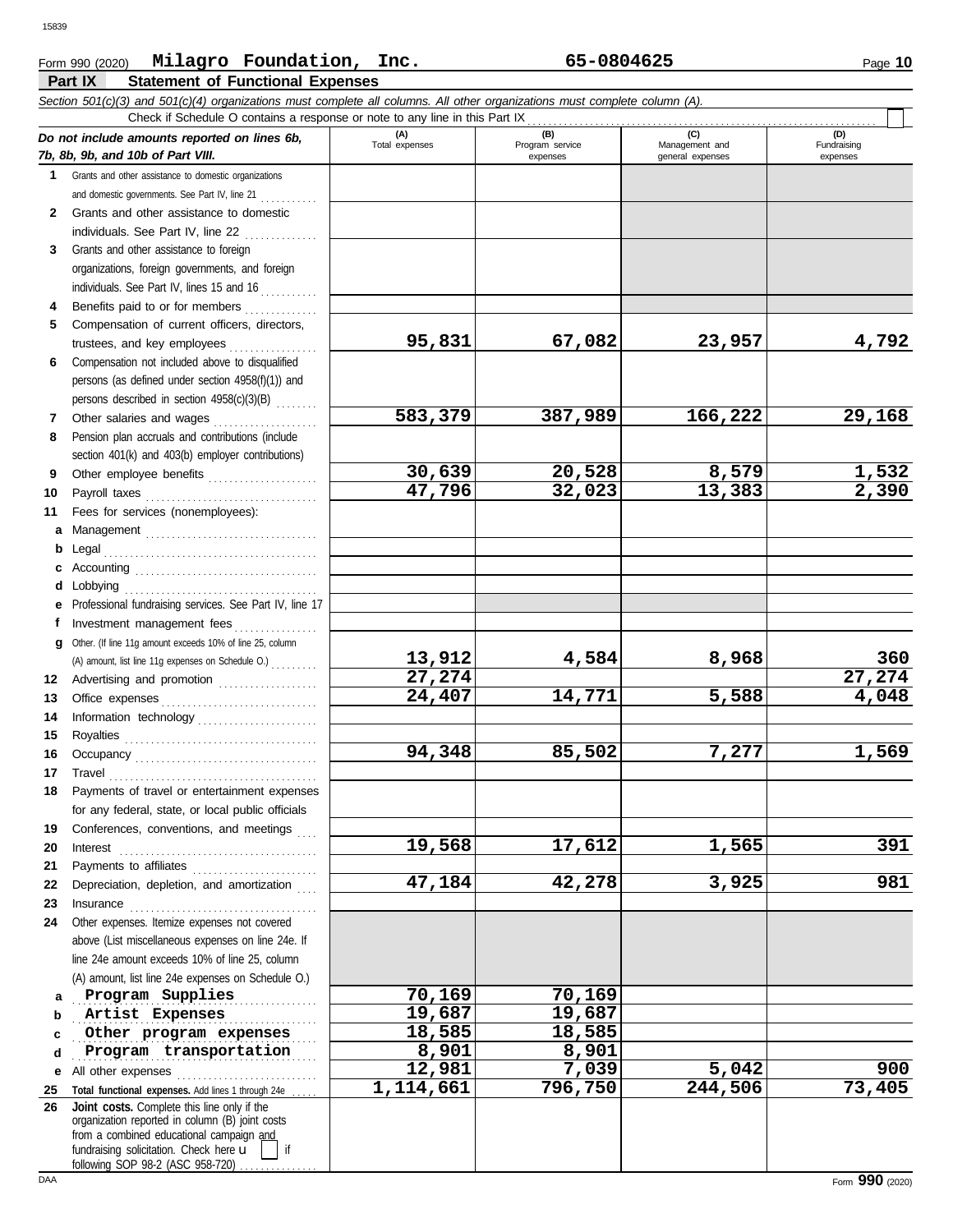Form 990 (2020) **Milagro Foundation, Inc.** **65-0804625** Page **10**

## Part IX Statement of Functional Expenses

*Section 501(c)(3) and 501(c)(4) organizations must complete all columns. All other organizations must complete column (A).*

Check if Schedule O contains a response or note to any line in this Part IX . . . . . . . . . . . . . . . . . . . . . . . . . . . . . . . . . . . . . . . . . . ☐

| *Do not include amounts reported on lines 6b, 7b, 8b, 9b, and 10b of Part VIII.* | (A) Total expenses | (B) Program service expenses | (C) Management and general expenses | (D) Fundraising expenses |
|---|---|---|---|---|
| **1** Grants and other assistance to domestic organizations and domestic governments. See Part IV, line 21 | | | | |
| **2** Grants and other assistance to domestic individuals. See Part IV, line 22 | | | | |
| **3** Grants and other assistance to foreign organizations, foreign governments, and foreign individuals. See Part IV, lines 15 and 16 | | | | |
| **4** Benefits paid to or for members | | | | |
| **5** Compensation of current officers, directors, trustees, and key employees | 95,831 | 67,082 | 23,957 | 4,792 |
| **6** Compensation not included above to disqualified persons (as defined under section 4958(f)(1)) and persons described in section 4958(c)(3)(B) | | | | |
| **7** Other salaries and wages | 583,379 | 387,989 | 166,222 | 29,168 |
| **8** Pension plan accruals and contributions (include section 401(k) and 403(b) employer contributions) | | | | |
| **9** Other employee benefits | 30,639 | 20,528 | 8,579 | 1,532 |
| **10** Payroll taxes | 47,796 | 32,023 | 13,383 | 2,390 |
| **11** Fees for services (nonemployees): | | | | |
| **a** Management | | | | |
| **b** Legal | | | | |
| **c** Accounting | | | | |
| **d** Lobbying | | | | |
| **e** Professional fundraising services. See Part IV, line 17 | | | | |
| **f** Investment management fees | | | | |
| **g** Other. (If line 11g amount exceeds 10% of line 25, column (A) amount, list line 11g expenses on Schedule O.) | 13,912 | 4,584 | 8,968 | 360 |
| **12** Advertising and promotion | 27,274 | | | 27,274 |
| **13** Office expenses | 24,407 | 14,771 | 5,588 | 4,048 |
| **14** Information technology | | | | |
| **15** Royalties | | | | |
| **16** Occupancy | 94,348 | 85,502 | 7,277 | 1,569 |
| **17** Travel | | | | |
| **18** Payments of travel or entertainment expenses for any federal, state, or local public officials | | | | |
| **19** Conferences, conventions, and meetings | | | | |
| **20** Interest | 19,568 | 17,612 | 1,565 | 391 |
| **21** Payments to affiliates | | | | |
| **22** Depreciation, depletion, and amortization | 47,184 | 42,278 | 3,925 | 981 |
| **23** Insurance | | | | |
| **24** Other expenses. Itemize expenses not covered above (List miscellaneous expenses on line 24e. If line 24e amount exceeds 10% of line 25, column (A) amount, list line 24e expenses on Schedule O.) | | | | |
| **a** Program Supplies | 70,169 | 70,169 | | |
| **b** Artist Expenses | 19,687 | 19,687 | | |
| **c** Other program expenses | 18,585 | 18,585 | | |
| **d** Program transportation | 8,901 | 8,901 | | |
| **e** All other expenses | 12,981 | 7,039 | 5,042 | 900 |
| **25 Total functional expenses.** Add lines 1 through 24e | 1,114,661 | 796,750 | 244,506 | 73,405 |
| **26 Joint costs.** Complete this line only if the organization reported in column (B) joint costs from a combined educational campaign and fundraising solicitation. Check here ☐ if following SOP 98-2 (ASC 958-720) | | | | |

Form **990** (2020)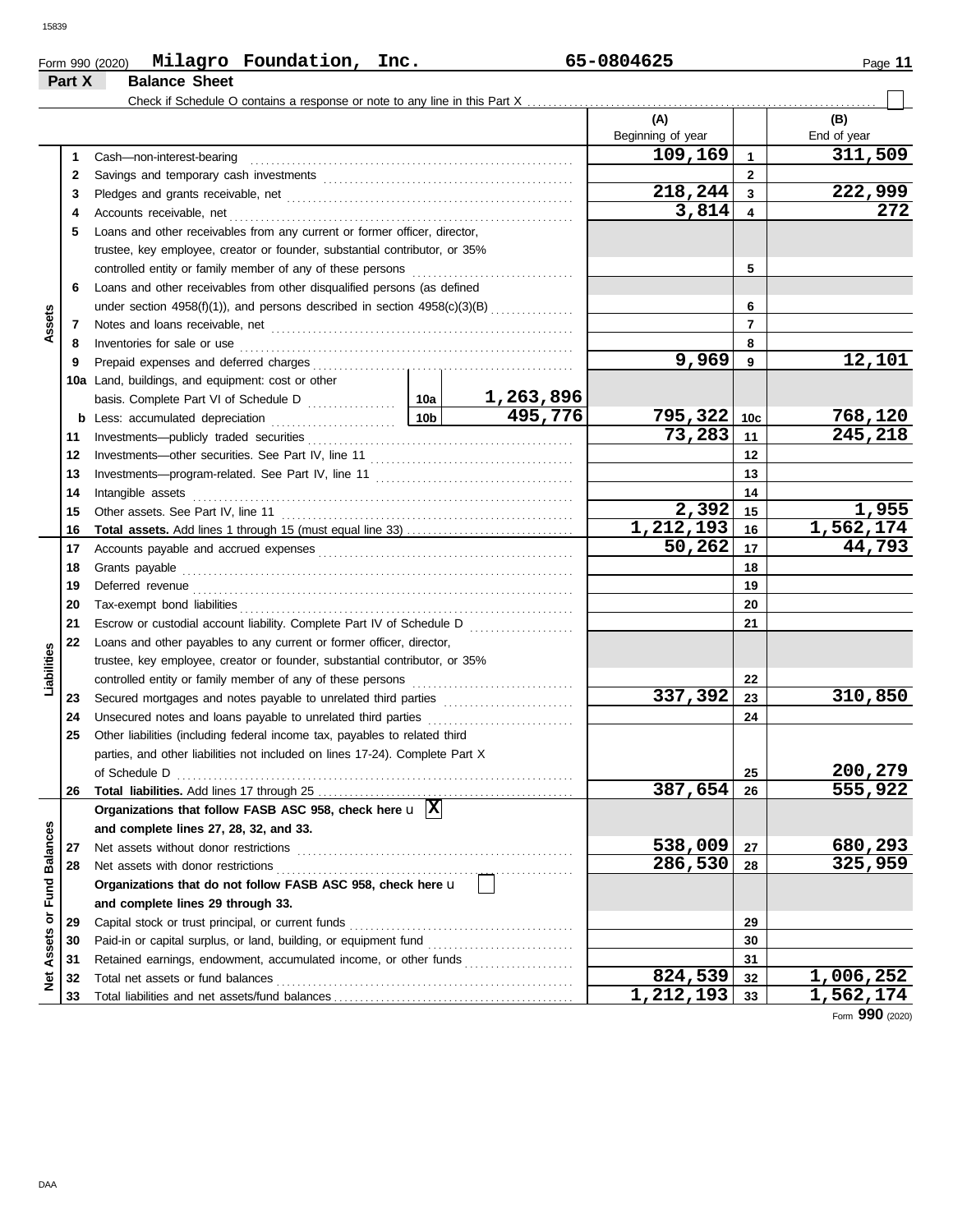Form 990 (2020) **Milagro Foundation, Inc.** **65-0804625** Page **11**

## Part X Balance Sheet

Check if Schedule O contains a response or note to any line in this Part X ☐

| | | | | (A) Beginning of year | | (B) End of year |
|---|---|---|---|---|---|---|
| **Assets** | 1 | Cash—non-interest-bearing | | 109,169 | 1 | 311,509 |
| | 2 | Savings and temporary cash investments | | | 2 | |
| | 3 | Pledges and grants receivable, net | | 218,244 | 3 | 222,999 |
| | 4 | Accounts receivable, net | | 3,814 | 4 | 272 |
| | 5 | Loans and other receivables from any current or former officer, director, trustee, key employee, creator or founder, substantial contributor, or 35% controlled entity or family member of any of these persons | | | 5 | |
| | 6 | Loans and other receivables from other disqualified persons (as defined under section 4958(f)(1)), and persons described in section 4958(c)(3)(B) | | | 6 | |
| | 7 | Notes and loans receivable, net | | | 7 | |
| | 8 | Inventories for sale or use | | | 8 | |
| | 9 | Prepaid expenses and deferred charges | | 9,969 | 9 | 12,101 |
| | 10a | Land, buildings, and equipment: cost or other basis. Complete Part VI of Schedule D | 10a 1,263,896 | | | |
| | b | Less: accumulated depreciation | 10b 495,776 | 795,322 | 10c | 768,120 |
| | 11 | Investments—publicly traded securities | | 73,283 | 11 | 245,218 |
| | 12 | Investments—other securities. See Part IV, line 11 | | | 12 | |
| | 13 | Investments—program-related. See Part IV, line 11 | | | 13 | |
| | 14 | Intangible assets | | | 14 | |
| | 15 | Other assets. See Part IV, line 11 | | 2,392 | 15 | 1,955 |
| | 16 | **Total assets.** Add lines 1 through 15 (must equal line 33) | | 1,212,193 | 16 | 1,562,174 |
| **Liabilities** | 17 | Accounts payable and accrued expenses | | 50,262 | 17 | 44,793 |
| | 18 | Grants payable | | | 18 | |
| | 19 | Deferred revenue | | | 19 | |
| | 20 | Tax-exempt bond liabilities | | | 20 | |
| | 21 | Escrow or custodial account liability. Complete Part IV of Schedule D | | | 21 | |
| | 22 | Loans and other payables to any current or former officer, director, trustee, key employee, creator or founder, substantial contributor, or 35% controlled entity or family member of any of these persons | | | 22 | |
| | 23 | Secured mortgages and notes payable to unrelated third parties | | 337,392 | 23 | 310,850 |
| | 24 | Unsecured notes and loans payable to unrelated third parties | | | 24 | |
| | 25 | Other liabilities (including federal income tax, payables to related third parties, and other liabilities not included on lines 17-24). Complete Part X of Schedule D | | | 25 | 200,279 |
| | 26 | **Total liabilities.** Add lines 17 through 25 | | 387,654 | 26 | 555,922 |
| **Net Assets or Fund Balances** | | **Organizations that follow FASB ASC 958, check here** ☒ **and complete lines 27, 28, 32, and 33.** | | | | |
| | 27 | Net assets without donor restrictions | | 538,009 | 27 | 680,293 |
| | 28 | Net assets with donor restrictions | | 286,530 | 28 | 325,959 |
| | | **Organizations that do not follow FASB ASC 958, check here** ☐ **and complete lines 29 through 33.** | | | | |
| | 29 | Capital stock or trust principal, or current funds | | | 29 | |
| | 30 | Paid-in or capital surplus, or land, building, or equipment fund | | | 30 | |
| | 31 | Retained earnings, endowment, accumulated income, or other funds | | | 31 | |
| | 32 | Total net assets or fund balances | | 824,539 | 32 | 1,006,252 |
| | 33 | Total liabilities and net assets/fund balances | | 1,212,193 | 33 | 1,562,174 |

Form **990** (2020)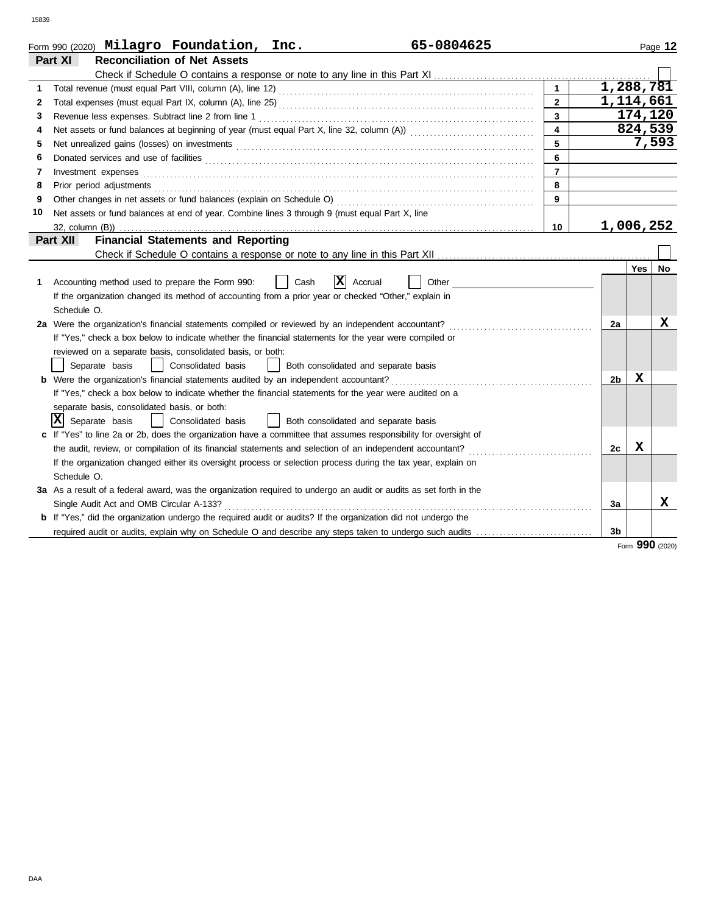Form 990 (2020) **Milagro Foundation, Inc.** **65-0804625**

## Part XI — Reconciliation of Net Assets

Check if Schedule O contains a response or note to any line in this Part XI ☐

| | | | |
|---|---|---|---|
| 1 | Total revenue (must equal Part VIII, column (A), line 12) | 1 | 1,288,781 |
| 2 | Total expenses (must equal Part IX, column (A), line 25) | 2 | 1,114,661 |
| 3 | Revenue less expenses. Subtract line 2 from line 1 | 3 | 174,120 |
| 4 | Net assets or fund balances at beginning of year (must equal Part X, line 32, column (A)) | 4 | 824,539 |
| 5 | Net unrealized gains (losses) on investments | 5 | 7,593 |
| 6 | Donated services and use of facilities | 6 | |
| 7 | Investment expenses | 7 | |
| 8 | Prior period adjustments | 8 | |
| 9 | Other changes in net assets or fund balances (explain on Schedule O) | 9 | |
| 10 | Net assets or fund balances at end of year. Combine lines 3 through 9 (must equal Part X, line 32, column (B)) | 10 | 1,006,252 |

## Part XII — Financial Statements and Reporting

Check if Schedule O contains a response or note to any line in this Part XII ☐

| | | | Yes | No |
|---|---|---|---|---|
| 1 | Accounting method used to prepare the Form 990: ☐ Cash ☒ Accrual ☐ Other<br>If the organization changed its method of accounting from a prior year or checked "Other," explain in Schedule O. | | | |
| 2a | Were the organization's financial statements compiled or reviewed by an independent accountant?<br>If "Yes," check a box below to indicate whether the financial statements for the year were compiled or reviewed on a separate basis, consolidated basis, or both:<br>☐ Separate basis ☐ Consolidated basis ☐ Both consolidated and separate basis | 2a | | X |
| b | Were the organization's financial statements audited by an independent accountant?<br>If "Yes," check a box below to indicate whether the financial statements for the year were audited on a separate basis, consolidated basis, or both:<br>☒ Separate basis ☐ Consolidated basis ☐ Both consolidated and separate basis | 2b | X | |
| c | If "Yes" to line 2a or 2b, does the organization have a committee that assumes responsibility for oversight of the audit, review, or compilation of its financial statements and selection of an independent accountant?<br>If the organization changed either its oversight process or selection process during the tax year, explain on Schedule O. | 2c | X | |
| 3a | As a result of a federal award, was the organization required to undergo an audit or audits as set forth in the Single Audit Act and OMB Circular A-133? | 3a | | X |
| b | If "Yes," did the organization undergo the required audit or audits? If the organization did not undergo the required audit or audits, explain why on Schedule O and describe any steps taken to undergo such audits | 3b | | |

Form **990** (2020)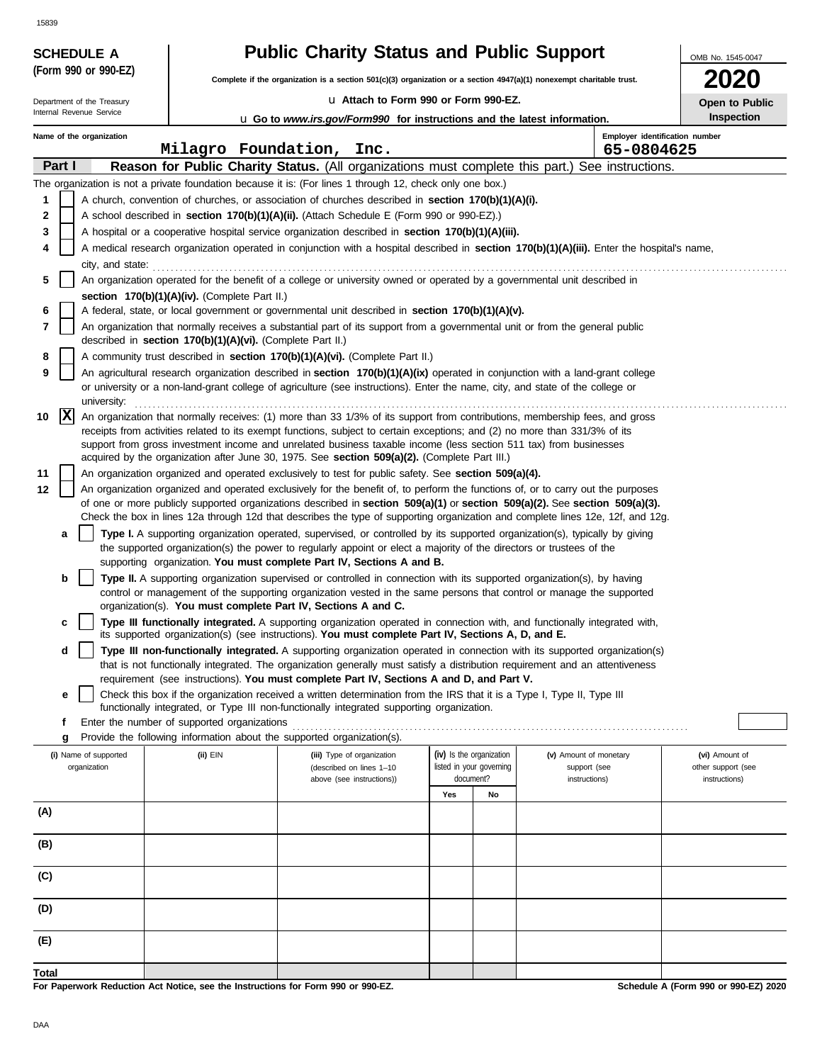**SCHEDULE A (Form 990 or 990-EZ)**

Department of the Treasury
Internal Revenue Service

# Public Charity Status and Public Support

**Complete if the organization is a section 501(c)(3) organization or a section 4947(a)(1) nonexempt charitable trust.**

u **Attach to Form 990 or Form 990-EZ.**

u **Go to *www.irs.gov/Form990* for instructions and the latest information.**

OMB No. 1545-0047

**2020**

**Open to Public Inspection**

**Name of the organization:** Milagro Foundation, Inc.

**Employer identification number:** 65-0804625

## Part I — Reason for Public Charity Status. (All organizations must complete this part.) See instructions.

The organization is not a private foundation because it is: (For lines 1 through 12, check only one box.)

1. [ ] A church, convention of churches, or association of churches described in **section 170(b)(1)(A)(i).**
2. [ ] A school described in **section 170(b)(1)(A)(ii).** (Attach Schedule E (Form 990 or 990-EZ).)
3. [ ] A hospital or a cooperative hospital service organization described in **section 170(b)(1)(A)(iii).**
4. [ ] A medical research organization operated in conjunction with a hospital described in **section 170(b)(1)(A)(iii).** Enter the hospital's name, city, and state:
5. [ ] An organization operated for the benefit of a college or university owned or operated by a governmental unit described in **section 170(b)(1)(A)(iv).** (Complete Part II.)
6. [ ] A federal, state, or local government or governmental unit described in **section 170(b)(1)(A)(v).**
7. [ ] An organization that normally receives a substantial part of its support from a governmental unit or from the general public described in **section 170(b)(1)(A)(vi).** (Complete Part II.)
8. [ ] A community trust described in **section 170(b)(1)(A)(vi).** (Complete Part II.)
9. [ ] An agricultural research organization described in **section 170(b)(1)(A)(ix)** operated in conjunction with a land-grant college or university or a non-land-grant college of agriculture (see instructions). Enter the name, city, and state of the college or university:
10. [X] An organization that normally receives: (1) more than 33 1/3% of its support from contributions, membership fees, and gross receipts from activities related to its exempt functions, subject to certain exceptions; and (2) no more than 331/3% of its support from gross investment income and unrelated business taxable income (less section 511 tax) from businesses acquired by the organization after June 30, 1975. See **section 509(a)(2).** (Complete Part III.)
11. [ ] An organization organized and operated exclusively to test for public safety. See **section 509(a)(4).**
12. [ ] An organization organized and operated exclusively for the benefit of, to perform the functions of, or to carry out the purposes of one or more publicly supported organizations described in **section 509(a)(1)** or **section 509(a)(2).** See **section 509(a)(3).** Check the box in lines 12a through 12d that describes the type of supporting organization and complete lines 12e, 12f, and 12g.
   - **a** [ ] **Type I.** A supporting organization operated, supervised, or controlled by its supported organization(s), typically by giving the supported organization(s) the power to regularly appoint or elect a majority of the directors or trustees of the supporting organization. **You must complete Part IV, Sections A and B.**
   - **b** [ ] **Type II.** A supporting organization supervised or controlled in connection with its supported organization(s), by having control or management of the supporting organization vested in the same persons that control or manage the supported organization(s). **You must complete Part IV, Sections A and C.**
   - **c** [ ] **Type III functionally integrated.** A supporting organization operated in connection with, and functionally integrated with, its supported organization(s) (see instructions). **You must complete Part IV, Sections A, D, and E.**
   - **d** [ ] **Type III non-functionally integrated.** A supporting organization operated in connection with its supported organization(s) that is not functionally integrated. The organization generally must satisfy a distribution requirement and an attentiveness requirement (see instructions). **You must complete Part IV, Sections A and D, and Part V.**
   - **e** [ ] Check this box if the organization received a written determination from the IRS that it is a Type I, Type II, Type III functionally integrated, or Type III non-functionally integrated supporting organization.
   - **f** Enter the number of supported organizations
   - **g** Provide the following information about the supported organization(s).

| (i) Name of supported organization | (ii) EIN | (iii) Type of organization (described on lines 1–10 above (see instructions)) | (iv) Is the organization listed in your governing document? Yes | No | (v) Amount of monetary support (see instructions) | (vi) Amount of other support (see instructions) |
|---|---|---|---|---|---|---|
| (A) | | | | | | |
| (B) | | | | | | |
| (C) | | | | | | |
| (D) | | | | | | |
| (E) | | | | | | |
| Total | | | | | | |

**For Paperwork Reduction Act Notice, see the Instructions for Form 990 or 990-EZ.**

**Schedule A (Form 990 or 990-EZ) 2020**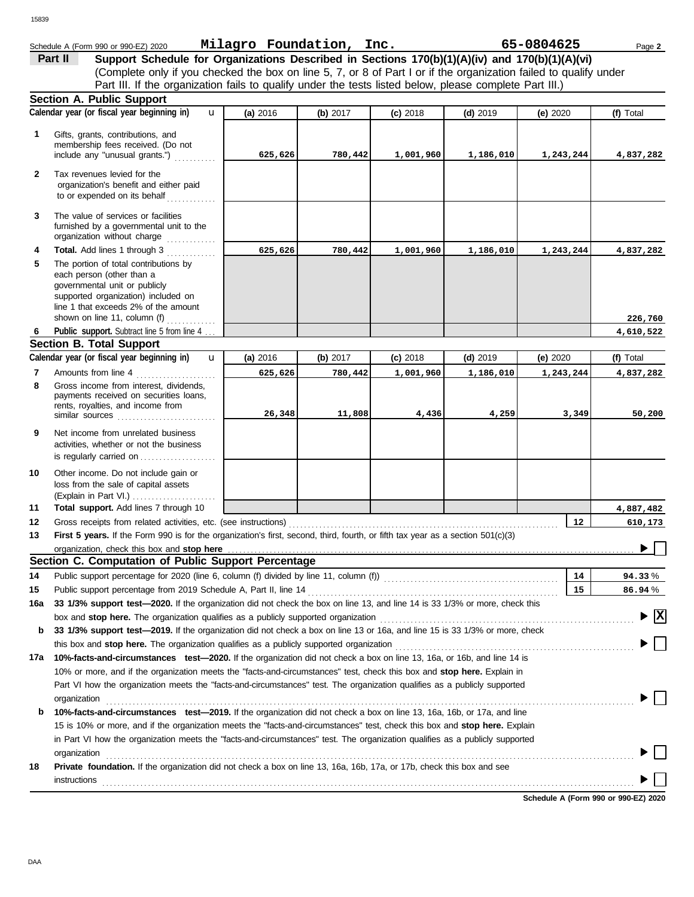Schedule A (Form 990 or 990-EZ) 2020 **Milagro Foundation, Inc.** **65-0804625** Page **2**

## Part II Support Schedule for Organizations Described in Sections 170(b)(1)(A)(iv) and 170(b)(1)(A)(vi)

(Complete only if you checked the box on line 5, 7, or 8 of Part I or if the organization failed to qualify under Part III. If the organization fails to qualify under the tests listed below, please complete Part III.)

### Section A. Public Support

| | Calendar year (or fiscal year beginning in) | (a) 2016 | (b) 2017 | (c) 2018 | (d) 2019 | (e) 2020 | (f) Total |
|---|---|---|---|---|---|---|---|
| 1 | Gifts, grants, contributions, and membership fees received. (Do not include any "unusual grants.") | 625,626 | 780,442 | 1,001,960 | 1,186,010 | 1,243,244 | 4,837,282 |
| 2 | Tax revenues levied for the organization's benefit and either paid to or expended on its behalf | | | | | | |
| 3 | The value of services or facilities furnished by a governmental unit to the organization without charge | | | | | | |
| 4 | **Total.** Add lines 1 through 3 | 625,626 | 780,442 | 1,001,960 | 1,186,010 | 1,243,244 | 4,837,282 |
| 5 | The portion of total contributions by each person (other than a governmental unit or publicly supported organization) included on line 1 that exceeds 2% of the amount shown on line 11, column (f) | | | | | | 226,760 |
| 6 | **Public support.** Subtract line 5 from line 4 | | | | | | 4,610,522 |

### Section B. Total Support

| | Calendar year (or fiscal year beginning in) | (a) 2016 | (b) 2017 | (c) 2018 | (d) 2019 | (e) 2020 | (f) Total |
|---|---|---|---|---|---|---|---|
| 7 | Amounts from line 4 | 625,626 | 780,442 | 1,001,960 | 1,186,010 | 1,243,244 | 4,837,282 |
| 8 | Gross income from interest, dividends, payments received on securities loans, rents, royalties, and income from similar sources | 26,348 | 11,808 | 4,436 | 4,259 | 3,349 | 50,200 |
| 9 | Net income from unrelated business activities, whether or not the business is regularly carried on | | | | | | |
| 10 | Other income. Do not include gain or loss from the sale of capital assets (Explain in Part VI.) | | | | | | |
| 11 | **Total support.** Add lines 7 through 10 | | | | | | 4,887,482 |

12 Gross receipts from related activities, etc. (see instructions) — **12** — 610,173

13 **First 5 years.** If the Form 990 is for the organization's first, second, third, fourth, or fifth tax year as a section 501(c)(3) organization, check this box and **stop here** ☐

### Section C. Computation of Public Support Percentage

14 Public support percentage for 2020 (line 6, column (f) divided by line 11, column (f)) — **14** — 94.33 %

15 Public support percentage from 2019 Schedule A, Part II, line 14 — **15** — 86.94 %

**16a** **33 1/3% support test—2020.** If the organization did not check the box on line 13, and line 14 is 33 1/3% or more, check this box and **stop here.** The organization qualifies as a publicly supported organization ☒

**b** **33 1/3% support test—2019.** If the organization did not check a box on line 13 or 16a, and line 15 is 33 1/3% or more, check this box and **stop here.** The organization qualifies as a publicly supported organization ☐

**17a** **10%-facts-and-circumstances test—2020.** If the organization did not check a box on line 13, 16a, or 16b, and line 14 is 10% or more, and if the organization meets the "facts-and-circumstances" test, check this box and **stop here.** Explain in Part VI how the organization meets the "facts-and-circumstances" test. The organization qualifies as a publicly supported organization ☐

**b** **10%-facts-and-circumstances test—2019.** If the organization did not check a box on line 13, 16a, 16b, or 17a, and line 15 is 10% or more, and if the organization meets the "facts-and-circumstances" test, check this box and **stop here.** Explain in Part VI how the organization meets the "facts-and-circumstances" test. The organization qualifies as a publicly supported organization ☐

**18** **Private foundation.** If the organization did not check a box on line 13, 16a, 16b, 17a, or 17b, check this box and see instructions ☐

**Schedule A (Form 990 or 990-EZ) 2020**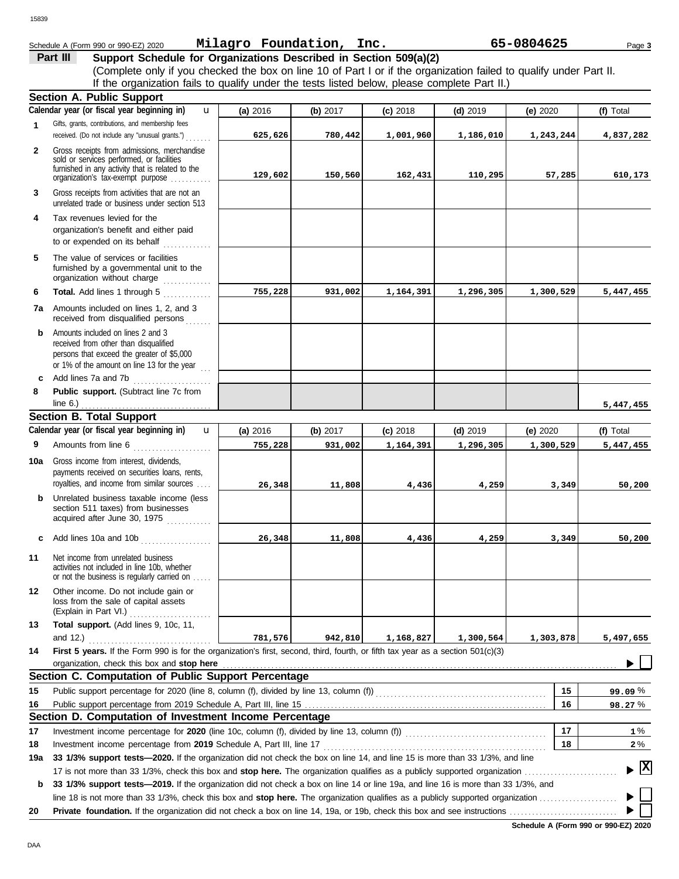Schedule A (Form 990 or 990-EZ) 2020 **Milagro Foundation, Inc.** **65-0804625**

## Part III Support Schedule for Organizations Described in Section 509(a)(2)

(Complete only if you checked the box on line 10 of Part I or if the organization failed to qualify under Part II. If the organization fails to qualify under the tests listed below, please complete Part II.)

### Section A. Public Support

| Calendar year (or fiscal year beginning in) | (a) 2016 | (b) 2017 | (c) 2018 | (d) 2019 | (e) 2020 | (f) Total |
|---|---|---|---|---|---|---|
| **1** Gifts, grants, contributions, and membership fees received. (Do not include any "unusual grants.") | 625,626 | 780,442 | 1,001,960 | 1,186,010 | 1,243,244 | 4,837,282 |
| **2** Gross receipts from admissions, merchandise sold or services performed, or facilities furnished in any activity that is related to the organization's tax-exempt purpose | 129,602 | 150,560 | 162,431 | 110,295 | 57,285 | 610,173 |
| **3** Gross receipts from activities that are not an unrelated trade or business under section 513 | | | | | | |
| **4** Tax revenues levied for the organization's benefit and either paid to or expended on its behalf | | | | | | |
| **5** The value of services or facilities furnished by a governmental unit to the organization without charge | | | | | | |
| **6 Total.** Add lines 1 through 5 | 755,228 | 931,002 | 1,164,391 | 1,296,305 | 1,300,529 | 5,447,455 |
| **7a** Amounts included on lines 1, 2, and 3 received from disqualified persons | | | | | | |
| **b** Amounts included on lines 2 and 3 received from other than disqualified persons that exceed the greater of $5,000 or 1% of the amount on line 13 for the year | | | | | | |
| **c** Add lines 7a and 7b | | | | | | |
| **8 Public support.** (Subtract line 7c from line 6.) | | | | | | 5,447,455 |

### Section B. Total Support

| Calendar year (or fiscal year beginning in) | (a) 2016 | (b) 2017 | (c) 2018 | (d) 2019 | (e) 2020 | (f) Total |
|---|---|---|---|---|---|---|
| **9** Amounts from line 6 | 755,228 | 931,002 | 1,164,391 | 1,296,305 | 1,300,529 | 5,447,455 |
| **10a** Gross income from interest, dividends, payments received on securities loans, rents, royalties, and income from similar sources | 26,348 | 11,808 | 4,436 | 4,259 | 3,349 | 50,200 |
| **b** Unrelated business taxable income (less section 511 taxes) from businesses acquired after June 30, 1975 | | | | | | |
| **c** Add lines 10a and 10b | 26,348 | 11,808 | 4,436 | 4,259 | 3,349 | 50,200 |
| **11** Net income from unrelated business activities not included in line 10b, whether or not the business is regularly carried on | | | | | | |
| **12** Other income. Do not include gain or loss from the sale of capital assets (Explain in Part VI.) | | | | | | |
| **13 Total support.** (Add lines 9, 10c, 11, and 12.) | 781,576 | 942,810 | 1,168,827 | 1,300,564 | 1,303,878 | 5,497,655 |

**14 First 5 years.** If the Form 990 is for the organization's first, second, third, fourth, or fifth tax year as a section 501(c)(3) organization, check this box and **stop here** ☐

### Section C. Computation of Public Support Percentage

| | | | |
|---|---|---|---|
| **15** | Public support percentage for 2020 (line 8, column (f), divided by line 13, column (f)) | 15 | 99.09 % |
| **16** | Public support percentage from 2019 Schedule A, Part III, line 15 | 16 | 98.27 % |

### Section D. Computation of Investment Income Percentage

| | | | |
|---|---|---|---|
| **17** | Investment income percentage for **2020** (line 10c, column (f), divided by line 13, column (f)) | 17 | 1 % |
| **18** | Investment income percentage from **2019** Schedule A, Part III, line 17 | 18 | 2 % |

**19a 33 1/3% support tests—2020.** If the organization did not check the box on line 14, and line 15 is more than 33 1/3%, and line 17 is not more than 33 1/3%, check this box and **stop here.** The organization qualifies as a publicly supported organization ☒

**b 33 1/3% support tests—2019.** If the organization did not check a box on line 14 or line 19a, and line 16 is more than 33 1/3%, and line 18 is not more than 33 1/3%, check this box and **stop here.** The organization qualifies as a publicly supported organization ☐

**20 Private foundation.** If the organization did not check a box on line 14, 19a, or 19b, check this box and see instructions ☐

**Schedule A (Form 990 or 990-EZ) 2020**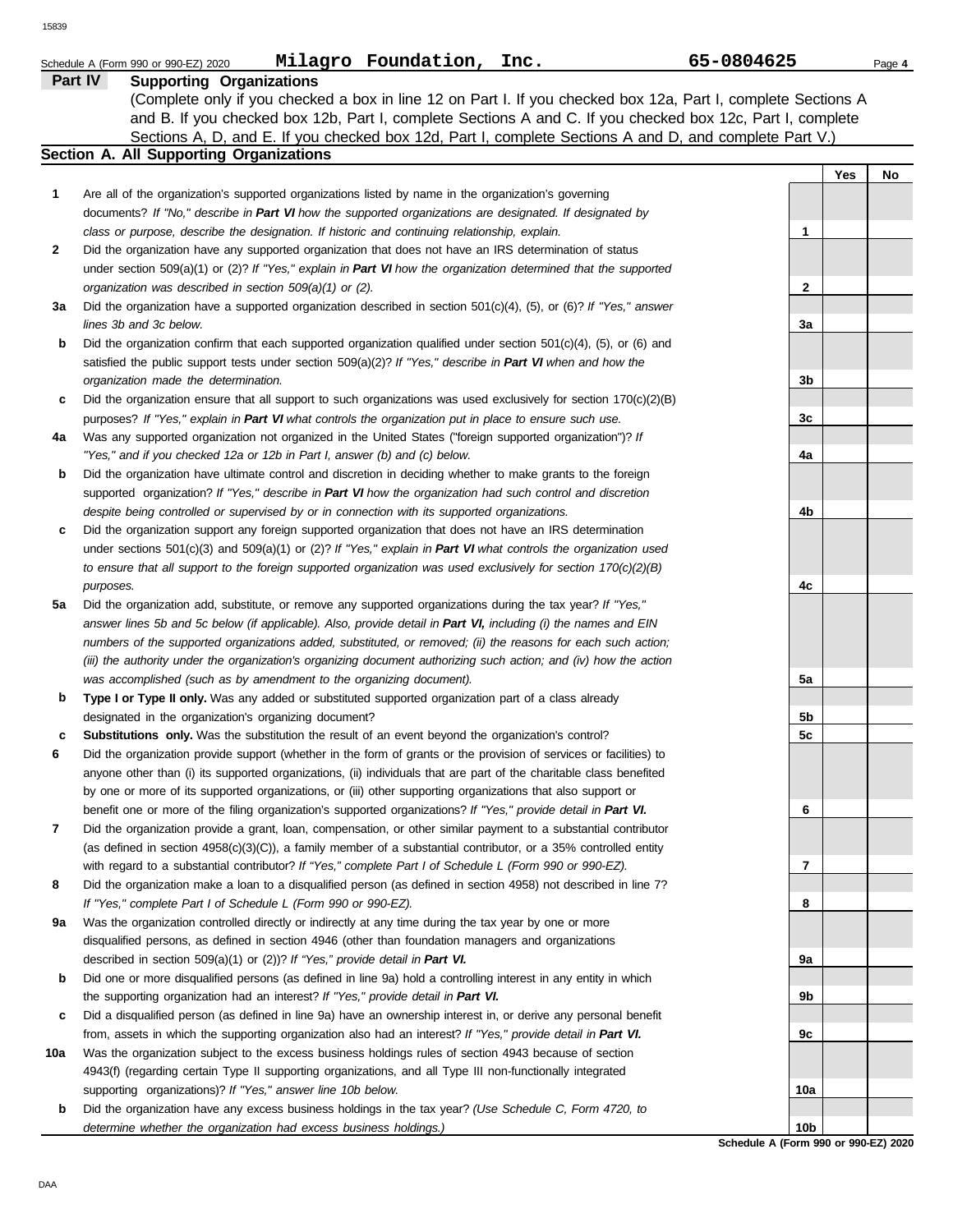Schedule A (Form 990 or 990-EZ) 2020 **Milagro Foundation, Inc.** **65-0804625**

## Part IV Supporting Organizations

(Complete only if you checked a box in line 12 on Part I. If you checked box 12a, Part I, complete Sections A and B. If you checked box 12b, Part I, complete Sections A and C. If you checked box 12c, Part I, complete Sections A, D, and E. If you checked box 12d, Part I, complete Sections A and D, and complete Part V.)

### Section A. All Supporting Organizations

| | | | Yes | No |
|---|---|---|---|---|
| **1** | Are all of the organization's supported organizations listed by name in the organization's governing documents? *If "No," describe in **Part VI** how the supported organizations are designated. If designated by class or purpose, describe the designation. If historic and continuing relationship, explain.* | 1 | | |
| **2** | Did the organization have any supported organization that does not have an IRS determination of status under section 509(a)(1) or (2)? *If "Yes," explain in **Part VI** how the organization determined that the supported organization was described in section 509(a)(1) or (2).* | 2 | | |
| **3a** | Did the organization have a supported organization described in section 501(c)(4), (5), or (6)? *If "Yes," answer lines 3b and 3c below.* | 3a | | |
| **b** | Did the organization confirm that each supported organization qualified under section 501(c)(4), (5), or (6) and satisfied the public support tests under section 509(a)(2)? *If "Yes," describe in **Part VI** when and how the organization made the determination.* | 3b | | |
| **c** | Did the organization ensure that all support to such organizations was used exclusively for section 170(c)(2)(B) purposes? *If "Yes," explain in **Part VI** what controls the organization put in place to ensure such use.* | 3c | | |
| **4a** | Was any supported organization not organized in the United States ("foreign supported organization")? *If "Yes," and if you checked 12a or 12b in Part I, answer (b) and (c) below.* | 4a | | |
| **b** | Did the organization have ultimate control and discretion in deciding whether to make grants to the foreign supported organization? *If "Yes," describe in **Part VI** how the organization had such control and discretion despite being controlled or supervised by or in connection with its supported organizations.* | 4b | | |
| **c** | Did the organization support any foreign supported organization that does not have an IRS determination under sections 501(c)(3) and 509(a)(1) or (2)? *If "Yes," explain in **Part VI** what controls the organization used to ensure that all support to the foreign supported organization was used exclusively for section 170(c)(2)(B) purposes.* | 4c | | |
| **5a** | Did the organization add, substitute, or remove any supported organizations during the tax year? *If "Yes," answer lines 5b and 5c below (if applicable). Also, provide detail in **Part VI,** including (i) the names and EIN numbers of the supported organizations added, substituted, or removed; (ii) the reasons for each such action; (iii) the authority under the organization's organizing document authorizing such action; and (iv) how the action was accomplished (such as by amendment to the organizing document).* | 5a | | |
| **b** | **Type I or Type II only.** Was any added or substituted supported organization part of a class already designated in the organization's organizing document? | 5b | | |
| **c** | **Substitutions only.** Was the substitution the result of an event beyond the organization's control? | 5c | | |
| **6** | Did the organization provide support (whether in the form of grants or the provision of services or facilities) to anyone other than (i) its supported organizations, (ii) individuals that are part of the charitable class benefited by one or more of its supported organizations, or (iii) other supporting organizations that also support or benefit one or more of the filing organization's supported organizations? *If "Yes," provide detail in **Part VI.*** | 6 | | |
| **7** | Did the organization provide a grant, loan, compensation, or other similar payment to a substantial contributor (as defined in section 4958(c)(3)(C)), a family member of a substantial contributor, or a 35% controlled entity with regard to a substantial contributor? *If "Yes," complete Part I of Schedule L (Form 990 or 990-EZ).* | 7 | | |
| **8** | Did the organization make a loan to a disqualified person (as defined in section 4958) not described in line 7? *If "Yes," complete Part I of Schedule L (Form 990 or 990-EZ).* | 8 | | |
| **9a** | Was the organization controlled directly or indirectly at any time during the tax year by one or more disqualified persons, as defined in section 4946 (other than foundation managers and organizations described in section 509(a)(1) or (2))? *If "Yes," provide detail in **Part VI.*** | 9a | | |
| **b** | Did one or more disqualified persons (as defined in line 9a) hold a controlling interest in any entity in which the supporting organization had an interest? *If "Yes," provide detail in **Part VI.*** | 9b | | |
| **c** | Did a disqualified person (as defined in line 9a) have an ownership interest in, or derive any personal benefit from, assets in which the supporting organization also had an interest? *If "Yes," provide detail in **Part VI.*** | 9c | | |
| **10a** | Was the organization subject to the excess business holdings rules of section 4943 because of section 4943(f) (regarding certain Type II supporting organizations, and all Type III non-functionally integrated supporting organizations)? *If "Yes," answer line 10b below.* | 10a | | |
| **b** | Did the organization have any excess business holdings in the tax year? *(Use Schedule C, Form 4720, to determine whether the organization had excess business holdings.)* | 10b | | |

**Schedule A (Form 990 or 990-EZ) 2020**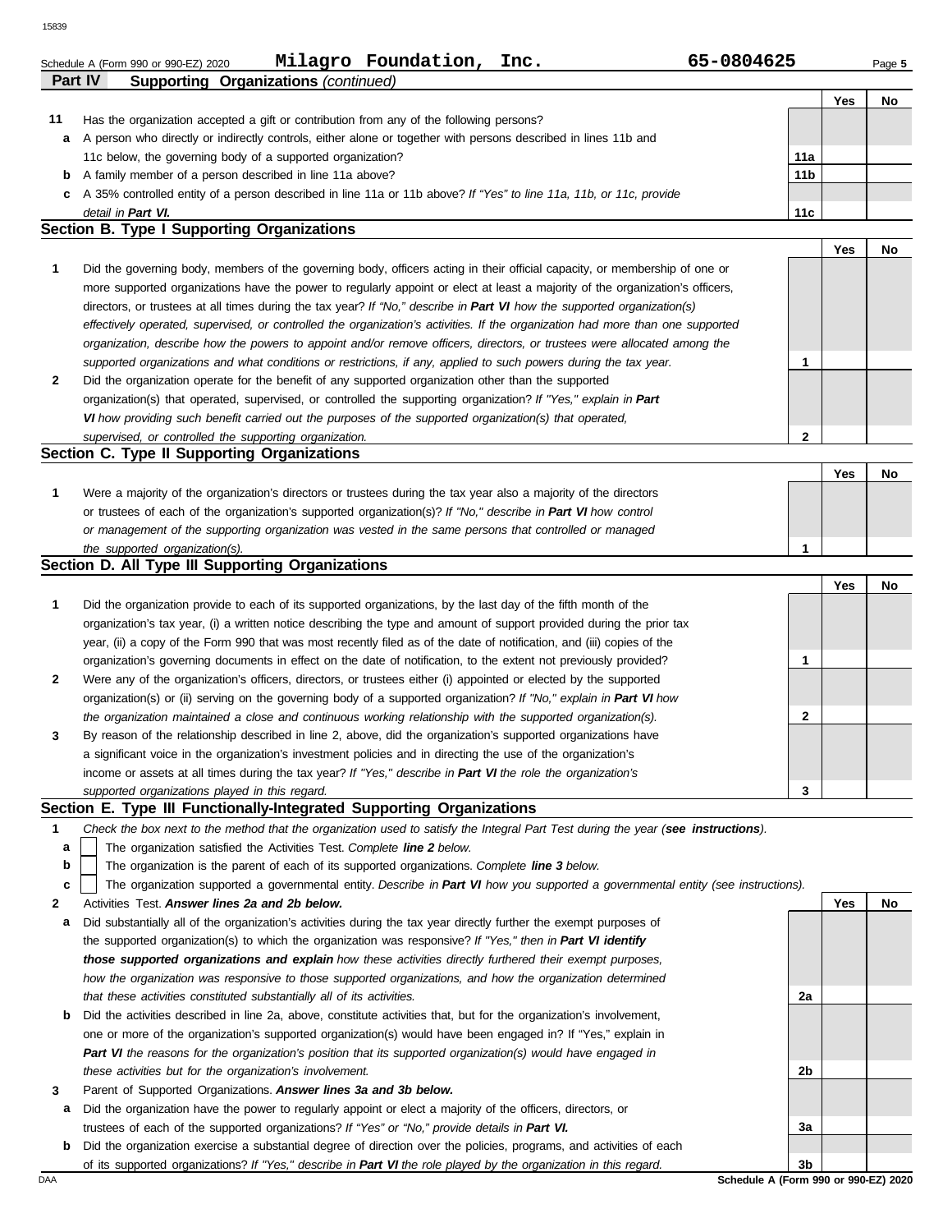Schedule A (Form 990 or 990-EZ) 2020 **Milagro Foundation, Inc.** **65-0804625** Page **5**

## Part IV Supporting Organizations *(continued)*

| | | | Yes | No |
|---|---|---|---|---|
| **11** | Has the organization accepted a gift or contribution from any of the following persons? | | | |
| **a** | A person who directly or indirectly controls, either alone or together with persons described in lines 11b and 11c below, the governing body of a supported organization? | **11a** | | |
| **b** | A family member of a person described in line 11a above? | **11b** | | |
| **c** | A 35% controlled entity of a person described in line 11a or 11b above? *If "Yes" to line 11a, 11b, or 11c, provide detail in* ***Part VI.*** | **11c** | | |

### Section B. Type I Supporting Organizations

| | | | Yes | No |
|---|---|---|---|---|
| **1** | Did the governing body, members of the governing body, officers acting in their official capacity, or membership of one or more supported organizations have the power to regularly appoint or elect at least a majority of the organization's officers, directors, or trustees at all times during the tax year? *If "No," describe in* ***Part VI*** *how the supported organization(s) effectively operated, supervised, or controlled the organization's activities. If the organization had more than one supported organization, describe how the powers to appoint and/or remove officers, directors, or trustees were allocated among the supported organizations and what conditions or restrictions, if any, applied to such powers during the tax year.* | **1** | | |
| **2** | Did the organization operate for the benefit of any supported organization other than the supported organization(s) that operated, supervised, or controlled the supporting organization? *If "Yes," explain in* ***Part VI*** *how providing such benefit carried out the purposes of the supported organization(s) that operated, supervised, or controlled the supporting organization.* | **2** | | |

### Section C. Type II Supporting Organizations

| | | | Yes | No |
|---|---|---|---|---|
| **1** | Were a majority of the organization's directors or trustees during the tax year also a majority of the directors or trustees of each of the organization's supported organization(s)? *If "No," describe in* ***Part VI*** *how control or management of the supporting organization was vested in the same persons that controlled or managed the supported organization(s).* | **1** | | |

### Section D. All Type III Supporting Organizations

| | | | Yes | No |
|---|---|---|---|---|
| **1** | Did the organization provide to each of its supported organizations, by the last day of the fifth month of the organization's tax year, (i) a written notice describing the type and amount of support provided during the prior tax year, (ii) a copy of the Form 990 that was most recently filed as of the date of notification, and (iii) copies of the organization's governing documents in effect on the date of notification, to the extent not previously provided? | **1** | | |
| **2** | Were any of the organization's officers, directors, or trustees either (i) appointed or elected by the supported organization(s) or (ii) serving on the governing body of a supported organization? *If "No," explain in* ***Part VI*** *how the organization maintained a close and continuous working relationship with the supported organization(s).* | **2** | | |
| **3** | By reason of the relationship described in line 2, above, did the organization's supported organizations have a significant voice in the organization's investment policies and in directing the use of the organization's income or assets at all times during the tax year? *If "Yes," describe in* ***Part VI*** *the role the organization's supported organizations played in this regard.* | **3** | | |

### Section E. Type III Functionally-Integrated Supporting Organizations

**1** *Check the box next to the method that the organization used to satisfy the Integral Part Test during the year (****see instructions****).*

- **a** ☐ The organization satisfied the Activities Test. *Complete* ***line 2*** *below.*
- **b** ☐ The organization is the parent of each of its supported organizations. *Complete* ***line 3*** *below.*
- **c** ☐ The organization supported a governmental entity. *Describe in* ***Part VI*** *how you supported a governmental entity (see instructions).*

| | | | Yes | No |
|---|---|---|---|---|
| **2** | Activities Test. ***Answer lines 2a and 2b below.*** | | | |
| **a** | Did substantially all of the organization's activities during the tax year directly further the exempt purposes of the supported organization(s) to which the organization was responsive? *If "Yes," then in* ***Part VI identify those supported organizations and explain*** *how these activities directly furthered their exempt purposes, how the organization was responsive to those supported organizations, and how the organization determined that these activities constituted substantially all of its activities.* | **2a** | | |
| **b** | Did the activities described in line 2a, above, constitute activities that, but for the organization's involvement, one or more of the organization's supported organization(s) would have been engaged in? If "Yes," explain in ***Part VI*** *the reasons for the organization's position that its supported organization(s) would have engaged in these activities but for the organization's involvement.* | **2b** | | |
| **3** | Parent of Supported Organizations. ***Answer lines 3a and 3b below.*** | | | |
| **a** | Did the organization have the power to regularly appoint or elect a majority of the officers, directors, or trustees of each of the supported organizations? *If "Yes" or "No," provide details in* ***Part VI.*** | **3a** | | |
| **b** | Did the organization exercise a substantial degree of direction over the policies, programs, and activities of each of its supported organizations? *If "Yes," describe in* ***Part VI*** *the role played by the organization in this regard.* | **3b** | | |

**Schedule A (Form 990 or 990-EZ) 2020**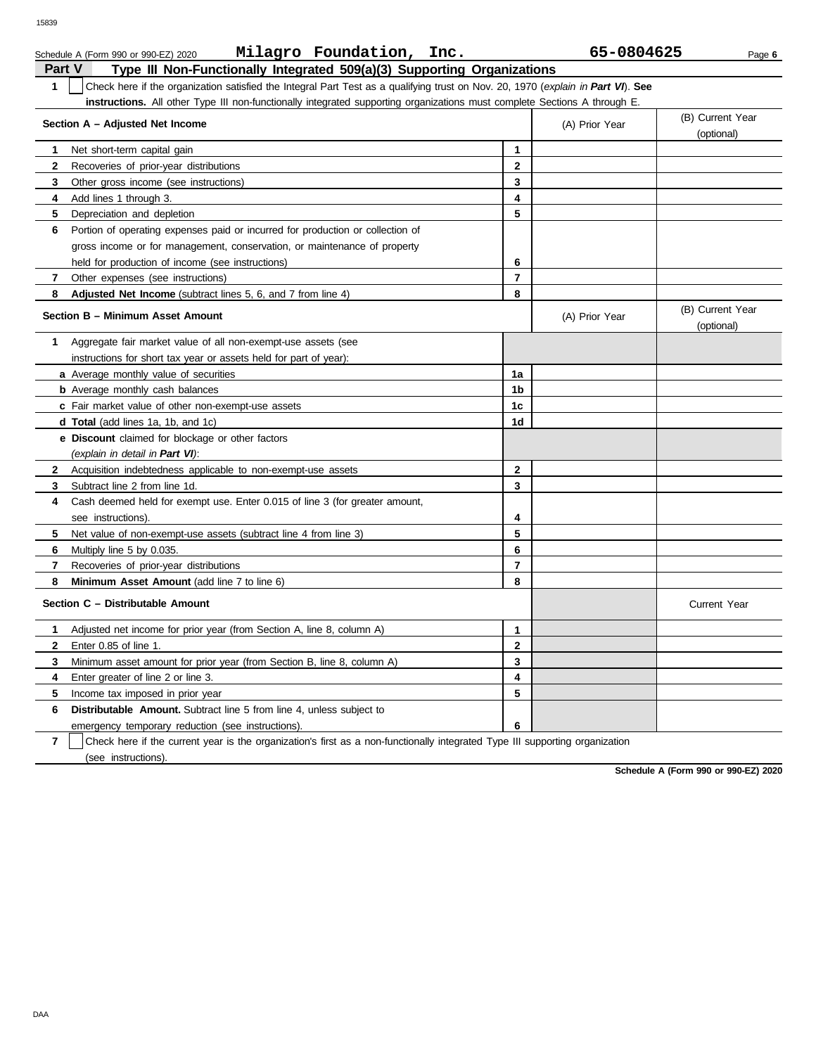Schedule A (Form 990 or 990-EZ) 2020 **Milagro Foundation, Inc.** **65-0804625**

## Part V Type III Non-Functionally Integrated 509(a)(3) Supporting Organizations

**1** ☐ Check here if the organization satisfied the Integral Part Test as a qualifying trust on Nov. 20, 1970 (*explain in **Part VI***). **See instructions.** All other Type III non-functionally integrated supporting organizations must complete Sections A through E.

| Section A – Adjusted Net Income | | (A) Prior Year | (B) Current Year (optional) |
|---|---|---|---|
| **1** Net short-term capital gain | **1** | | |
| **2** Recoveries of prior-year distributions | **2** | | |
| **3** Other gross income (see instructions) | **3** | | |
| **4** Add lines 1 through 3. | **4** | | |
| **5** Depreciation and depletion | **5** | | |
| **6** Portion of operating expenses paid or incurred for production or collection of gross income or for management, conservation, or maintenance of property held for production of income (see instructions) | **6** | | |
| **7** Other expenses (see instructions) | **7** | | |
| **8** **Adjusted Net Income** (subtract lines 5, 6, and 7 from line 4) | **8** | | |

| Section B – Minimum Asset Amount | | (A) Prior Year | (B) Current Year (optional) |
|---|---|---|---|
| **1** Aggregate fair market value of all non-exempt-use assets (see instructions for short tax year or assets held for part of year): | | | |
| **a** Average monthly value of securities | **1a** | | |
| **b** Average monthly cash balances | **1b** | | |
| **c** Fair market value of other non-exempt-use assets | **1c** | | |
| **d** **Total** (add lines 1a, 1b, and 1c) | **1d** | | |
| **e** **Discount** claimed for blockage or other factors (*explain in detail in **Part VI***): | | | |
| **2** Acquisition indebtedness applicable to non-exempt-use assets | **2** | | |
| **3** Subtract line 2 from line 1d. | **3** | | |
| **4** Cash deemed held for exempt use. Enter 0.015 of line 3 (for greater amount, see instructions). | **4** | | |
| **5** Net value of non-exempt-use assets (subtract line 4 from line 3) | **5** | | |
| **6** Multiply line 5 by 0.035. | **6** | | |
| **7** Recoveries of prior-year distributions | **7** | | |
| **8** **Minimum Asset Amount** (add line 7 to line 6) | **8** | | |

| Section C – Distributable Amount | | | Current Year |
|---|---|---|---|
| **1** Adjusted net income for prior year (from Section A, line 8, column A) | **1** | | |
| **2** Enter 0.85 of line 1. | **2** | | |
| **3** Minimum asset amount for prior year (from Section B, line 8, column A) | **3** | | |
| **4** Enter greater of line 2 or line 3. | **4** | | |
| **5** Income tax imposed in prior year | **5** | | |
| **6** **Distributable Amount.** Subtract line 5 from line 4, unless subject to emergency temporary reduction (see instructions). | **6** | | |

**7** ☐ Check here if the current year is the organization's first as a non-functionally integrated Type III supporting organization (see instructions).

**Schedule A (Form 990 or 990-EZ) 2020**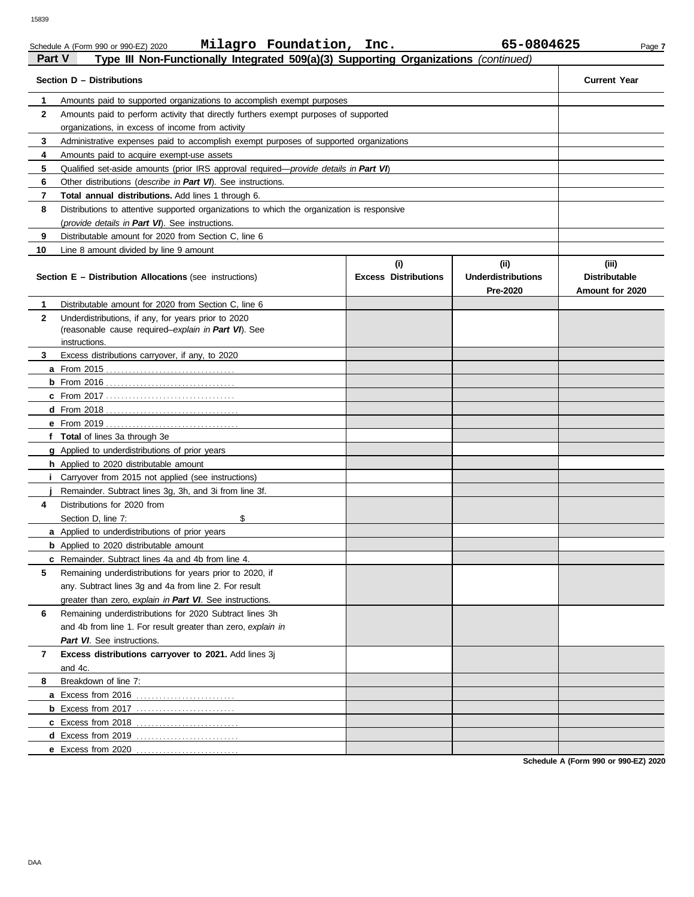Schedule A (Form 990 or 990-EZ) 2020 **Milagro Foundation, Inc.** **65-0804625** Page **7**

## Part V — Type III Non-Functionally Integrated 509(a)(3) Supporting Organizations *(continued)*

| **Section D – Distributions** | **Current Year** |
|---|---|
| **1** Amounts paid to supported organizations to accomplish exempt purposes | |
| **2** Amounts paid to perform activity that directly furthers exempt purposes of supported organizations, in excess of income from activity | |
| **3** Administrative expenses paid to accomplish exempt purposes of supported organizations | |
| **4** Amounts paid to acquire exempt-use assets | |
| **5** Qualified set-aside amounts (prior IRS approval required—*provide details in* ***Part VI***) | |
| **6** Other distributions (*describe in* ***Part VI***). See instructions. | |
| **7** **Total annual distributions.** Add lines 1 through 6. | |
| **8** Distributions to attentive supported organizations to which the organization is responsive (*provide details in* ***Part VI***). See instructions. | |
| **9** Distributable amount for 2020 from Section C, line 6 | |
| **10** Line 8 amount divided by line 9 amount | |

| **Section E – Distribution Allocations** (see instructions) | **(i)** **Excess Distributions** | **(ii)** **Underdistributions Pre-2020** | **(iii)** **Distributable Amount for 2020** |
|---|---|---|---|
| **1** Distributable amount for 2020 from Section C, line 6 | | | |
| **2** Underdistributions, if any, for years prior to 2020 (reasonable cause required–*explain in* ***Part VI***). See instructions. | | | |
| **3** Excess distributions carryover, if any, to 2020 | | | |
| **a** From 2015 | | | |
| **b** From 2016 | | | |
| **c** From 2017 | | | |
| **d** From 2018 | | | |
| **e** From 2019 | | | |
| **f** **Total** of lines 3a through 3e | | | |
| **g** Applied to underdistributions of prior years | | | |
| **h** Applied to 2020 distributable amount | | | |
| **i** Carryover from 2015 not applied (see instructions) | | | |
| **j** Remainder. Subtract lines 3g, 3h, and 3i from line 3f. | | | |
| **4** Distributions for 2020 from Section D, line 7: $ | | | |
| **a** Applied to underdistributions of prior years | | | |
| **b** Applied to 2020 distributable amount | | | |
| **c** Remainder. Subtract lines 4a and 4b from line 4. | | | |
| **5** Remaining underdistributions for years prior to 2020, if any. Subtract lines 3g and 4a from line 2. For result greater than zero, *explain in* ***Part VI***. See instructions. | | | |
| **6** Remaining underdistributions for 2020 Subtract lines 3h and 4b from line 1. For result greater than zero, *explain in* ***Part VI***. See instructions. | | | |
| **7** **Excess distributions carryover to 2021.** Add lines 3j and 4c. | | | |
| **8** Breakdown of line 7: | | | |
| **a** Excess from 2016 | | | |
| **b** Excess from 2017 | | | |
| **c** Excess from 2018 | | | |
| **d** Excess from 2019 | | | |
| **e** Excess from 2020 | | | |

**Schedule A (Form 990 or 990-EZ) 2020**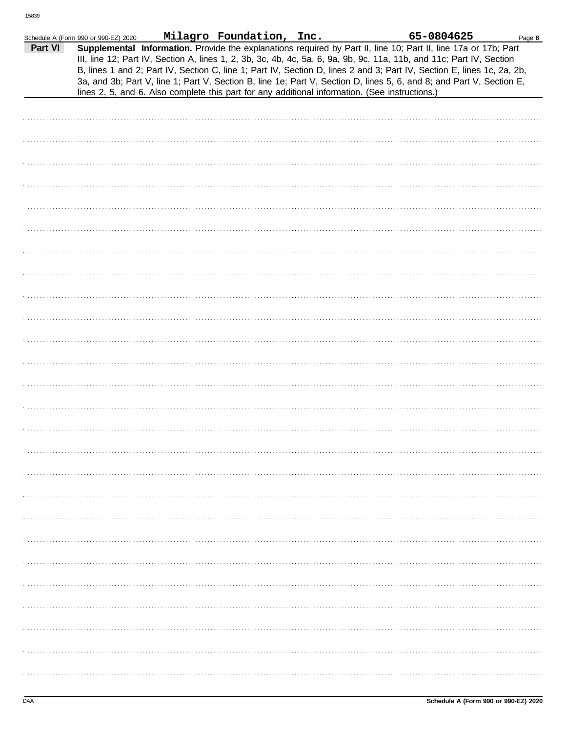Schedule A (Form 990 or 990-EZ) 2020 **Milagro Foundation, Inc.** **65-0804625** Page **8**

**Part VI** **Supplemental Information.** Provide the explanations required by Part II, line 10; Part II, line 17a or 17b; Part III, line 12; Part IV, Section A, lines 1, 2, 3b, 3c, 4b, 4c, 5a, 6, 9a, 9b, 9c, 11a, 11b, and 11c; Part IV, Section B, lines 1 and 2; Part IV, Section C, line 1; Part IV, Section D, lines 2 and 3; Part IV, Section E, lines 1c, 2a, 2b, 3a, and 3b; Part V, line 1; Part V, Section B, line 1e; Part V, Section D, lines 5, 6, and 8; and Part V, Section E, lines 2, 5, and 6. Also complete this part for any additional information. (See instructions.)

DAA **Schedule A (Form 990 or 990-EZ) 2020**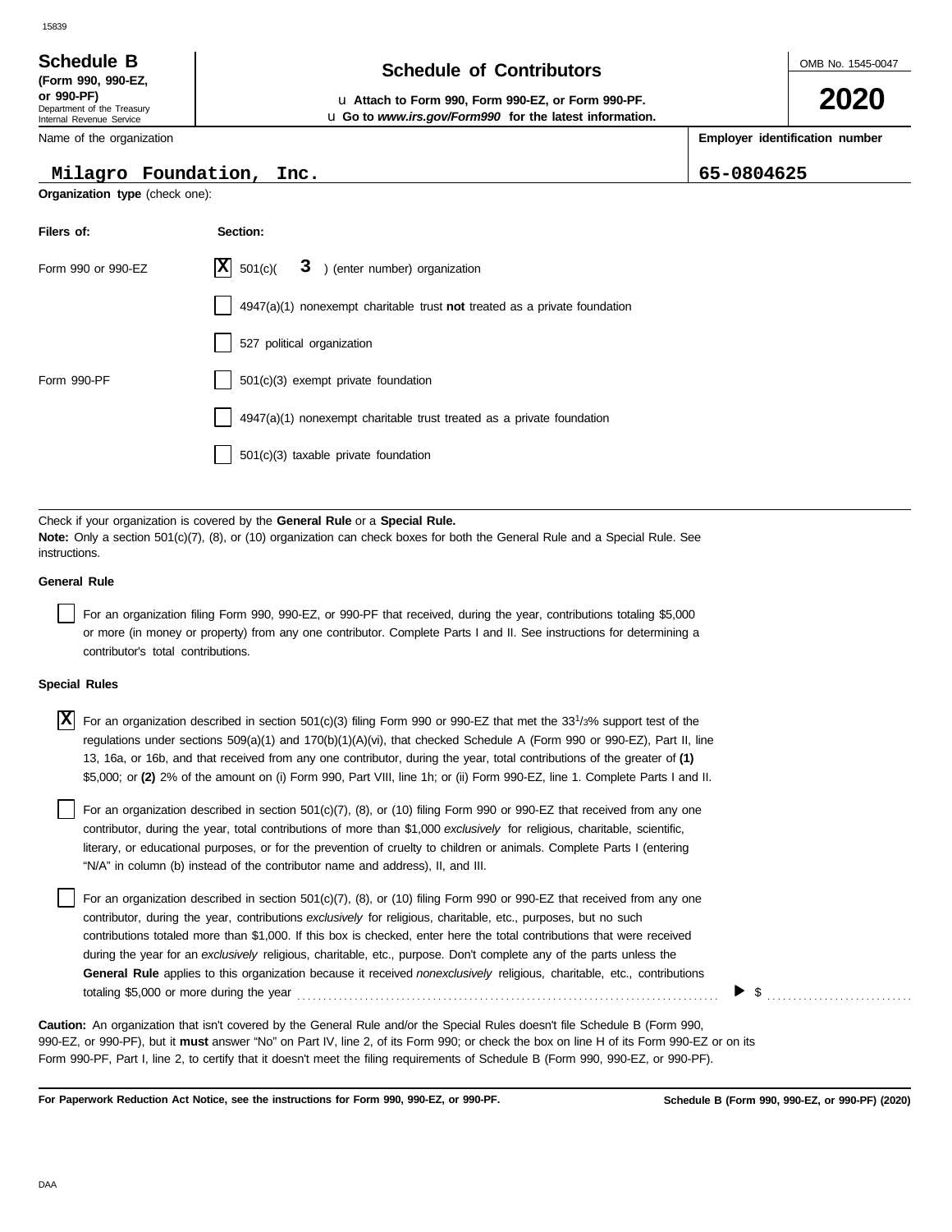15839

# Schedule B

**(Form 990, 990-EZ, or 990-PF)**
Department of the Treasury
Internal Revenue Service

## Schedule of Contributors

u **Attach to Form 990, Form 990-EZ, or Form 990-PF.**
u **Go to *www.irs.gov/Form990* for the latest information.**

OMB No. 1545-0047

**2020**

| Name of the organization | Employer identification number |
|---|---|
| Milagro Foundation, Inc. | 65-0804625 |

**Organization type** (check one):

| Filers of: | Section: |
|---|---|
| Form 990 or 990-EZ | [X] 501(c)( 3 ) (enter number) organization |
| | [ ] 4947(a)(1) nonexempt charitable trust **not** treated as a private foundation |
| | [ ] 527 political organization |
| Form 990-PF | [ ] 501(c)(3) exempt private foundation |
| | [ ] 4947(a)(1) nonexempt charitable trust treated as a private foundation |
| | [ ] 501(c)(3) taxable private foundation |

Check if your organization is covered by the **General Rule** or a **Special Rule.**
**Note:** Only a section 501(c)(7), (8), or (10) organization can check boxes for both the General Rule and a Special Rule. See instructions.

**General Rule**

[ ] For an organization filing Form 990, 990-EZ, or 990-PF that received, during the year, contributions totaling $5,000 or more (in money or property) from any one contributor. Complete Parts I and II. See instructions for determining a contributor's total contributions.

**Special Rules**

[X] For an organization described in section 501(c)(3) filing Form 990 or 990-EZ that met the 33 1/3% support test of the regulations under sections 509(a)(1) and 170(b)(1)(A)(vi), that checked Schedule A (Form 990 or 990-EZ), Part II, line 13, 16a, or 16b, and that received from any one contributor, during the year, total contributions of the greater of **(1)** $5,000; or **(2)** 2% of the amount on (i) Form 990, Part VIII, line 1h; or (ii) Form 990-EZ, line 1. Complete Parts I and II.

[ ] For an organization described in section 501(c)(7), (8), or (10) filing Form 990 or 990-EZ that received from any one contributor, during the year, total contributions of more than $1,000 *exclusively* for religious, charitable, scientific, literary, or educational purposes, or for the prevention of cruelty to children or animals. Complete Parts I (entering "N/A" in column (b) instead of the contributor name and address), II, and III.

[ ] For an organization described in section 501(c)(7), (8), or (10) filing Form 990 or 990-EZ that received from any one contributor, during the year, contributions *exclusively* for religious, charitable, etc., purposes, but no such contributions totaled more than $1,000. If this box is checked, enter here the total contributions that were received during the year for an *exclusively* religious, charitable, etc., purpose. Don't complete any of the parts unless the **General Rule** applies to this organization because it received *nonexclusively* religious, charitable, etc., contributions totaling $5,000 or more during the year ▶ $ ..........

**Caution:** An organization that isn't covered by the General Rule and/or the Special Rules doesn't file Schedule B (Form 990, 990-EZ, or 990-PF), but it **must** answer "No" on Part IV, line 2, of its Form 990; or check the box on line H of its Form 990-EZ or on its Form 990-PF, Part I, line 2, to certify that it doesn't meet the filing requirements of Schedule B (Form 990, 990-EZ, or 990-PF).

**For Paperwork Reduction Act Notice, see the instructions for Form 990, 990-EZ, or 990-PF.** **Schedule B (Form 990, 990-EZ, or 990-PF) (2020)**

DAA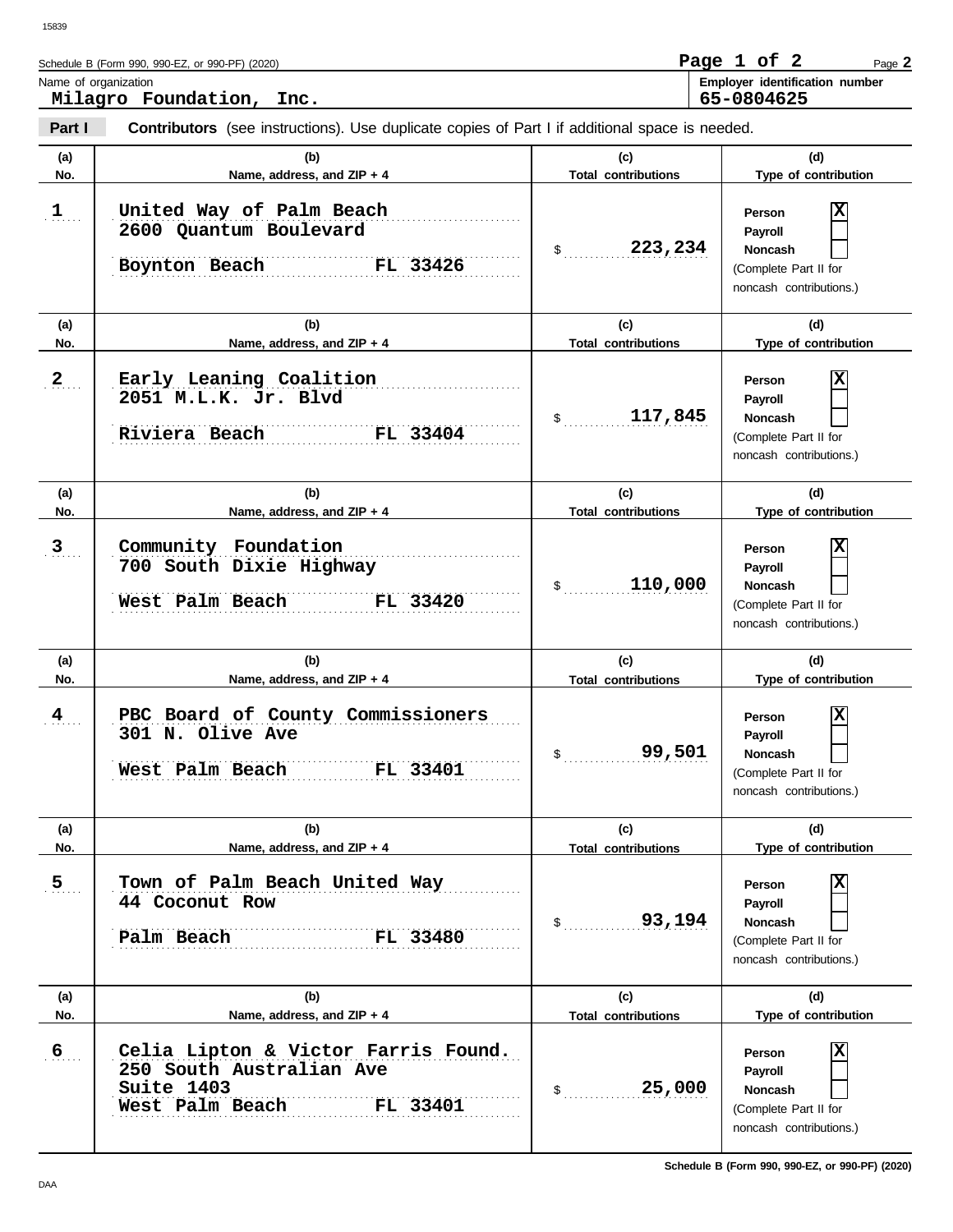Schedule B (Form 990, 990-EZ, or 990-PF) (2020)

Name of organization: **Milagro Foundation, Inc.**

Employer identification number: **65-0804625**

**Part I** **Contributors** (see instructions). Use duplicate copies of Part I if additional space is needed.

| (a) No. | (b) Name, address, and ZIP + 4 | (c) Total contributions | (d) Type of contribution |
|---|---|---|---|
| 1 | United Way of Palm Beach<br>2600 Quantum Boulevard<br>Boynton Beach FL 33426 | $ 223,234 | Person [X]<br>Payroll [ ]<br>Noncash [ ]<br>(Complete Part II for noncash contributions.) |
| 2 | Early Leaning Coalition<br>2051 M.L.K. Jr. Blvd<br>Riviera Beach FL 33404 | $ 117,845 | Person [X]<br>Payroll [ ]<br>Noncash [ ]<br>(Complete Part II for noncash contributions.) |
| 3 | Community Foundation<br>700 South Dixie Highway<br>West Palm Beach FL 33420 | $ 110,000 | Person [X]<br>Payroll [ ]<br>Noncash [ ]<br>(Complete Part II for noncash contributions.) |
| 4 | PBC Board of County Commissioners<br>301 N. Olive Ave<br>West Palm Beach FL 33401 | $ 99,501 | Person [X]<br>Payroll [ ]<br>Noncash [ ]<br>(Complete Part II for noncash contributions.) |
| 5 | Town of Palm Beach United Way<br>44 Coconut Row<br>Palm Beach FL 33480 | $ 93,194 | Person [X]<br>Payroll [ ]<br>Noncash [ ]<br>(Complete Part II for noncash contributions.) |
| 6 | Celia Lipton & Victor Farris Found.<br>250 South Australian Ave<br>Suite 1403<br>West Palm Beach FL 33401 | $ 25,000 | Person [X]<br>Payroll [ ]<br>Noncash [ ]<br>(Complete Part II for noncash contributions.) |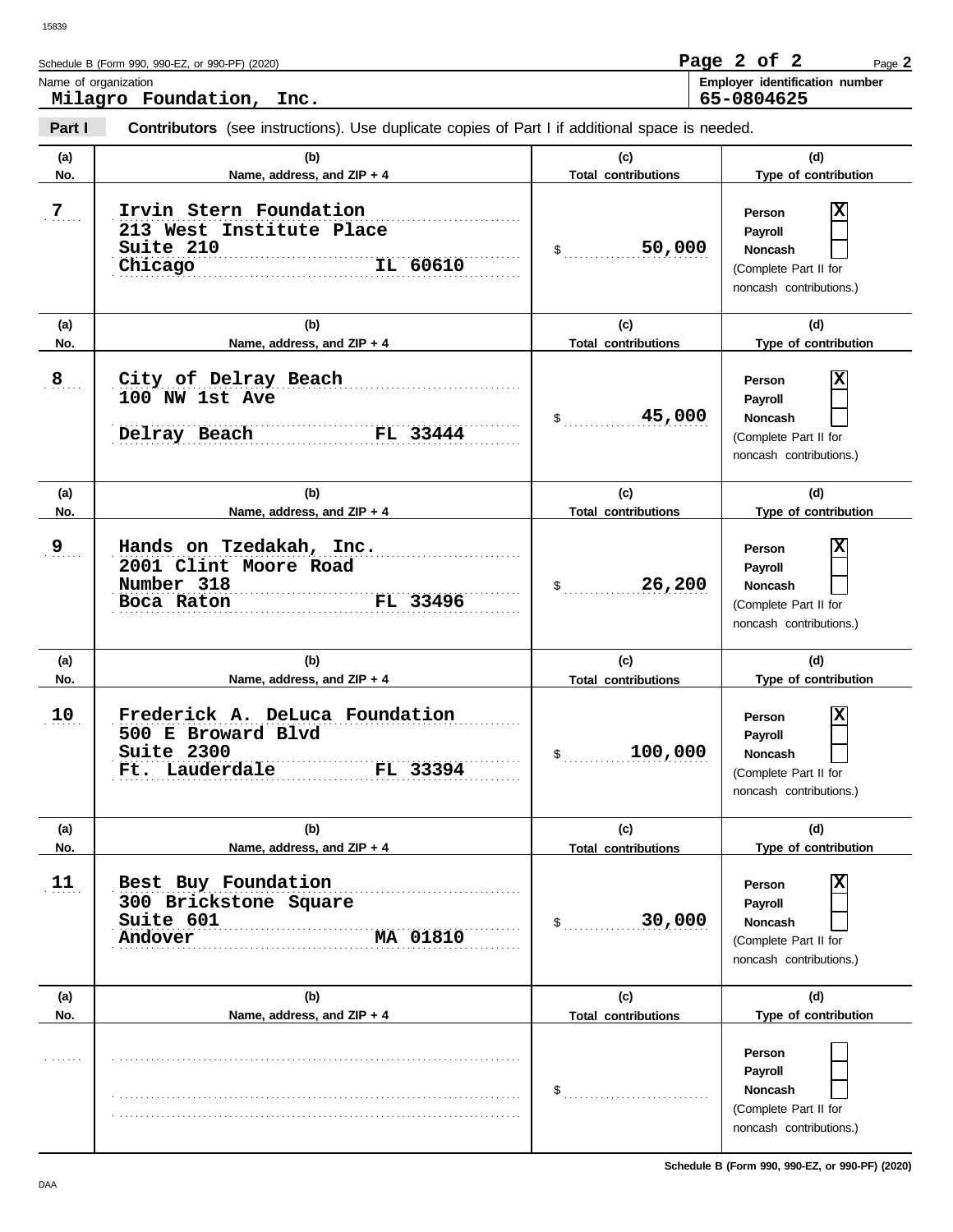Schedule B (Form 990, 990-EZ, or 990-PF) (2020)

Name of organization: **Milagro Foundation, Inc.**

Employer identification number: **65-0804625**

**Part I** **Contributors** (see instructions). Use duplicate copies of Part I if additional space is needed.

| (a) No. | (b) Name, address, and ZIP + 4 | (c) Total contributions | (d) Type of contribution |
|---|---|---|---|
| 7 | Irvin Stern Foundation<br>213 West Institute Place<br>Suite 210<br>Chicago IL 60610 | $ 50,000 | Person [X]<br>Payroll [ ]<br>Noncash [ ]<br>(Complete Part II for noncash contributions.) |
| 8 | City of Delray Beach<br>100 NW 1st Ave<br>Delray Beach FL 33444 | $ 45,000 | Person [X]<br>Payroll [ ]<br>Noncash [ ]<br>(Complete Part II for noncash contributions.) |
| 9 | Hands on Tzedakah, Inc.<br>2001 Clint Moore Road<br>Number 318<br>Boca Raton FL 33496 | $ 26,200 | Person [X]<br>Payroll [ ]<br>Noncash [ ]<br>(Complete Part II for noncash contributions.) |
| 10 | Frederick A. DeLuca Foundation<br>500 E Broward Blvd<br>Suite 2300<br>Ft. Lauderdale FL 33394 | $ 100,000 | Person [X]<br>Payroll [ ]<br>Noncash [ ]<br>(Complete Part II for noncash contributions.) |
| 11 | Best Buy Foundation<br>300 Brickstone Square<br>Suite 601<br>Andover MA 01810 | $ 30,000 | Person [X]<br>Payroll [ ]<br>Noncash [ ]<br>(Complete Part II for noncash contributions.) |
| | | $ | Person [ ]<br>Payroll [ ]<br>Noncash [ ]<br>(Complete Part II for noncash contributions.) |

Schedule B (Form 990, 990-EZ, or 990-PF) (2020)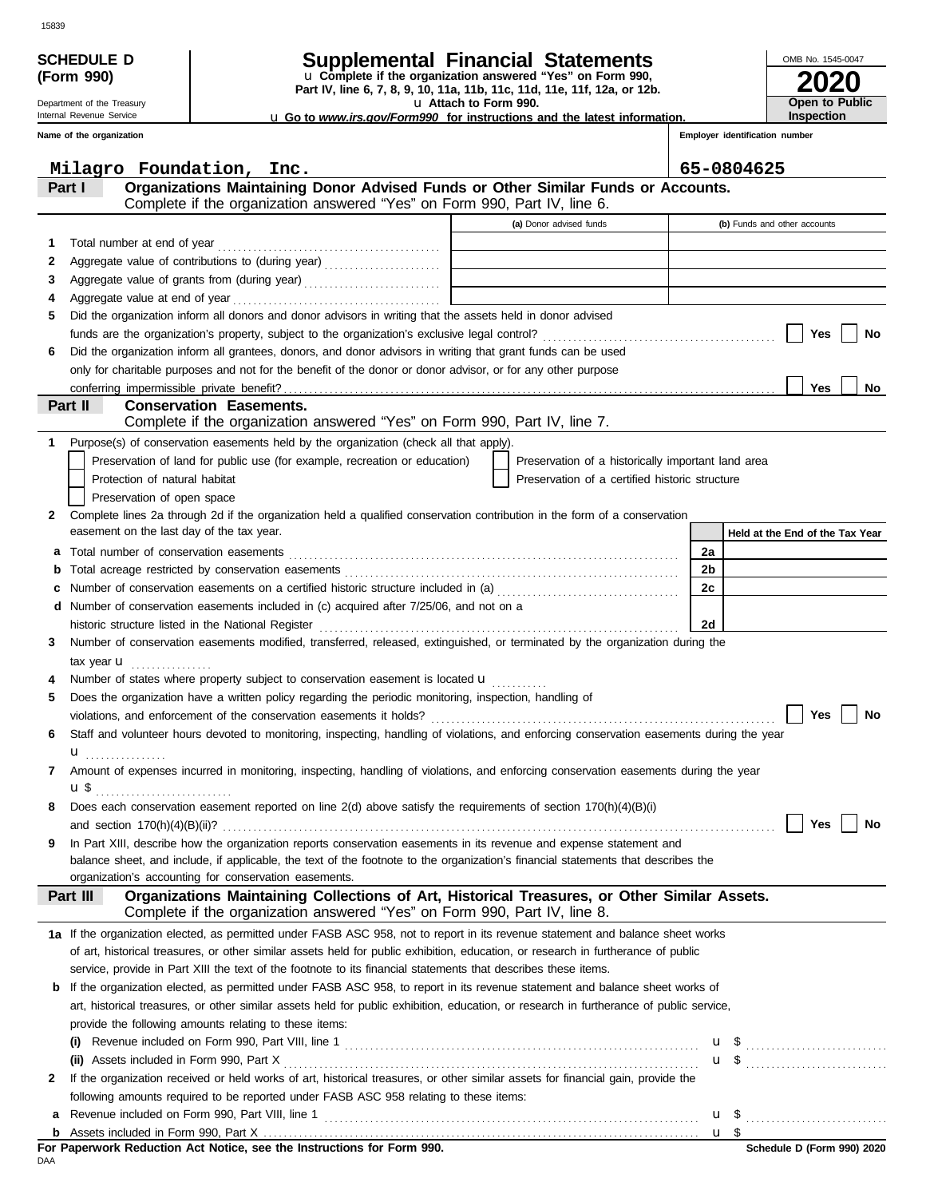# SCHEDULE D (Form 990)

Department of the Treasury
Internal Revenue Service

## Supplemental Financial Statements

u Complete if the organization answered "Yes" on Form 990, Part IV, line 6, 7, 8, 9, 10, 11a, 11b, 11c, 11d, 11e, 11f, 12a, or 12b.

u Attach to Form 990.

u Go to *www.irs.gov/Form990* for instructions and the latest information.

OMB No. 1545-0047

**2020**

**Open to Public Inspection**

**Name of the organization:** Milagro Foundation, Inc.

**Employer identification number:** 65-0804625

## Part I Organizations Maintaining Donor Advised Funds or Other Similar Funds or Accounts.

Complete if the organization answered "Yes" on Form 990, Part IV, line 6.

| | | (a) Donor advised funds | (b) Funds and other accounts |
|---|---|---|---|
| 1 | Total number at end of year | | |
| 2 | Aggregate value of contributions to (during year) | | |
| 3 | Aggregate value of grants from (during year) | | |
| 4 | Aggregate value at end of year | | |

5 Did the organization inform all donors and donor advisors in writing that the assets held in donor advised funds are the organization's property, subject to the organization's exclusive legal control? ☐ Yes ☐ No

6 Did the organization inform all grantees, donors, and donor advisors in writing that grant funds can be used only for charitable purposes and not for the benefit of the donor or donor advisor, or for any other purpose conferring impermissible private benefit? ☐ Yes ☐ No

## Part II Conservation Easements.

Complete if the organization answered "Yes" on Form 990, Part IV, line 7.

1 Purpose(s) of conservation easements held by the organization (check all that apply).

- ☐ Preservation of land for public use (for example, recreation or education)
- ☐ Protection of natural habitat
- ☐ Preservation of open space
- ☐ Preservation of a historically important land area
- ☐ Preservation of a certified historic structure

2 Complete lines 2a through 2d if the organization held a qualified conservation contribution in the form of a conservation easement on the last day of the tax year.

| | | | Held at the End of the Tax Year |
|---|---|---|---|
| a | Total number of conservation easements | 2a | |
| b | Total acreage restricted by conservation easements | 2b | |
| c | Number of conservation easements on a certified historic structure included in (a) | 2c | |
| d | Number of conservation easements included in (c) acquired after 7/25/06, and not on a historic structure listed in the National Register | 2d | |

3 Number of conservation easements modified, transferred, released, extinguished, or terminated by the organization during the tax year u

4 Number of states where property subject to conservation easement is located u

5 Does the organization have a written policy regarding the periodic monitoring, inspection, handling of violations, and enforcement of the conservation easements it holds? ☐ Yes ☐ No

6 Staff and volunteer hours devoted to monitoring, inspecting, handling of violations, and enforcing conservation easements during the year u

7 Amount of expenses incurred in monitoring, inspecting, handling of violations, and enforcing conservation easements during the year u $

8 Does each conservation easement reported on line 2(d) above satisfy the requirements of section 170(h)(4)(B)(i) and section 170(h)(4)(B)(ii)? ☐ Yes ☐ No

9 In Part XIII, describe how the organization reports conservation easements in its revenue and expense statement and balance sheet, and include, if applicable, the text of the footnote to the organization's financial statements that describes the organization's accounting for conservation easements.

## Part III Organizations Maintaining Collections of Art, Historical Treasures, or Other Similar Assets.

Complete if the organization answered "Yes" on Form 990, Part IV, line 8.

1a If the organization elected, as permitted under FASB ASC 958, not to report in its revenue statement and balance sheet works of art, historical treasures, or other similar assets held for public exhibition, education, or research in furtherance of public service, provide in Part XIII the text of the footnote to its financial statements that describes these items.

b If the organization elected, as permitted under FASB ASC 958, to report in its revenue statement and balance sheet works of art, historical treasures, or other similar assets held for public exhibition, education, or research in furtherance of public service, provide the following amounts relating to these items:

(i) Revenue included on Form 990, Part VIII, line 1 u $

(ii) Assets included in Form 990, Part X u $

2 If the organization received or held works of art, historical treasures, or other similar assets for financial gain, provide the following amounts required to be reported under FASB ASC 958 relating to these items:

a Revenue included on Form 990, Part VIII, line 1 u $

b Assets included in Form 990, Part X u $

**For Paperwork Reduction Act Notice, see the Instructions for Form 990.**

Schedule D (Form 990) 2020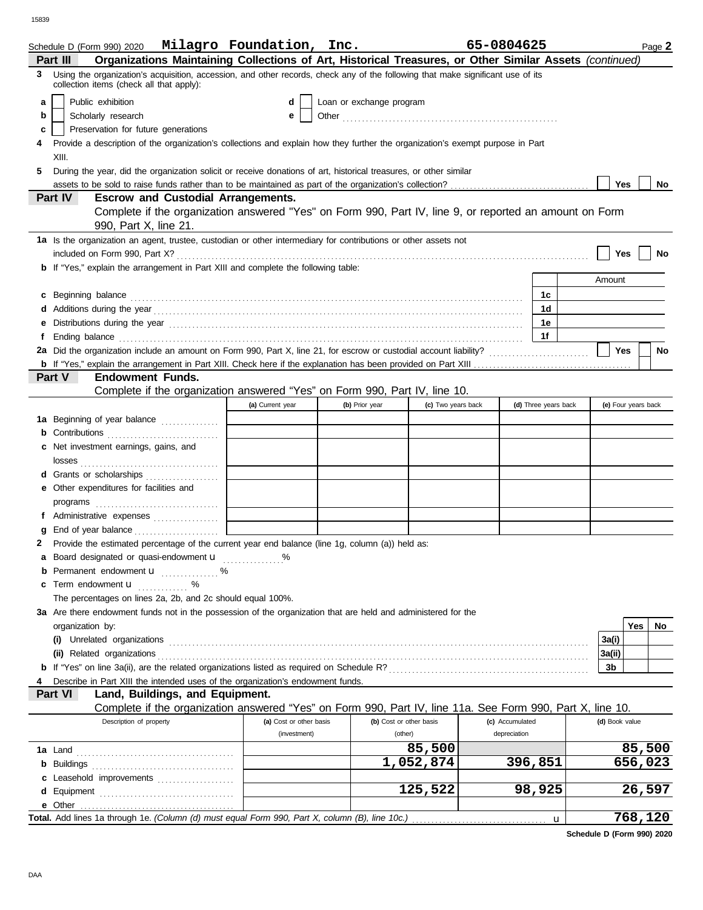Schedule D (Form 990) 2020 **Milagro Foundation, Inc.** **65-0804625** Page **2**

**Part III — Organizations Maintaining Collections of Art, Historical Treasures, or Other Similar Assets** *(continued)*

**3** Using the organization's acquisition, accession, and other records, check any of the following that make significant use of its collection items (check all that apply):

- **a** ☐ Public exhibition
- **b** ☐ Scholarly research
- **c** ☐ Preservation for future generations
- **d** ☐ Loan or exchange program
- **e** ☐ Other

**4** Provide a description of the organization's collections and explain how they further the organization's exempt purpose in Part XIII.

**5** During the year, did the organization solicit or receive donations of art, historical treasures, or other similar assets to be sold to raise funds rather than to be maintained as part of the organization's collection? ☐ Yes ☐ No

**Part IV — Escrow and Custodial Arrangements.**

Complete if the organization answered "Yes" on Form 990, Part IV, line 9, or reported an amount on Form 990, Part X, line 21.

**1a** Is the organization an agent, trustee, custodian or other intermediary for contributions or other assets not included on Form 990, Part X? ☐ Yes ☐ No

**b** If "Yes," explain the arrangement in Part XIII and complete the following table:

| | | Amount |
|---|---|---|
| **c** Beginning balance | 1c | |
| **d** Additions during the year | 1d | |
| **e** Distributions during the year | 1e | |
| **f** Ending balance | 1f | |

**2a** Did the organization include an amount on Form 990, Part X, line 21, for escrow or custodial account liability? ☐ Yes ☐ No

**b** If "Yes," explain the arrangement in Part XIII. Check here if the explanation has been provided on Part XIII ☐

**Part V — Endowment Funds.**

Complete if the organization answered "Yes" on Form 990, Part IV, line 10.

| | (a) Current year | (b) Prior year | (c) Two years back | (d) Three years back | (e) Four years back |
|---|---|---|---|---|---|
| **1a** Beginning of year balance | | | | | |
| **b** Contributions | | | | | |
| **c** Net investment earnings, gains, and losses | | | | | |
| **d** Grants or scholarships | | | | | |
| **e** Other expenditures for facilities and programs | | | | | |
| **f** Administrative expenses | | | | | |
| **g** End of year balance | | | | | |

**2** Provide the estimated percentage of the current year end balance (line 1g, column (a)) held as:

- **a** Board designated or quasi-endowment ______ %
- **b** Permanent endowment ______ %
- **c** Term endowment ______ %

The percentages on lines 2a, 2b, and 2c should equal 100%.

**3a** Are there endowment funds not in the possession of the organization that are held and administered for the organization by:

| | | Yes | No |
|---|---|---|---|
| **(i)** Unrelated organizations | 3a(i) | | |
| **(ii)** Related organizations | 3a(ii) | | |
| **b** If "Yes" on line 3a(ii), are the related organizations listed as required on Schedule R? | 3b | | |

**4** Describe in Part XIII the intended uses of the organization's endowment funds.

**Part VI — Land, Buildings, and Equipment.**

Complete if the organization answered "Yes" on Form 990, Part IV, line 11a. See Form 990, Part X, line 10.

| Description of property | (a) Cost or other basis (investment) | (b) Cost or other basis (other) | (c) Accumulated depreciation | (d) Book value |
|---|---|---|---|---|
| **1a** Land | | 85,500 | | 85,500 |
| **b** Buildings | | 1,052,874 | 396,851 | 656,023 |
| **c** Leasehold improvements | | | | |
| **d** Equipment | | 125,522 | 98,925 | 26,597 |
| **e** Other | | | | |
| **Total.** Add lines 1a through 1e. *(Column (d) must equal Form 990, Part X, column (B), line 10c.)* | | | | 768,120 |

**Schedule D (Form 990) 2020**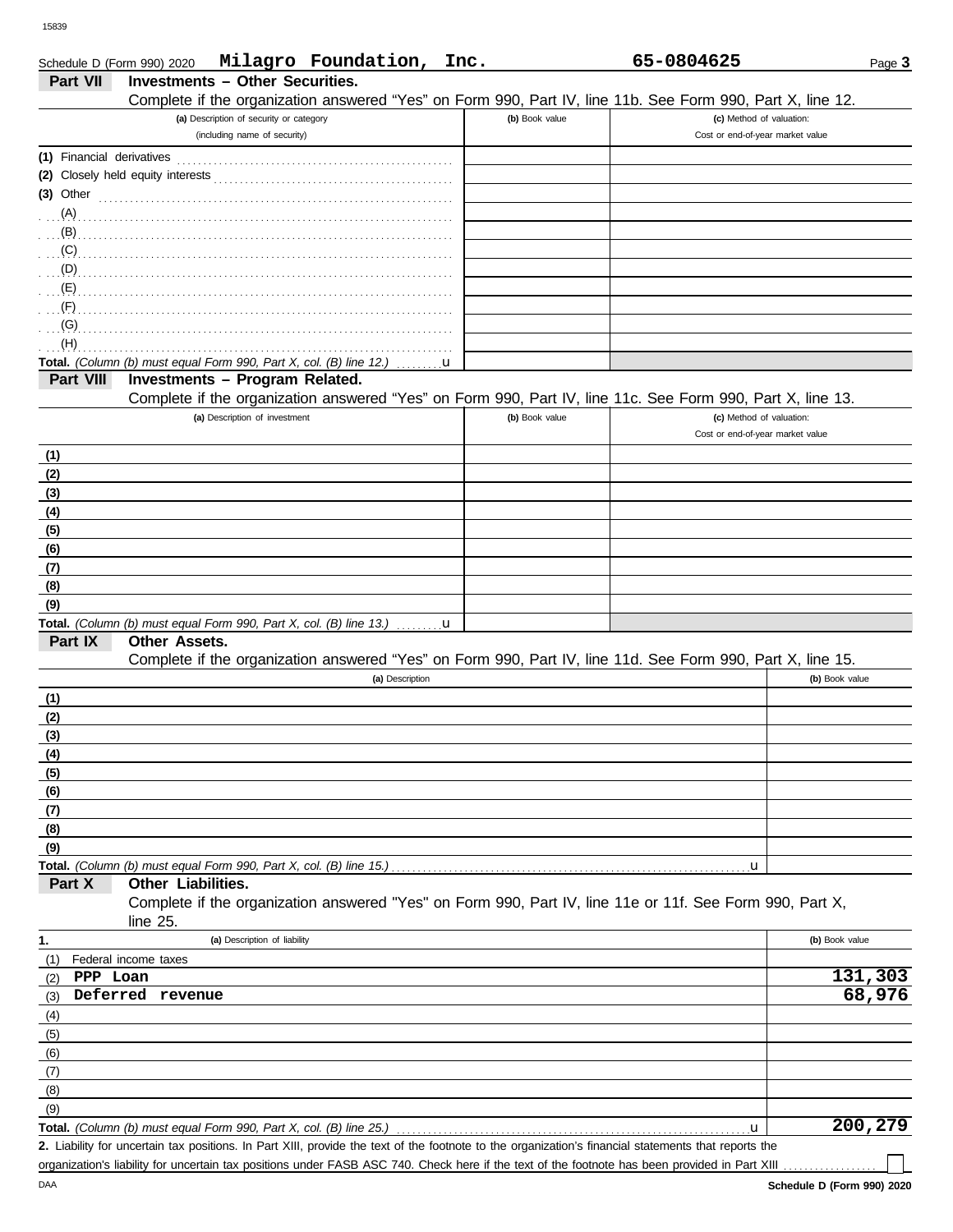Schedule D (Form 990) 2020 **Milagro Foundation, Inc.** **65-0804625**

## Part VII Investments – Other Securities.

Complete if the organization answered "Yes" on Form 990, Part IV, line 11b. See Form 990, Part X, line 12.

| (a) Description of security or category (including name of security) | (b) Book value | (c) Method of valuation: Cost or end-of-year market value |
|---|---|---|
| (1) Financial derivatives | | |
| (2) Closely held equity interests | | |
| (3) Other | | |
| (A) | | |
| (B) | | |
| (C) | | |
| (D) | | |
| (E) | | |
| (F) | | |
| (G) | | |
| (H) | | |
| **Total.** *(Column (b) must equal Form 990, Part X, col. (B) line 12.)* u | | |

## Part VIII Investments – Program Related.

Complete if the organization answered "Yes" on Form 990, Part IV, line 11c. See Form 990, Part X, line 13.

| (a) Description of investment | (b) Book value | (c) Method of valuation: Cost or end-of-year market value |
|---|---|---|
| (1) | | |
| (2) | | |
| (3) | | |
| (4) | | |
| (5) | | |
| (6) | | |
| (7) | | |
| (8) | | |
| (9) | | |
| **Total.** *(Column (b) must equal Form 990, Part X, col. (B) line 13.)* u | | |

## Part IX Other Assets.

Complete if the organization answered "Yes" on Form 990, Part IV, line 11d. See Form 990, Part X, line 15.

| (a) Description | (b) Book value |
|---|---|
| (1) | |
| (2) | |
| (3) | |
| (4) | |
| (5) | |
| (6) | |
| (7) | |
| (8) | |
| (9) | |
| **Total.** *(Column (b) must equal Form 990, Part X, col. (B) line 15.)* u | |

## Part X Other Liabilities.

Complete if the organization answered "Yes" on Form 990, Part IV, line 11e or 11f. See Form 990, Part X, line 25.

| 1. (a) Description of liability | (b) Book value |
|---|---|
| (1) Federal income taxes | |
| (2) PPP Loan | 131,303 |
| (3) Deferred revenue | 68,976 |
| (4) | |
| (5) | |
| (6) | |
| (7) | |
| (8) | |
| (9) | |
| **Total.** *(Column (b) must equal Form 990, Part X, col. (B) line 25.)* u | 200,279 |

**2.** Liability for uncertain tax positions. In Part XIII, provide the text of the footnote to the organization's financial statements that reports the organization's liability for uncertain tax positions under FASB ASC 740. Check here if the text of the footnote has been provided in Part XIII ☐

Schedule D (Form 990) 2020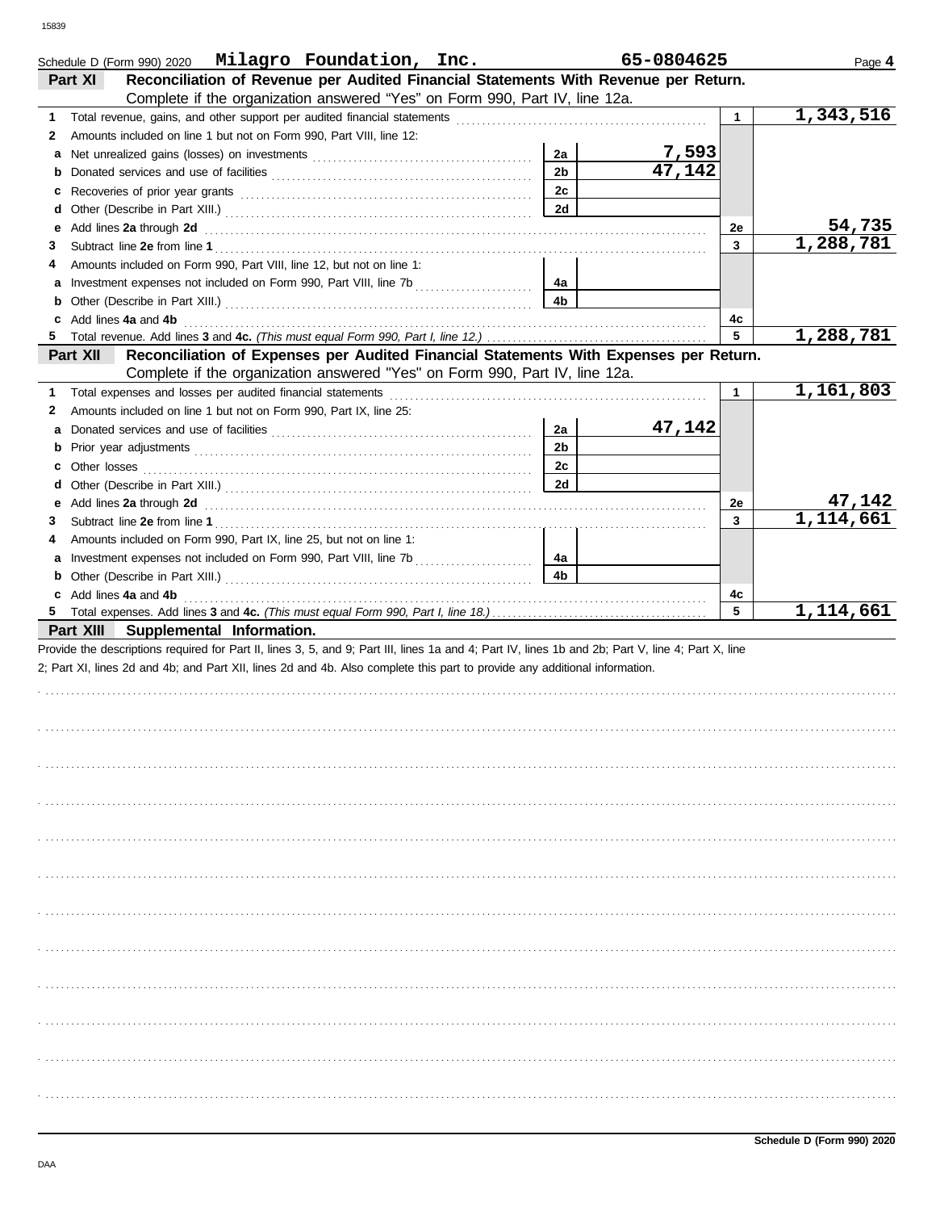Schedule D (Form 990) 2020 **Milagro Foundation, Inc.** **65-0804625** Page **4**

## Part XI Reconciliation of Revenue per Audited Financial Statements With Revenue per Return.

Complete if the organization answered "Yes" on Form 990, Part IV, line 12a.

| | | | | | |
|---|---|---|---|---|---|
| **1** | Total revenue, gains, and other support per audited financial statements | | | 1 | 1,343,516 |
| **2** | Amounts included on line 1 but not on Form 990, Part VIII, line 12: | | | | |
| **a** | Net unrealized gains (losses) on investments | 2a | 7,593 | | |
| **b** | Donated services and use of facilities | 2b | 47,142 | | |
| **c** | Recoveries of prior year grants | 2c | | | |
| **d** | Other (Describe in Part XIII.) | 2d | | | |
| **e** | Add lines **2a** through **2d** | | | 2e | 54,735 |
| **3** | Subtract line **2e** from line **1** | | | 3 | 1,288,781 |
| **4** | Amounts included on Form 990, Part VIII, line 12, but not on line 1: | | | | |
| **a** | Investment expenses not included on Form 990, Part VIII, line 7b | 4a | | | |
| **b** | Other (Describe in Part XIII.) | 4b | | | |
| **c** | Add lines **4a** and **4b** | | | 4c | |
| **5** | Total revenue. Add lines **3** and **4c.** *(This must equal Form 990, Part I, line 12.)* | | | 5 | 1,288,781 |

## Part XII Reconciliation of Expenses per Audited Financial Statements With Expenses per Return.

Complete if the organization answered "Yes" on Form 990, Part IV, line 12a.

| | | | | | |
|---|---|---|---|---|---|
| **1** | Total expenses and losses per audited financial statements | | | 1 | 1,161,803 |
| **2** | Amounts included on line 1 but not on Form 990, Part IX, line 25: | | | | |
| **a** | Donated services and use of facilities | 2a | 47,142 | | |
| **b** | Prior year adjustments | 2b | | | |
| **c** | Other losses | 2c | | | |
| **d** | Other (Describe in Part XIII.) | 2d | | | |
| **e** | Add lines **2a** through **2d** | | | 2e | 47,142 |
| **3** | Subtract line **2e** from line **1** | | | 3 | 1,114,661 |
| **4** | Amounts included on Form 990, Part IX, line 25, but not on line 1: | | | | |
| **a** | Investment expenses not included on Form 990, Part VIII, line 7b | 4a | | | |
| **b** | Other (Describe in Part XIII.) | 4b | | | |
| **c** | Add lines **4a** and **4b** | | | 4c | |
| **5** | Total expenses. Add lines **3** and **4c.** *(This must equal Form 990, Part I, line 18.)* | | | 5 | 1,114,661 |

## Part XIII Supplemental Information.

Provide the descriptions required for Part II, lines 3, 5, and 9; Part III, lines 1a and 4; Part IV, lines 1b and 2b; Part V, line 4; Part X, line 2; Part XI, lines 2d and 4b; and Part XII, lines 2d and 4b. Also complete this part to provide any additional information.

**Schedule D (Form 990) 2020**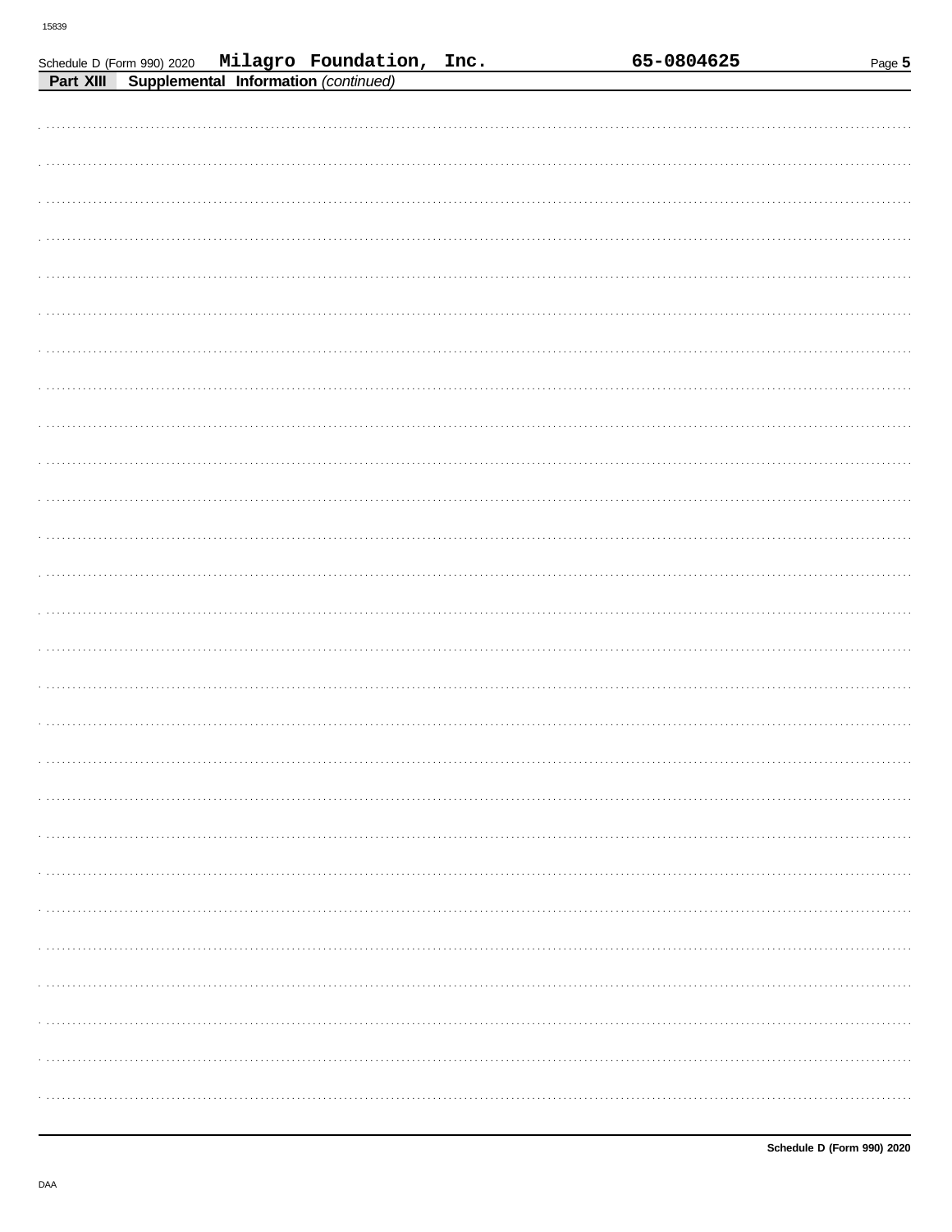Schedule D (Form 990) 2020 **Milagro Foundation, Inc.** **65-0804625**

**Part XIII** **Supplemental Information** *(continued)*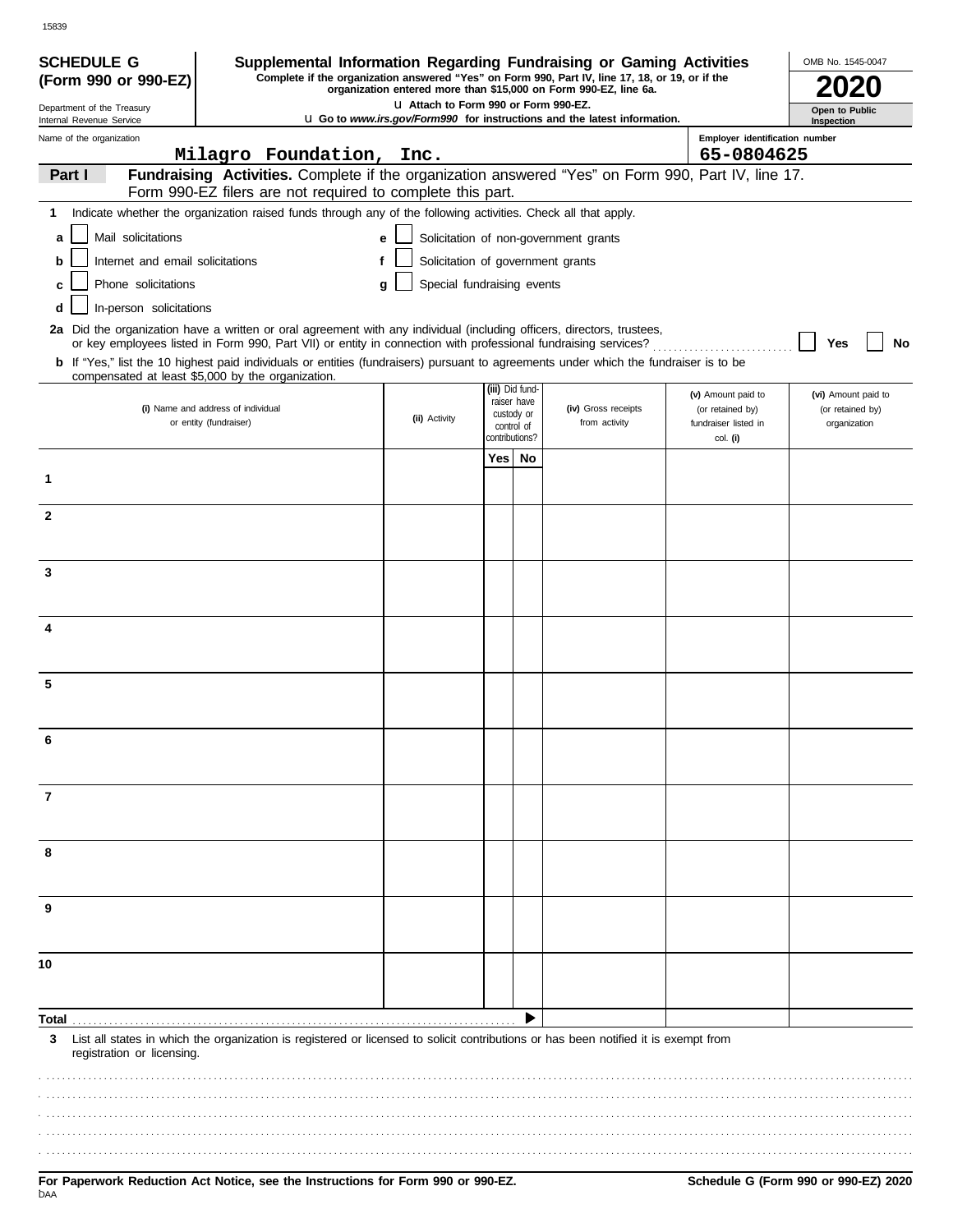15839

**SCHEDULE G (Form 990 or 990-EZ)**

Department of the Treasury
Internal Revenue Service

# Supplemental Information Regarding Fundraising or Gaming Activities

**Complete if the organization answered "Yes" on Form 990, Part IV, line 17, 18, or 19, or if the organization entered more than $15,000 on Form 990-EZ, line 6a.**

u Attach to Form 990 or Form 990-EZ.

u Go to *www.irs.gov/Form990* for instructions and the latest information.

OMB No. 1545-0047

**2020**

**Open to Public Inspection**

Name of the organization: Milagro Foundation, Inc.

Employer identification number: 65-0804625

**Part I** **Fundraising Activities.** Complete if the organization answered "Yes" on Form 990, Part IV, line 17. Form 990-EZ filers are not required to complete this part.

**1** Indicate whether the organization raised funds through any of the following activities. Check all that apply.

- **a** ☐ Mail solicitations
- **b** ☐ Internet and email solicitations
- **c** ☐ Phone solicitations
- **d** ☐ In-person solicitations
- **e** ☐ Solicitation of non-government grants
- **f** ☐ Solicitation of government grants
- **g** ☐ Special fundraising events

**2a** Did the organization have a written or oral agreement with any individual (including officers, directors, trustees, or key employees listed in Form 990, Part VII) or entity in connection with professional fundraising services? ☐ **Yes** ☐ **No**

**b** If "Yes," list the 10 highest paid individuals or entities (fundraisers) pursuant to agreements under which the fundraiser is to be compensated at least $5,000 by the organization.

| | (i) Name and address of individual or entity (fundraiser) | (ii) Activity | (iii) Did fund-raiser have custody or control of contributions? Yes | No | (iv) Gross receipts from activity | (v) Amount paid to (or retained by) fundraiser listed in col. (i) | (vi) Amount paid to (or retained by) organization |
|---|---|---|---|---|---|---|---|
| 1 | | | | | | | |
| 2 | | | | | | | |
| 3 | | | | | | | |
| 4 | | | | | | | |
| 5 | | | | | | | |
| 6 | | | | | | | |
| 7 | | | | | | | |
| 8 | | | | | | | |
| 9 | | | | | | | |
| 10 | | | | | | | |
| **Total** | | | | ▶ | | | |

**3** List all states in which the organization is registered or licensed to solicit contributions or has been notified it is exempt from registration or licensing.

**For Paperwork Reduction Act Notice, see the Instructions for Form 990 or 990-EZ.**

DAA

**Schedule G (Form 990 or 990-EZ) 2020**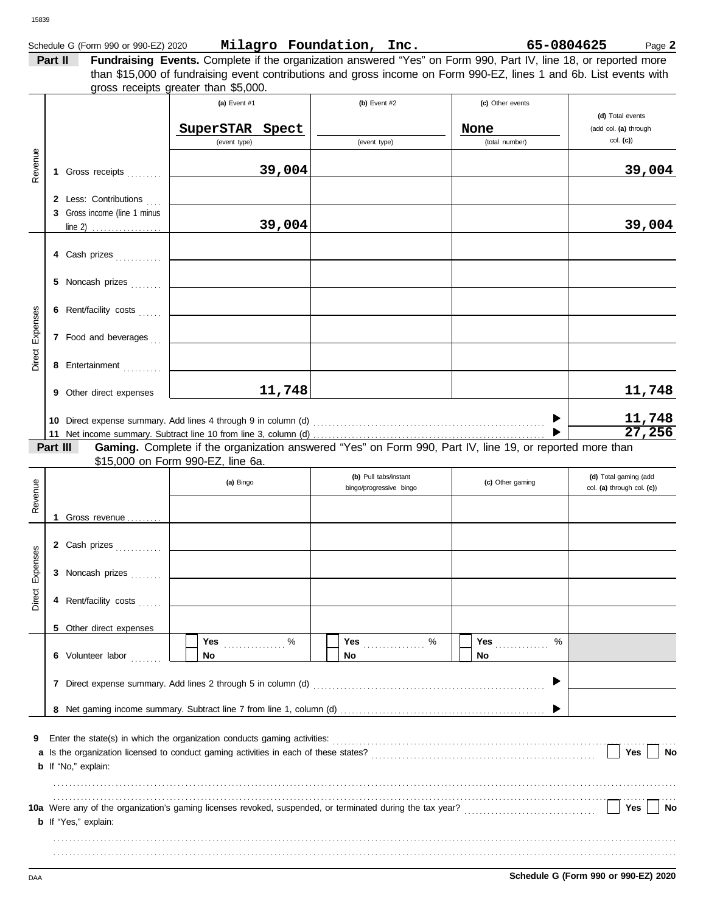Schedule G (Form 990 or 990-EZ) 2020 **Milagro Foundation, Inc.** **65-0804625** Page **2**

**Part II** **Fundraising Events.** Complete if the organization answered "Yes" on Form 990, Part IV, line 18, or reported more than $15,000 of fundraising event contributions and gross income on Form 990-EZ, lines 1 and 6b. List events with gross receipts greater than $5,000.

| | | (a) Event #1 | (b) Event #2 | (c) Other events | (d) Total events (add col. (a) through col. (c)) |
|---|---|---|---|---|---|
| | | SuperSTAR Spect (event type) | (event type) | None (total number) | |
| Revenue | 1 Gross receipts | 39,004 | | | 39,004 |
| | 2 Less: Contributions | | | | |
| | 3 Gross income (line 1 minus line 2) | 39,004 | | | 39,004 |
| Direct Expenses | 4 Cash prizes | | | | |
| | 5 Noncash prizes | | | | |
| | 6 Rent/facility costs | | | | |
| | 7 Food and beverages | | | | |
| | 8 Entertainment | | | | |
| | 9 Other direct expenses | 11,748 | | | 11,748 |
| | 10 Direct expense summary. Add lines 4 through 9 in column (d) | | | | 11,748 |
| | 11 Net income summary. Subtract line 10 from line 3, column (d) | | | | 27,256 |

**Part III** **Gaming.** Complete if the organization answered "Yes" on Form 990, Part IV, line 19, or reported more than $15,000 on Form 990-EZ, line 6a.

| | | (a) Bingo | (b) Pull tabs/instant bingo/progressive bingo | (c) Other gaming | (d) Total gaming (add col. (a) through col. (c)) |
|---|---|---|---|---|---|
| Revenue | 1 Gross revenue | | | | |
| Direct Expenses | 2 Cash prizes | | | | |
| | 3 Noncash prizes | | | | |
| | 4 Rent/facility costs | | | | |
| | 5 Other direct expenses | | | | |
| | 6 Volunteer labor | Yes ____ % / No | Yes ____ % / No | Yes ____ % / No | |
| | 7 Direct expense summary. Add lines 2 through 5 in column (d) | | | | |
| | 8 Net gaming income summary. Subtract line 7 from line 1, column (d) | | | | |

**9** Enter the state(s) in which the organization conducts gaming activities:

**a** Is the organization licensed to conduct gaming activities in each of these states? Yes No

**b** If "No," explain:

**10a** Were any of the organization's gaming licenses revoked, suspended, or terminated during the tax year? Yes No

**b** If "Yes," explain:

DAA **Schedule G (Form 990 or 990-EZ) 2020**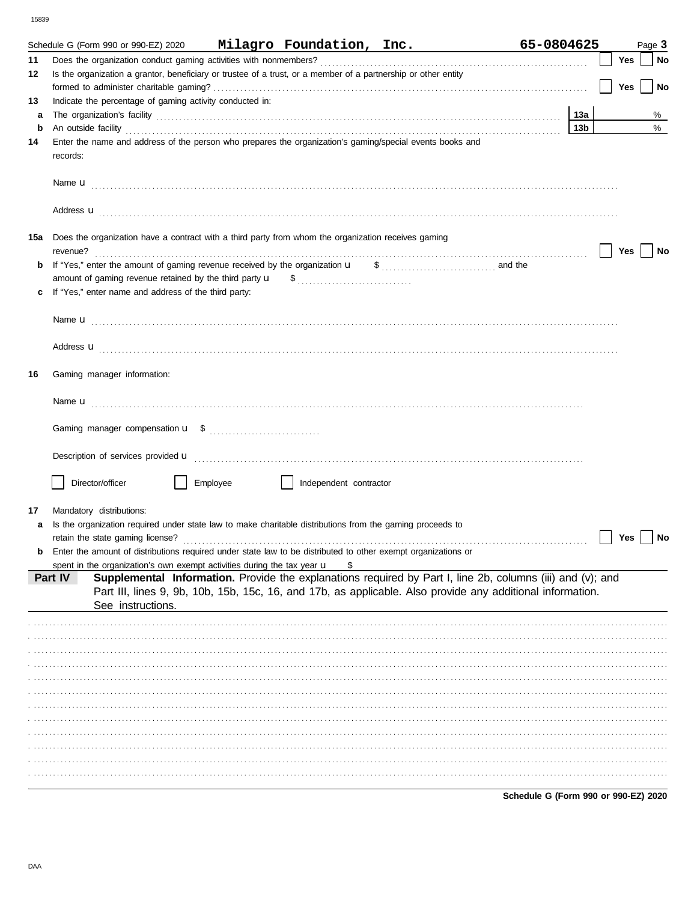Schedule G (Form 990 or 990-EZ) 2020 **Milagro Foundation, Inc.** **65-0804625** Page **3**

**11** Does the organization conduct gaming activities with nonmembers? ☐ **Yes** ☐ **No**

**12** Is the organization a grantor, beneficiary or trustee of a trust, or a member of a partnership or other entity formed to administer charitable gaming? ☐ **Yes** ☐ **No**

**13** Indicate the percentage of gaming activity conducted in:

**a** The organization's facility **13a** %

**b** An outside facility **13b** %

**14** Enter the name and address of the person who prepares the organization's gaming/special events books and records:

Name u

Address u

**15a** Does the organization have a contract with a third party from whom the organization receives gaming revenue? ☐ **Yes** ☐ **No**

**b** If "Yes," enter the amount of gaming revenue received by the organization u $ and the amount of gaming revenue retained by the third party u $

**c** If "Yes," enter name and address of the third party:

Name u

Address u

**16** Gaming manager information:

Name u

Gaming manager compensation u $

Description of services provided u

☐ Director/officer ☐ Employee ☐ Independent contractor

**17** Mandatory distributions:

**a** Is the organization required under state law to make charitable distributions from the gaming proceeds to retain the state gaming license? ☐ **Yes** ☐ **No**

**b** Enter the amount of distributions required under state law to be distributed to other exempt organizations or spent in the organization's own exempt activities during the tax year u $

**Part IV** **Supplemental Information.** Provide the explanations required by Part I, line 2b, columns (iii) and (v); and Part III, lines 9, 9b, 10b, 15b, 15c, 16, and 17b, as applicable. Also provide any additional information. See instructions.

**Schedule G (Form 990 or 990-EZ) 2020**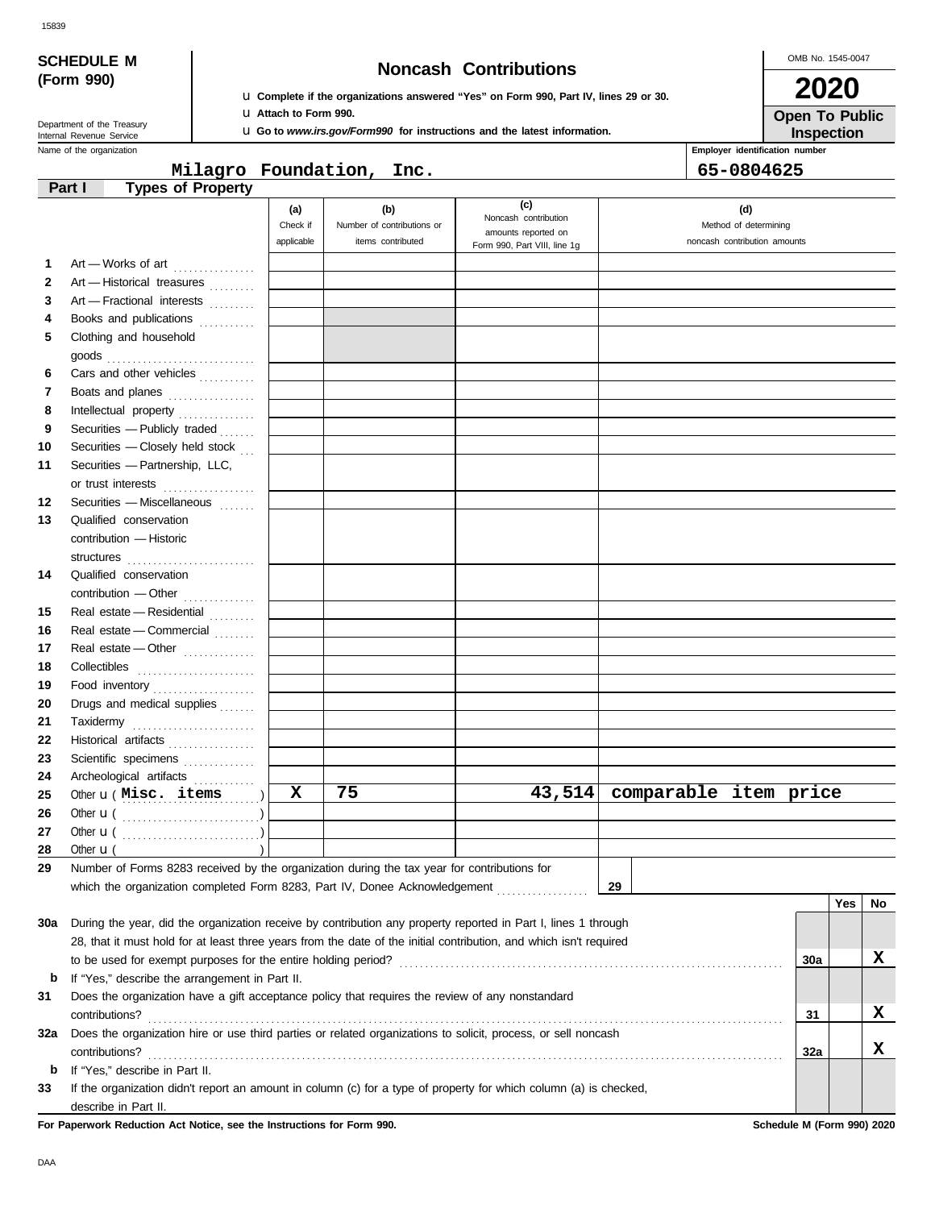# SCHEDULE M (Form 990)

## Noncash Contributions

u **Complete if the organizations answered "Yes" on Form 990, Part IV, lines 29 or 30.**
u **Attach to Form 990.**
u **Go to *www.irs.gov/Form990* for instructions and the latest information.**

OMB No. 1545-0047

**2020**

**Open To Public Inspection**

Department of the Treasury
Internal Revenue Service

Name of the organization: **Milagro Foundation, Inc.**

Employer identification number: **65-0804625**

### Part I — Types of Property

| | | (a) Check if applicable | (b) Number of contributions or items contributed | (c) Noncash contribution amounts reported on Form 990, Part VIII, line 1g | (d) Method of determining noncash contribution amounts |
|---|---|---|---|---|---|
| 1 | Art — Works of art | | | | |
| 2 | Art — Historical treasures | | | | |
| 3 | Art — Fractional interests | | | | |
| 4 | Books and publications | | | | |
| 5 | Clothing and household goods | | | | |
| 6 | Cars and other vehicles | | | | |
| 7 | Boats and planes | | | | |
| 8 | Intellectual property | | | | |
| 9 | Securities — Publicly traded | | | | |
| 10 | Securities — Closely held stock | | | | |
| 11 | Securities — Partnership, LLC, or trust interests | | | | |
| 12 | Securities — Miscellaneous | | | | |
| 13 | Qualified conservation contribution — Historic structures | | | | |
| 14 | Qualified conservation contribution — Other | | | | |
| 15 | Real estate — Residential | | | | |
| 16 | Real estate — Commercial | | | | |
| 17 | Real estate — Other | | | | |
| 18 | Collectibles | | | | |
| 19 | Food inventory | | | | |
| 20 | Drugs and medical supplies | | | | |
| 21 | Taxidermy | | | | |
| 22 | Historical artifacts | | | | |
| 23 | Scientific specimens | | | | |
| 24 | Archeological artifacts | | | | |
| 25 | Other u ( Misc. items ) | X | 75 | 43,514 | comparable item price |
| 26 | Other u ( ) | | | | |
| 27 | Other u ( ) | | | | |
| 28 | Other u ( ) | | | | |

**29** Number of Forms 8283 received by the organization during the tax year for contributions for which the organization completed Form 8283, Part IV, Donee Acknowledgement ..... **29**

| | | | Yes | No |
|---|---|---|---|---|
| 30a | During the year, did the organization receive by contribution any property reported in Part I, lines 1 through 28, that it must hold for at least three years from the date of the initial contribution, and which isn't required to be used for exempt purposes for the entire holding period? | 30a | | X |
| b | If "Yes," describe the arrangement in Part II. | | | |
| 31 | Does the organization have a gift acceptance policy that requires the review of any nonstandard contributions? | 31 | | X |
| 32a | Does the organization hire or use third parties or related organizations to solicit, process, or sell noncash contributions? | 32a | | X |
| b | If "Yes," describe in Part II. | | | |
| 33 | If the organization didn't report an amount in column (c) for a type of property for which column (a) is checked, describe in Part II. | | | |

**For Paperwork Reduction Act Notice, see the Instructions for Form 990.** **Schedule M (Form 990) 2020**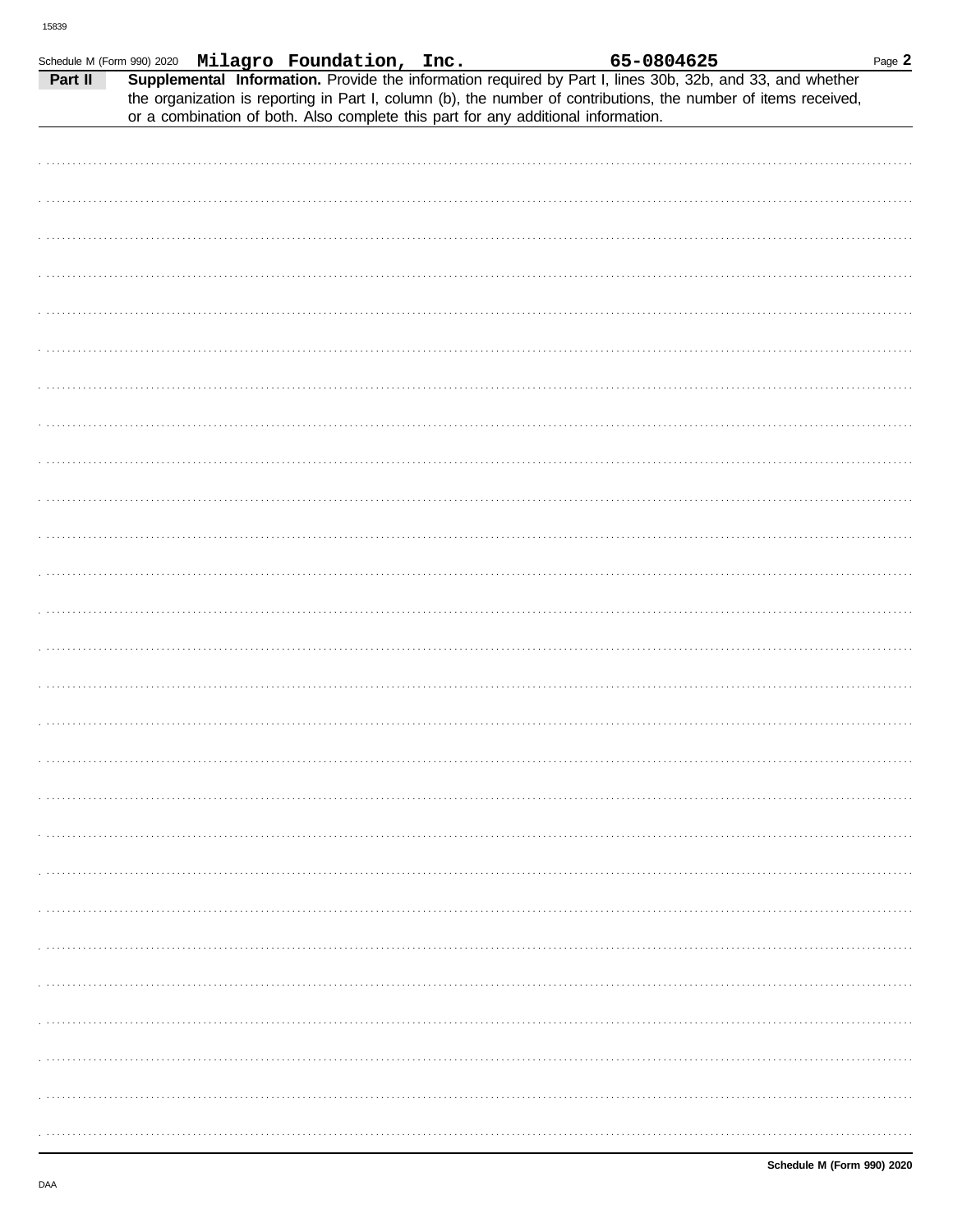Schedule M (Form 990) 2020 **Milagro Foundation, Inc.** **65-0804625**

**Part II** **Supplemental Information.** Provide the information required by Part I, lines 30b, 32b, and 33, and whether the organization is reporting in Part I, column (b), the number of contributions, the number of items received, or a combination of both. Also complete this part for any additional information.

**Schedule M (Form 990) 2020**

DAA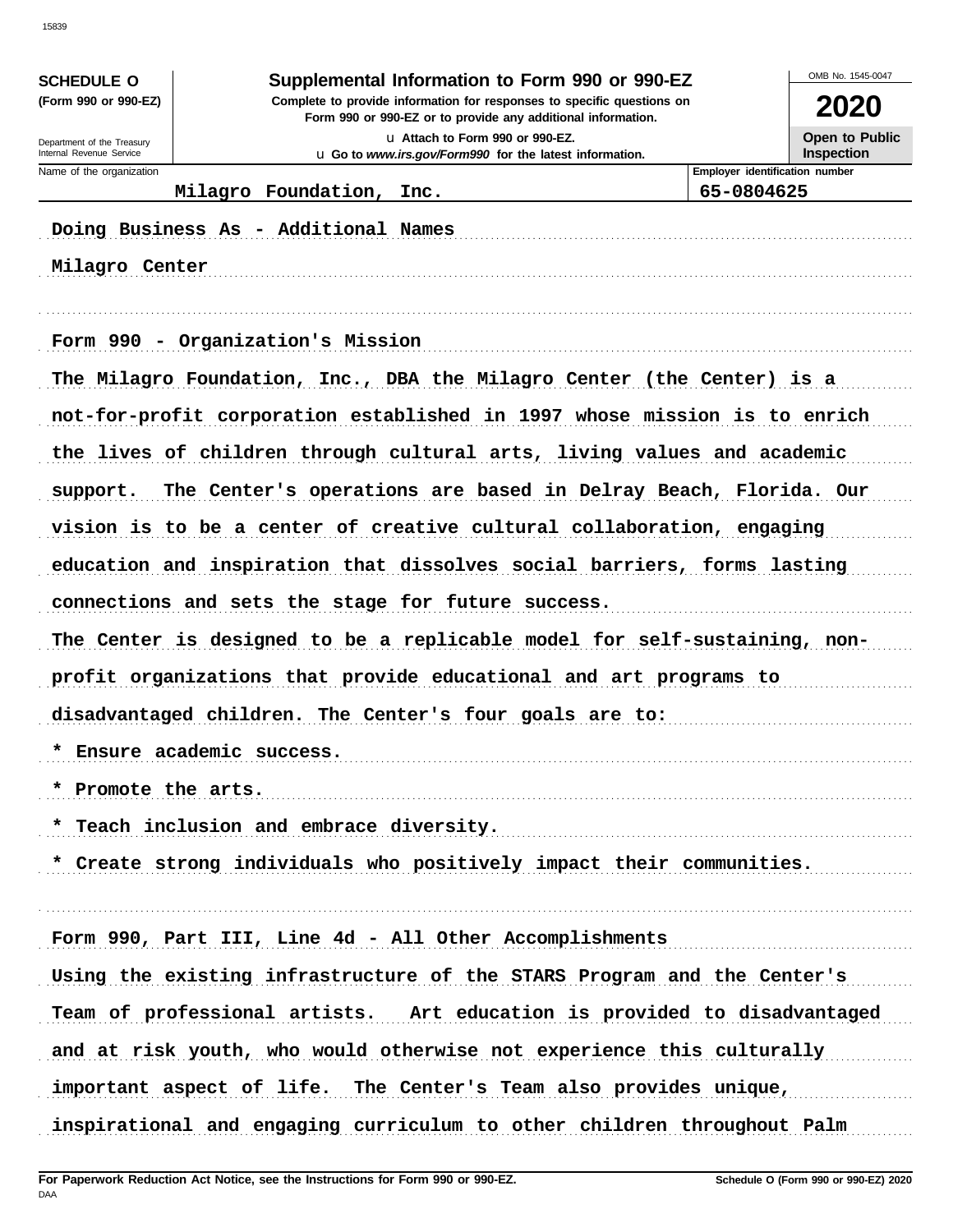**SCHEDULE O**
**(Form 990 or 990-EZ)**

Department of the Treasury
Internal Revenue Service

# Supplemental Information to Form 990 or 990-EZ

**Complete to provide information for responses to specific questions on Form 990 or 990-EZ or to provide any additional information.**

u Attach to Form 990 or 990-EZ.
u Go to *www.irs.gov/Form990* for the latest information.

OMB No. 1545-0047

**2020**

**Open to Public Inspection**

| Name of the organization | Employer identification number |
|---|---|
| Milagro Foundation, Inc. | 65-0804625 |

Doing Business As - Additional Names

Milagro Center

Form 990 - Organization's Mission

The Milagro Foundation, Inc., DBA the Milagro Center (the Center) is a not-for-profit corporation established in 1997 whose mission is to enrich the lives of children through cultural arts, living values and academic support. The Center's operations are based in Delray Beach, Florida. Our vision is to be a center of creative cultural collaboration, engaging education and inspiration that dissolves social barriers, forms lasting connections and sets the stage for future success.

The Center is designed to be a replicable model for self-sustaining, non-profit organizations that provide educational and art programs to disadvantaged children. The Center's four goals are to:

* Ensure academic success.
* Promote the arts.
* Teach inclusion and embrace diversity.
* Create strong individuals who positively impact their communities.

Form 990, Part III, Line 4d - All Other Accomplishments

Using the existing infrastructure of the STARS Program and the Center's Team of professional artists. Art education is provided to disadvantaged and at risk youth, who would otherwise not experience this culturally important aspect of life. The Center's Team also provides unique, inspirational and engaging curriculum to other children throughout Palm

**For Paperwork Reduction Act Notice, see the Instructions for Form 990 or 990-EZ.**
DAA

**Schedule O (Form 990 or 990-EZ) 2020**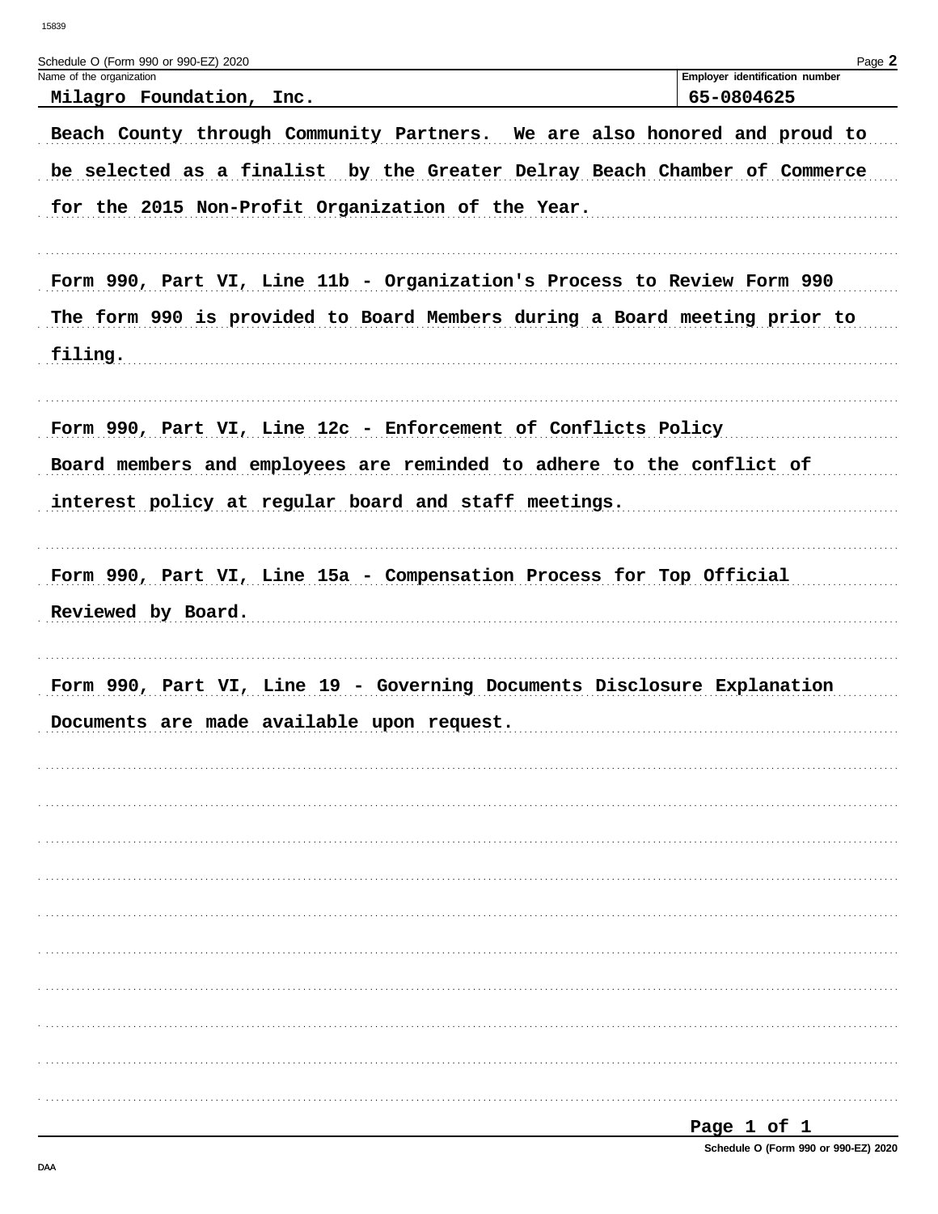Schedule O (Form 990 or 990-EZ) 2020

| Name of the organization | Employer identification number |
| --- | --- |
| Milagro Foundation, Inc. | 65-0804625 |

Beach County through Community Partners. We are also honored and proud to be selected as a finalist by the Greater Delray Beach Chamber of Commerce for the 2015 Non-Profit Organization of the Year.

Form 990, Part VI, Line 11b - Organization's Process to Review Form 990

The form 990 is provided to Board Members during a Board meeting prior to filing.

Form 990, Part VI, Line 12c - Enforcement of Conflicts Policy

Board members and employees are reminded to adhere to the conflict of interest policy at regular board and staff meetings.

Form 990, Part VI, Line 15a - Compensation Process for Top Official

Reviewed by Board.

Form 990, Part VI, Line 19 - Governing Documents Disclosure Explanation

Documents are made available upon request.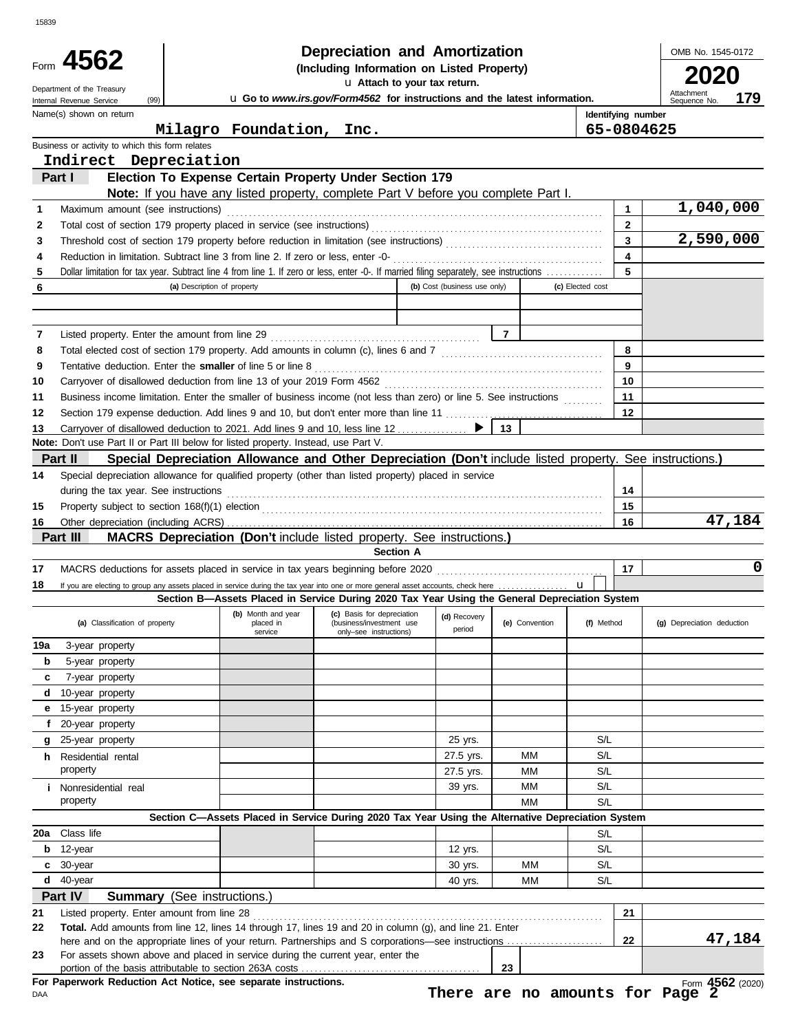15839

# Form 4562 — Depreciation and Amortization

**(Including Information on Listed Property)**

u Attach to your tax return.

u Go to *www.irs.gov/Form4562* for instructions and the latest information.

Department of the Treasury
Internal Revenue Service (99)

OMB No. 1545-0172

**2020**

Attachment Sequence No. **179**

Name(s) shown on return: **Milagro Foundation, Inc.**

Identifying number: **65-0804625**

Business or activity to which this form relates: **Indirect Depreciation**

## Part I — Election To Expense Certain Property Under Section 179

**Note:** If you have any listed property, complete Part V before you complete Part I.

| | | | |
|---|---|---|---|
| 1 | Maximum amount (see instructions) | 1 | 1,040,000 |
| 2 | Total cost of section 179 property placed in service (see instructions) | 2 | |
| 3 | Threshold cost of section 179 property before reduction in limitation (see instructions) | 3 | 2,590,000 |
| 4 | Reduction in limitation. Subtract line 3 from line 2. If zero or less, enter -0- | 4 | |
| 5 | Dollar limitation for tax year. Subtract line 4 from line 1. If zero or less, enter -0-. If married filing separately, see instructions | 5 | |

| 6 (a) Description of property | (b) Cost (business use only) | (c) Elected cost |
|---|---|---|
| | | |
| | | |

| | | | |
|---|---|---|---|
| 7 | Listed property. Enter the amount from line 29 | 7 | |
| 8 | Total elected cost of section 179 property. Add amounts in column (c), lines 6 and 7 | 8 | |
| 9 | Tentative deduction. Enter the **smaller** of line 5 or line 8 | 9 | |
| 10 | Carryover of disallowed deduction from line 13 of your 2019 Form 4562 | 10 | |
| 11 | Business income limitation. Enter the smaller of business income (not less than zero) or line 5. See instructions | 11 | |
| 12 | Section 179 expense deduction. Add lines 9 and 10, but don't enter more than line 11 | 12 | |
| 13 | Carryover of disallowed deduction to 2021. Add lines 9 and 10, less line 12 ▶ | 13 | |

**Note:** Don't use Part II or Part III below for listed property. Instead, use Part V.

## Part II — Special Depreciation Allowance and Other Depreciation (Don't include listed property. See instructions.)

| | | | |
|---|---|---|---|
| 14 | Special depreciation allowance for qualified property (other than listed property) placed in service during the tax year. See instructions | 14 | |
| 15 | Property subject to section 168(f)(1) election | 15 | |
| 16 | Other depreciation (including ACRS) | 16 | 47,184 |

## Part III — MACRS Depreciation (Don't include listed property. See instructions.)

**Section A**

| | | | |
|---|---|---|---|
| 17 | MACRS deductions for assets placed in service in tax years beginning before 2020 | 17 | 0 |
| 18 | If you are electing to group any assets placed in service during the tax year into one or more general asset accounts, check here u | | |

**Section B—Assets Placed in Service During 2020 Tax Year Using the General Depreciation System**

| (a) Classification of property | (b) Month and year placed in service | (c) Basis for depreciation (business/investment use only–see instructions) | (d) Recovery period | (e) Convention | (f) Method | (g) Depreciation deduction |
|---|---|---|---|---|---|---|
| 19a 3-year property | | | | | | |
| b 5-year property | | | | | | |
| c 7-year property | | | | | | |
| d 10-year property | | | | | | |
| e 15-year property | | | | | | |
| f 20-year property | | | | | | |
| g 25-year property | | | 25 yrs. | | S/L | |
| h Residential rental property | | | 27.5 yrs. | MM | S/L | |
| | | | 27.5 yrs. | MM | S/L | |
| i Nonresidential real property | | | 39 yrs. | MM | S/L | |
| | | | | MM | S/L | |

**Section C—Assets Placed in Service During 2020 Tax Year Using the Alternative Depreciation System**

| (a) Classification of property | (b) | (c) | (d) | (e) | (f) | (g) |
|---|---|---|---|---|---|---|
| 20a Class life | | | | | S/L | |
| b 12-year | | | 12 yrs. | | S/L | |
| c 30-year | | | 30 yrs. | MM | S/L | |
| d 40-year | | | 40 yrs. | MM | S/L | |

## Part IV — Summary (See instructions.)

| | | | |
|---|---|---|---|
| 21 | Listed property. Enter amount from line 28 | 21 | |
| 22 | **Total.** Add amounts from line 12, lines 14 through 17, lines 19 and 20 in column (g), and line 21. Enter here and on the appropriate lines of your return. Partnerships and S corporations—see instructions | 22 | 47,184 |
| 23 | For assets shown above and placed in service during the current year, enter the portion of the basis attributable to section 263A costs | 23 | |

**For Paperwork Reduction Act Notice, see separate instructions.**

DAA

**There are no amounts for Page 2**

Form **4562** (2020)